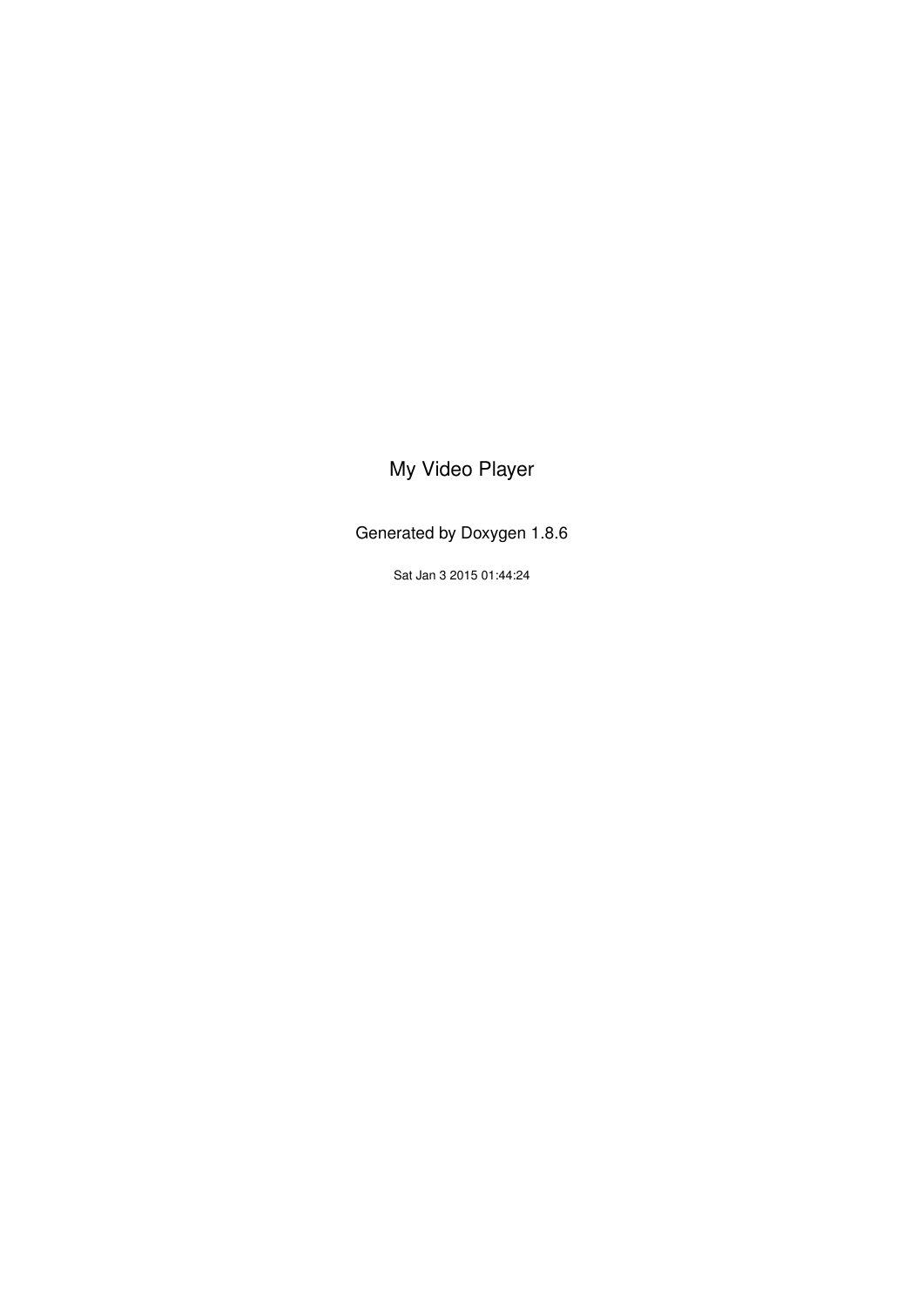# My Video Player

Generated by Doxygen 1.8.6

Sat Jan 3 2015 01:44:24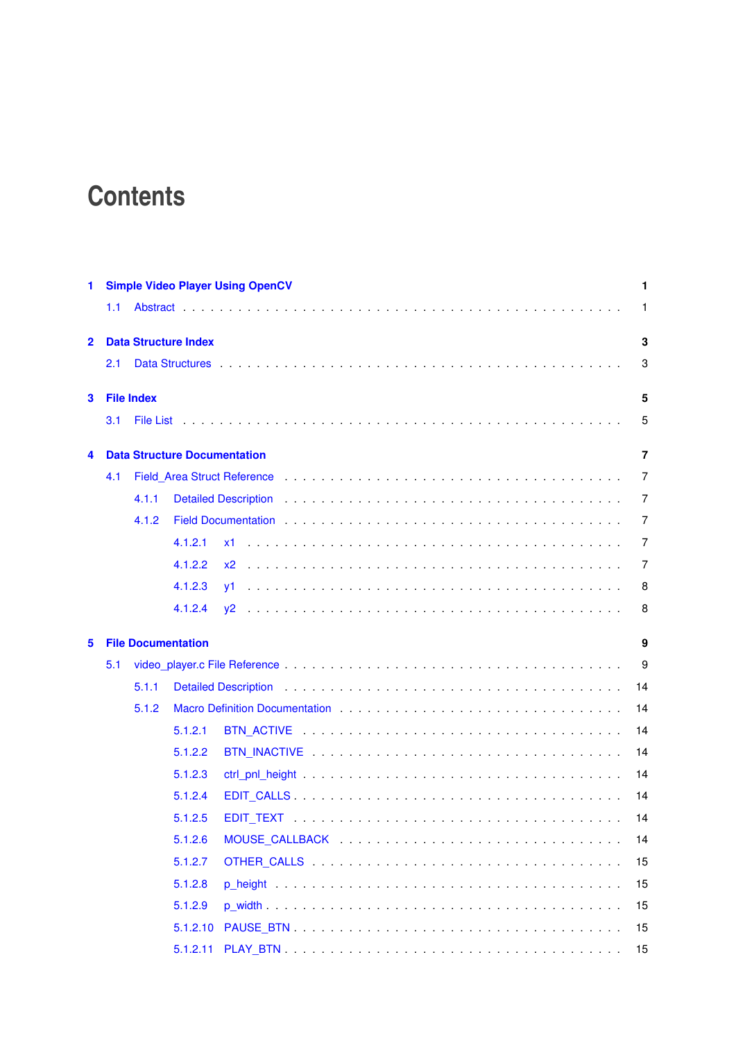# Contents

**1 Simple Video Player Using OpenCV** **1**

1.1 Abstract . . . . . . . . . . . . . . . . . . . . . . . . . . . . . . . . . . . . . . . . . 1

**2 Data Structure Index** **3**

2.1 Data Structures . . . . . . . . . . . . . . . . . . . . . . . . . . . . . . . . . . . . . . 3

**3 File Index** **5**

3.1 File List . . . . . . . . . . . . . . . . . . . . . . . . . . . . . . . . . . . . . . . . . 5

**4 Data Structure Documentation** **7**

4.1 Field_Area Struct Reference . . . . . . . . . . . . . . . . . . . . . . . . . . . . . . . 7

4.1.1 Detailed Description . . . . . . . . . . . . . . . . . . . . . . . . . . . . . . . 7

4.1.2 Field Documentation . . . . . . . . . . . . . . . . . . . . . . . . . . . . . . . 7

4.1.2.1 x1 . . . . . . . . . . . . . . . . . . . . . . . . . . . . . . . . . . . . 7

4.1.2.2 x2 . . . . . . . . . . . . . . . . . . . . . . . . . . . . . . . . . . . . 7

4.1.2.3 y1 . . . . . . . . . . . . . . . . . . . . . . . . . . . . . . . . . . . . 8

4.1.2.4 y2 . . . . . . . . . . . . . . . . . . . . . . . . . . . . . . . . . . . . 8

**5 File Documentation** **9**

5.1 video_player.c File Reference . . . . . . . . . . . . . . . . . . . . . . . . . . . . . . . 9

5.1.1 Detailed Description . . . . . . . . . . . . . . . . . . . . . . . . . . . . . . . 14

5.1.2 Macro Definition Documentation . . . . . . . . . . . . . . . . . . . . . . . . . 14

5.1.2.1 BTN_ACTIVE . . . . . . . . . . . . . . . . . . . . . . . . . . . . . . 14

5.1.2.2 BTN_INACTIVE . . . . . . . . . . . . . . . . . . . . . . . . . . . . . 14

5.1.2.3 ctrl_pnl_height . . . . . . . . . . . . . . . . . . . . . . . . . . . . . . 14

5.1.2.4 EDIT_CALLS . . . . . . . . . . . . . . . . . . . . . . . . . . . . . . . 14

5.1.2.5 EDIT_TEXT . . . . . . . . . . . . . . . . . . . . . . . . . . . . . . . 14

5.1.2.6 MOUSE_CALLBACK . . . . . . . . . . . . . . . . . . . . . . . . . . . 14

5.1.2.7 OTHER_CALLS . . . . . . . . . . . . . . . . . . . . . . . . . . . . . 15

5.1.2.8 p_height . . . . . . . . . . . . . . . . . . . . . . . . . . . . . . . . . 15

5.1.2.9 p_width . . . . . . . . . . . . . . . . . . . . . . . . . . . . . . . . . 15

5.1.2.10 PAUSE_BTN . . . . . . . . . . . . . . . . . . . . . . . . . . . . . . . 15

5.1.2.11 PLAY_BTN . . . . . . . . . . . . . . . . . . . . . . . . . . . . . . . . 15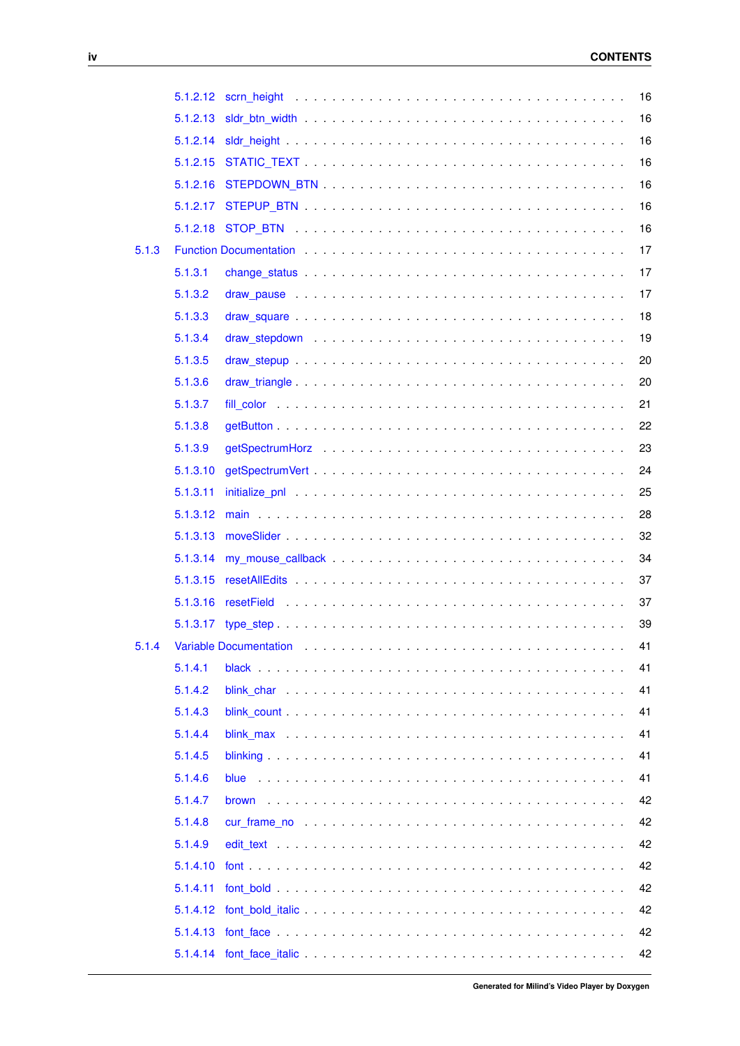5.1.2.12 scrn_height . . . . . . . . . . . . . . . . . . . . . . . . . . . . . . . . . . 16
5.1.2.13 sldr_btn_width . . . . . . . . . . . . . . . . . . . . . . . . . . . . . . . . 16
5.1.2.14 sldr_height . . . . . . . . . . . . . . . . . . . . . . . . . . . . . . . . . . 16
5.1.2.15 STATIC_TEXT . . . . . . . . . . . . . . . . . . . . . . . . . . . . . . . . . 16
5.1.2.16 STEPDOWN_BTN . . . . . . . . . . . . . . . . . . . . . . . . . . . . . . . 16
5.1.2.17 STEPUP_BTN . . . . . . . . . . . . . . . . . . . . . . . . . . . . . . . . . 16
5.1.2.18 STOP_BTN . . . . . . . . . . . . . . . . . . . . . . . . . . . . . . . . . . 16

5.1.3 Function Documentation . . . . . . . . . . . . . . . . . . . . . . . . . . . . . . 17
5.1.3.1 change_status . . . . . . . . . . . . . . . . . . . . . . . . . . . . . . . . . 17
5.1.3.2 draw_pause . . . . . . . . . . . . . . . . . . . . . . . . . . . . . . . . . . 17
5.1.3.3 draw_square . . . . . . . . . . . . . . . . . . . . . . . . . . . . . . . . . . 18
5.1.3.4 draw_stepdown . . . . . . . . . . . . . . . . . . . . . . . . . . . . . . . . 19
5.1.3.5 draw_stepup . . . . . . . . . . . . . . . . . . . . . . . . . . . . . . . . . . 20
5.1.3.6 draw_triangle . . . . . . . . . . . . . . . . . . . . . . . . . . . . . . . . . 20
5.1.3.7 fill_color . . . . . . . . . . . . . . . . . . . . . . . . . . . . . . . . . . . 21
5.1.3.8 getButton . . . . . . . . . . . . . . . . . . . . . . . . . . . . . . . . . . . 22
5.1.3.9 getSpectrumHorz . . . . . . . . . . . . . . . . . . . . . . . . . . . . . . . 23
5.1.3.10 getSpectrumVert . . . . . . . . . . . . . . . . . . . . . . . . . . . . . . . 24
5.1.3.11 initialize_pnl . . . . . . . . . . . . . . . . . . . . . . . . . . . . . . . . . 25
5.1.3.12 main . . . . . . . . . . . . . . . . . . . . . . . . . . . . . . . . . . . . . . 28
5.1.3.13 moveSlider . . . . . . . . . . . . . . . . . . . . . . . . . . . . . . . . . . 32
5.1.3.14 my_mouse_callback . . . . . . . . . . . . . . . . . . . . . . . . . . . . . 34
5.1.3.15 resetAllEdits . . . . . . . . . . . . . . . . . . . . . . . . . . . . . . . . . 37
5.1.3.16 resetField . . . . . . . . . . . . . . . . . . . . . . . . . . . . . . . . . . . 37
5.1.3.17 type_step . . . . . . . . . . . . . . . . . . . . . . . . . . . . . . . . . . . 39

5.1.4 Variable Documentation . . . . . . . . . . . . . . . . . . . . . . . . . . . . . . 41
5.1.4.1 black . . . . . . . . . . . . . . . . . . . . . . . . . . . . . . . . . . . . . 41
5.1.4.2 blink_char . . . . . . . . . . . . . . . . . . . . . . . . . . . . . . . . . . . 41
5.1.4.3 blink_count . . . . . . . . . . . . . . . . . . . . . . . . . . . . . . . . . . 41
5.1.4.4 blink_max . . . . . . . . . . . . . . . . . . . . . . . . . . . . . . . . . . . 41
5.1.4.5 blinking . . . . . . . . . . . . . . . . . . . . . . . . . . . . . . . . . . . . 41
5.1.4.6 blue . . . . . . . . . . . . . . . . . . . . . . . . . . . . . . . . . . . . . . 41
5.1.4.7 brown . . . . . . . . . . . . . . . . . . . . . . . . . . . . . . . . . . . . . 42
5.1.4.8 cur_frame_no . . . . . . . . . . . . . . . . . . . . . . . . . . . . . . . . . 42
5.1.4.9 edit_text . . . . . . . . . . . . . . . . . . . . . . . . . . . . . . . . . . . . 42
5.1.4.10 font . . . . . . . . . . . . . . . . . . . . . . . . . . . . . . . . . . . . . . 42
5.1.4.11 font_bold . . . . . . . . . . . . . . . . . . . . . . . . . . . . . . . . . . . 42
5.1.4.12 font_bold_italic . . . . . . . . . . . . . . . . . . . . . . . . . . . . . . . . 42
5.1.4.13 font_face . . . . . . . . . . . . . . . . . . . . . . . . . . . . . . . . . . . 42
5.1.4.14 font_face_italic . . . . . . . . . . . . . . . . . . . . . . . . . . . . . . . . 42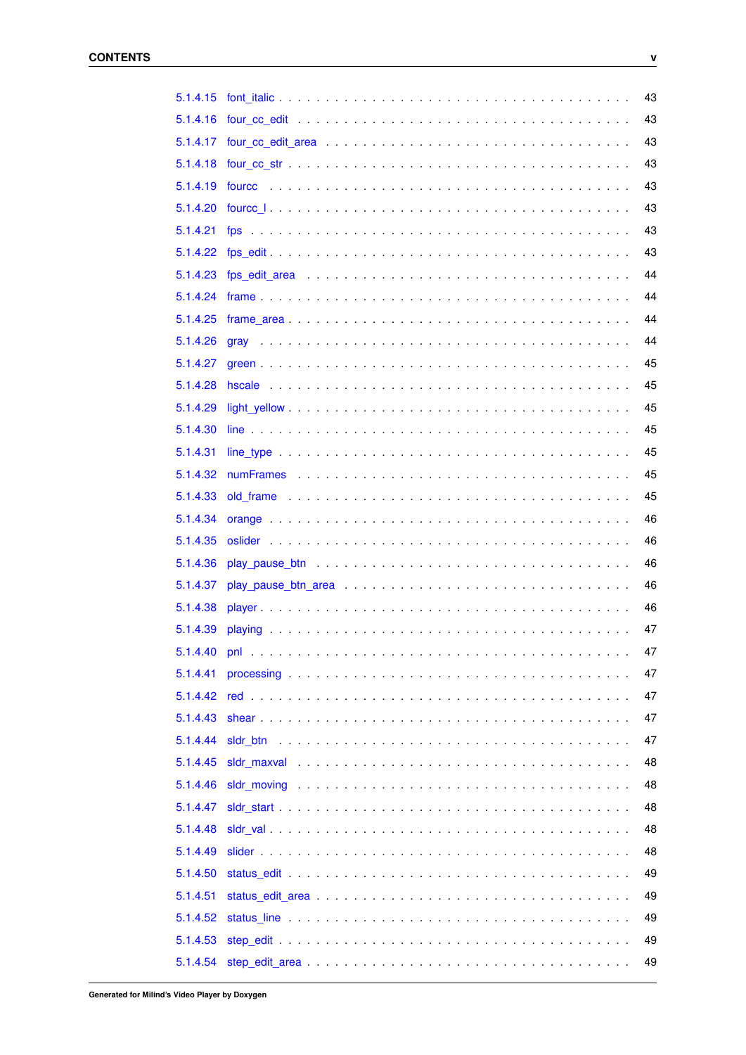5.1.4.15 font_italic . . . . . . . . . . . . . . . . . . . . . . . . . . . . . . . . . 43
5.1.4.16 four_cc_edit . . . . . . . . . . . . . . . . . . . . . . . . . . . . . . . . 43
5.1.4.17 four_cc_edit_area . . . . . . . . . . . . . . . . . . . . . . . . . . . . . 43
5.1.4.18 four_cc_str . . . . . . . . . . . . . . . . . . . . . . . . . . . . . . . . . 43
5.1.4.19 fourcc . . . . . . . . . . . . . . . . . . . . . . . . . . . . . . . . . . . . 43
5.1.4.20 fourcc_l . . . . . . . . . . . . . . . . . . . . . . . . . . . . . . . . . . . 43
5.1.4.21 fps . . . . . . . . . . . . . . . . . . . . . . . . . . . . . . . . . . . . . . 43
5.1.4.22 fps_edit . . . . . . . . . . . . . . . . . . . . . . . . . . . . . . . . . . . 43
5.1.4.23 fps_edit_area . . . . . . . . . . . . . . . . . . . . . . . . . . . . . . . . 44
5.1.4.24 frame . . . . . . . . . . . . . . . . . . . . . . . . . . . . . . . . . . . . 44
5.1.4.25 frame_area . . . . . . . . . . . . . . . . . . . . . . . . . . . . . . . . . 44
5.1.4.26 gray . . . . . . . . . . . . . . . . . . . . . . . . . . . . . . . . . . . . . 44
5.1.4.27 green . . . . . . . . . . . . . . . . . . . . . . . . . . . . . . . . . . . . 45
5.1.4.28 hscale . . . . . . . . . . . . . . . . . . . . . . . . . . . . . . . . . . . . 45
5.1.4.29 light_yellow . . . . . . . . . . . . . . . . . . . . . . . . . . . . . . . . . 45
5.1.4.30 line . . . . . . . . . . . . . . . . . . . . . . . . . . . . . . . . . . . . . . 45
5.1.4.31 line_type . . . . . . . . . . . . . . . . . . . . . . . . . . . . . . . . . . . 45
5.1.4.32 numFrames . . . . . . . . . . . . . . . . . . . . . . . . . . . . . . . . . 45
5.1.4.33 old_frame . . . . . . . . . . . . . . . . . . . . . . . . . . . . . . . . . . 45
5.1.4.34 orange . . . . . . . . . . . . . . . . . . . . . . . . . . . . . . . . . . . . 46
5.1.4.35 oslider . . . . . . . . . . . . . . . . . . . . . . . . . . . . . . . . . . . . 46
5.1.4.36 play_pause_btn . . . . . . . . . . . . . . . . . . . . . . . . . . . . . . . 46
5.1.4.37 play_pause_btn_area . . . . . . . . . . . . . . . . . . . . . . . . . . . . 46
5.1.4.38 player . . . . . . . . . . . . . . . . . . . . . . . . . . . . . . . . . . . . 46
5.1.4.39 playing . . . . . . . . . . . . . . . . . . . . . . . . . . . . . . . . . . . . 47
5.1.4.40 pnl . . . . . . . . . . . . . . . . . . . . . . . . . . . . . . . . . . . . . . 47
5.1.4.41 processing . . . . . . . . . . . . . . . . . . . . . . . . . . . . . . . . . . 47
5.1.4.42 red . . . . . . . . . . . . . . . . . . . . . . . . . . . . . . . . . . . . . . 47
5.1.4.43 shear . . . . . . . . . . . . . . . . . . . . . . . . . . . . . . . . . . . . . 47
5.1.4.44 sldr_btn . . . . . . . . . . . . . . . . . . . . . . . . . . . . . . . . . . . 47
5.1.4.45 sldr_maxval . . . . . . . . . . . . . . . . . . . . . . . . . . . . . . . . . 48
5.1.4.46 sldr_moving . . . . . . . . . . . . . . . . . . . . . . . . . . . . . . . . . 48
5.1.4.47 sldr_start . . . . . . . . . . . . . . . . . . . . . . . . . . . . . . . . . . . 48
5.1.4.48 sldr_val . . . . . . . . . . . . . . . . . . . . . . . . . . . . . . . . . . . . 48
5.1.4.49 slider . . . . . . . . . . . . . . . . . . . . . . . . . . . . . . . . . . . . . 48
5.1.4.50 status_edit . . . . . . . . . . . . . . . . . . . . . . . . . . . . . . . . . . 49
5.1.4.51 status_edit_area . . . . . . . . . . . . . . . . . . . . . . . . . . . . . . . 49
5.1.4.52 status_line . . . . . . . . . . . . . . . . . . . . . . . . . . . . . . . . . . 49
5.1.4.53 step_edit . . . . . . . . . . . . . . . . . . . . . . . . . . . . . . . . . . . 49
5.1.4.54 step_edit_area . . . . . . . . . . . . . . . . . . . . . . . . . . . . . . . . 49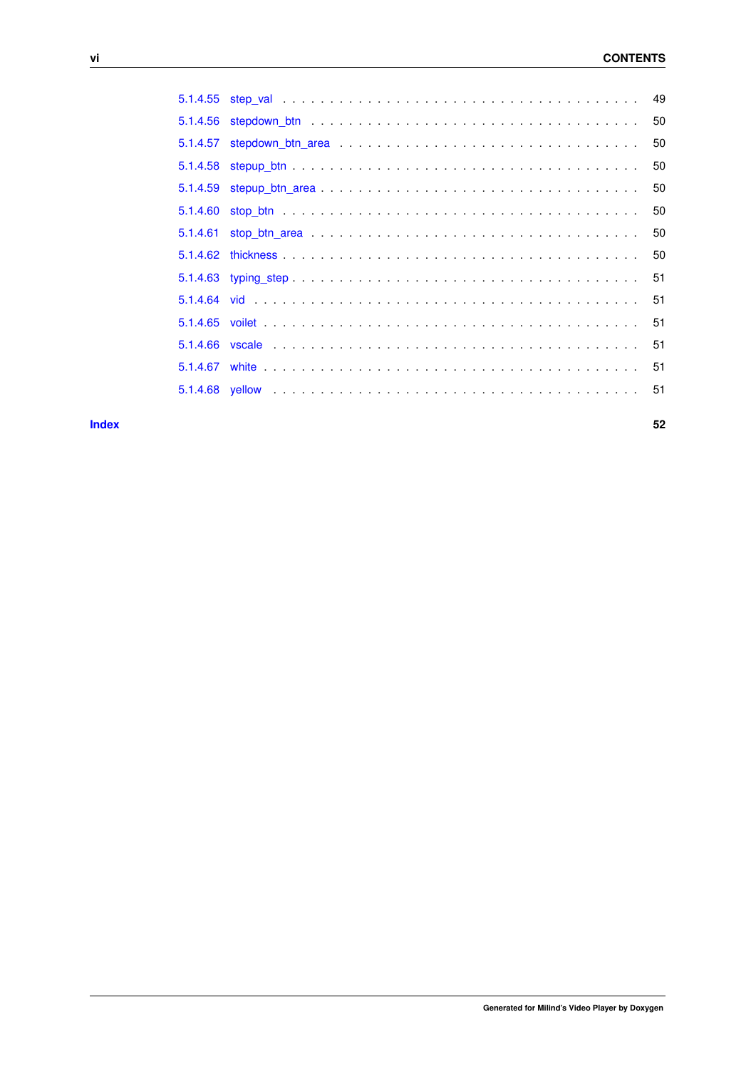5.1.4.55 step_val . . . . . . . . . . . . . . . . . . . . . . . . . . . . . . . . . . . . . 49
5.1.4.56 stepdown_btn . . . . . . . . . . . . . . . . . . . . . . . . . . . . . . . . . . 50
5.1.4.57 stepdown_btn_area . . . . . . . . . . . . . . . . . . . . . . . . . . . . . . . 50
5.1.4.58 stepup_btn . . . . . . . . . . . . . . . . . . . . . . . . . . . . . . . . . . . . 50
5.1.4.59 stepup_btn_area . . . . . . . . . . . . . . . . . . . . . . . . . . . . . . . . . 50
5.1.4.60 stop_btn . . . . . . . . . . . . . . . . . . . . . . . . . . . . . . . . . . . . . 50
5.1.4.61 stop_btn_area . . . . . . . . . . . . . . . . . . . . . . . . . . . . . . . . . . 50
5.1.4.62 thickness . . . . . . . . . . . . . . . . . . . . . . . . . . . . . . . . . . . . . 50
5.1.4.63 typing_step . . . . . . . . . . . . . . . . . . . . . . . . . . . . . . . . . . . . 51
5.1.4.64 vid . . . . . . . . . . . . . . . . . . . . . . . . . . . . . . . . . . . . . . . . 51
5.1.4.65 voilet . . . . . . . . . . . . . . . . . . . . . . . . . . . . . . . . . . . . . . . 51
5.1.4.66 vscale . . . . . . . . . . . . . . . . . . . . . . . . . . . . . . . . . . . . . . . 51
5.1.4.67 white . . . . . . . . . . . . . . . . . . . . . . . . . . . . . . . . . . . . . . . 51
5.1.4.68 yellow . . . . . . . . . . . . . . . . . . . . . . . . . . . . . . . . . . . . . . . 51

**Index** **52**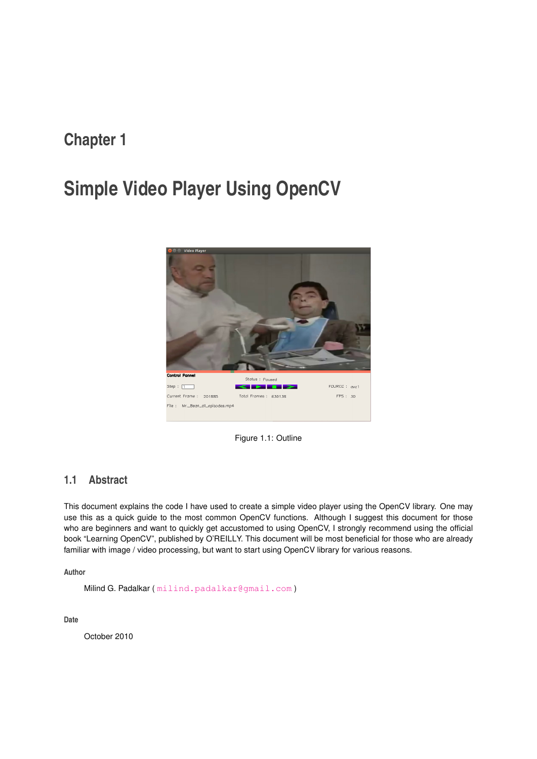# Chapter 1

# Simple Video Player Using OpenCV

Figure 1.1: Outline

## 1.1 Abstract

This document explains the code I have used to create a simple video player using the OpenCV library. One may use this as a quick guide to the most common OpenCV functions. Although I suggest this document for those who are beginners and want to quickly get accustomed to using OpenCV, I strongly recommend using the official book "Learning OpenCV", published by O'REILLY. This document will be most beneficial for those who are already familiar with image / video processing, but want to start using OpenCV library for various reasons.

#### Author

Milind G. Padalkar ( milind.padalkar@gmail.com )

#### Date

October 2010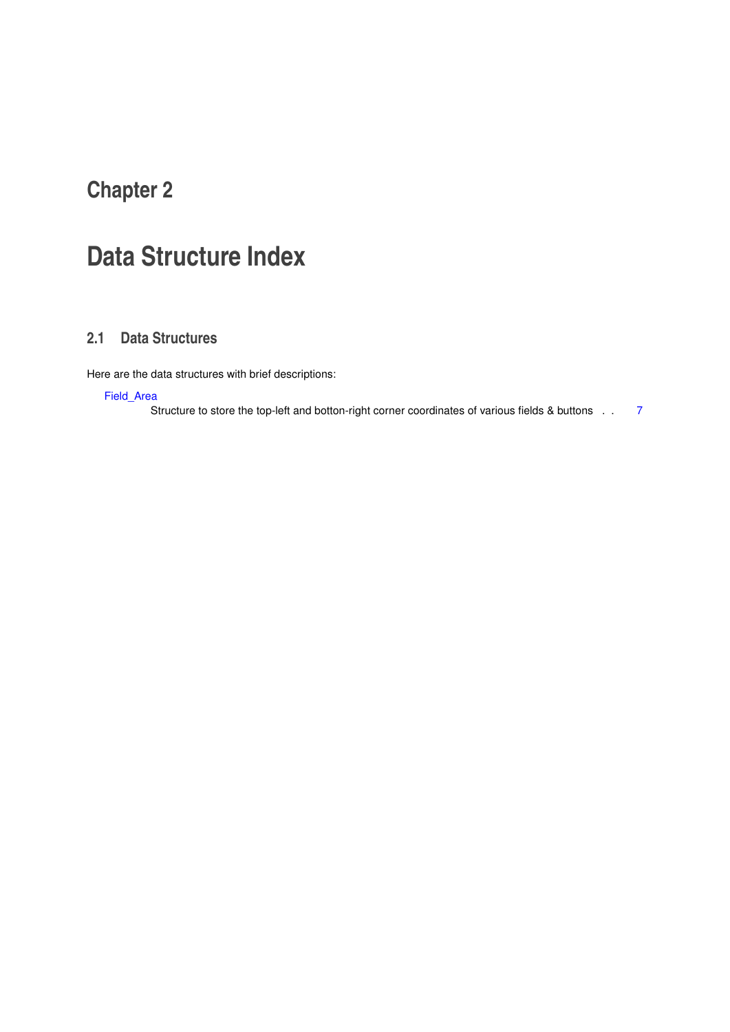# Chapter 2

# Data Structure Index

## 2.1 Data Structures

Here are the data structures with brief descriptions:

Field_Area
Structure to store the top-left and botton-right corner coordinates of various fields & buttons . . 7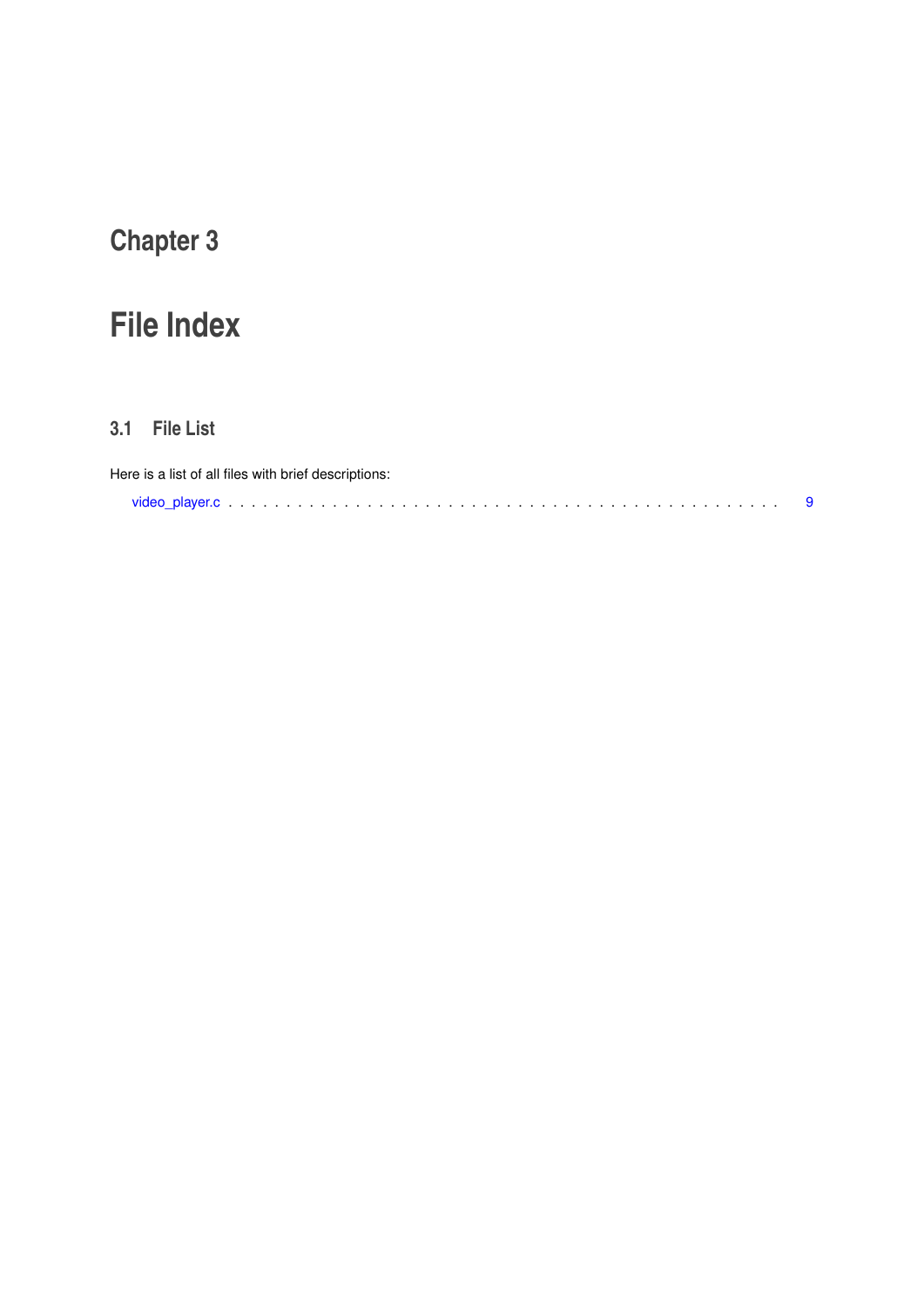# Chapter 3

# File Index

## 3.1 File List

Here is a list of all files with brief descriptions:

video_player.c . . . . . . . . . . . . . . . . . . . . . . . . . . . . . . . . . . . . . . . . . . . . . . . . 9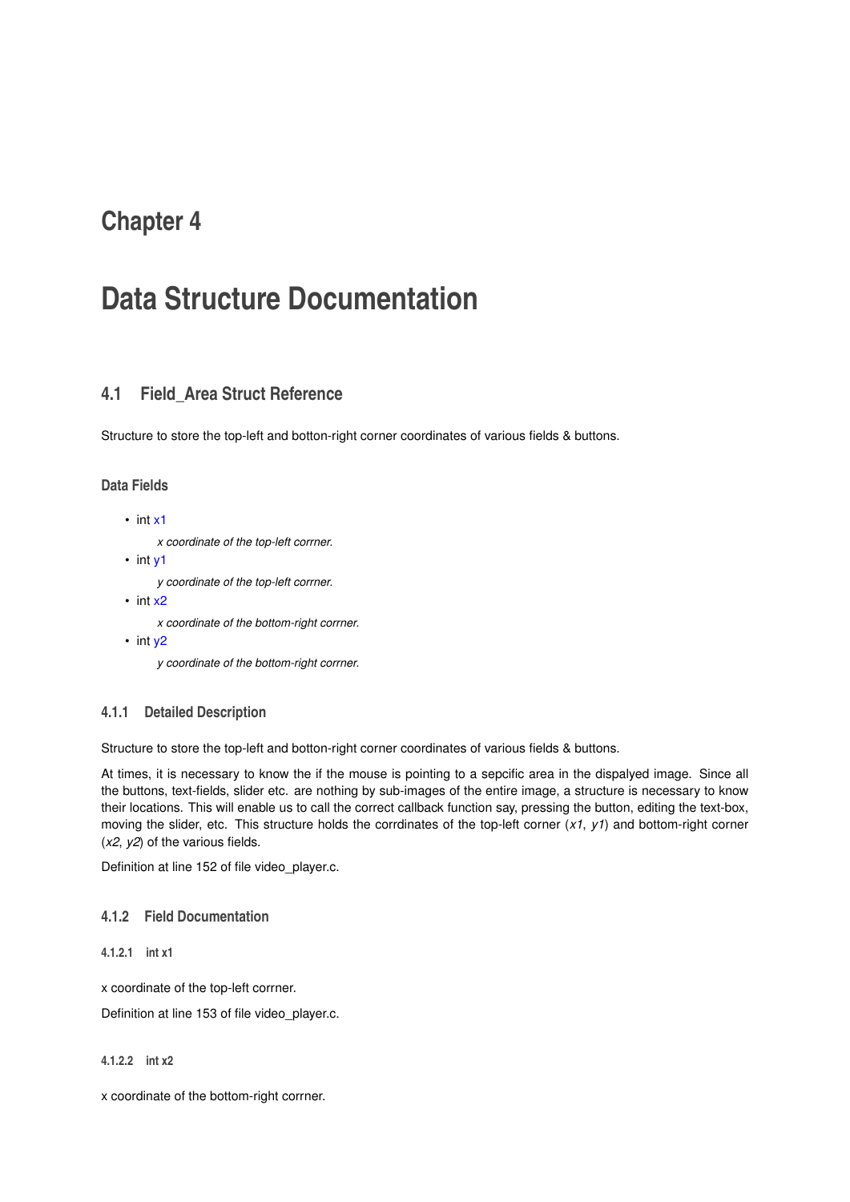# Chapter 4

# Data Structure Documentation

## 4.1 Field_Area Struct Reference

Structure to store the top-left and botton-right corner coordinates of various fields & buttons.

### Data Fields

- int x1

  *x coordinate of the top-left corrner.*
- int y1

  *y coordinate of the top-left corrner.*
- int x2

  *x coordinate of the bottom-right corrner.*
- int y2

  *y coordinate of the bottom-right corrner.*

### 4.1.1 Detailed Description

Structure to store the top-left and botton-right corner coordinates of various fields & buttons.

At times, it is necessary to know the if the mouse is pointing to a sepcific area in the dispalyed image. Since all the buttons, text-fields, slider etc. are nothing by sub-images of the entire image, a structure is necessary to know their locations. This will enable us to call the correct callback function say, pressing the button, editing the text-box, moving the slider, etc. This structure holds the corrdinates of the top-left corner (*x1*, *y1*) and bottom-right corner (*x2*, *y2*) of the various fields.

Definition at line 152 of file video_player.c.

### 4.1.2 Field Documentation

#### 4.1.2.1 int x1

x coordinate of the top-left corrner.

Definition at line 153 of file video_player.c.

#### 4.1.2.2 int x2

x coordinate of the bottom-right corrner.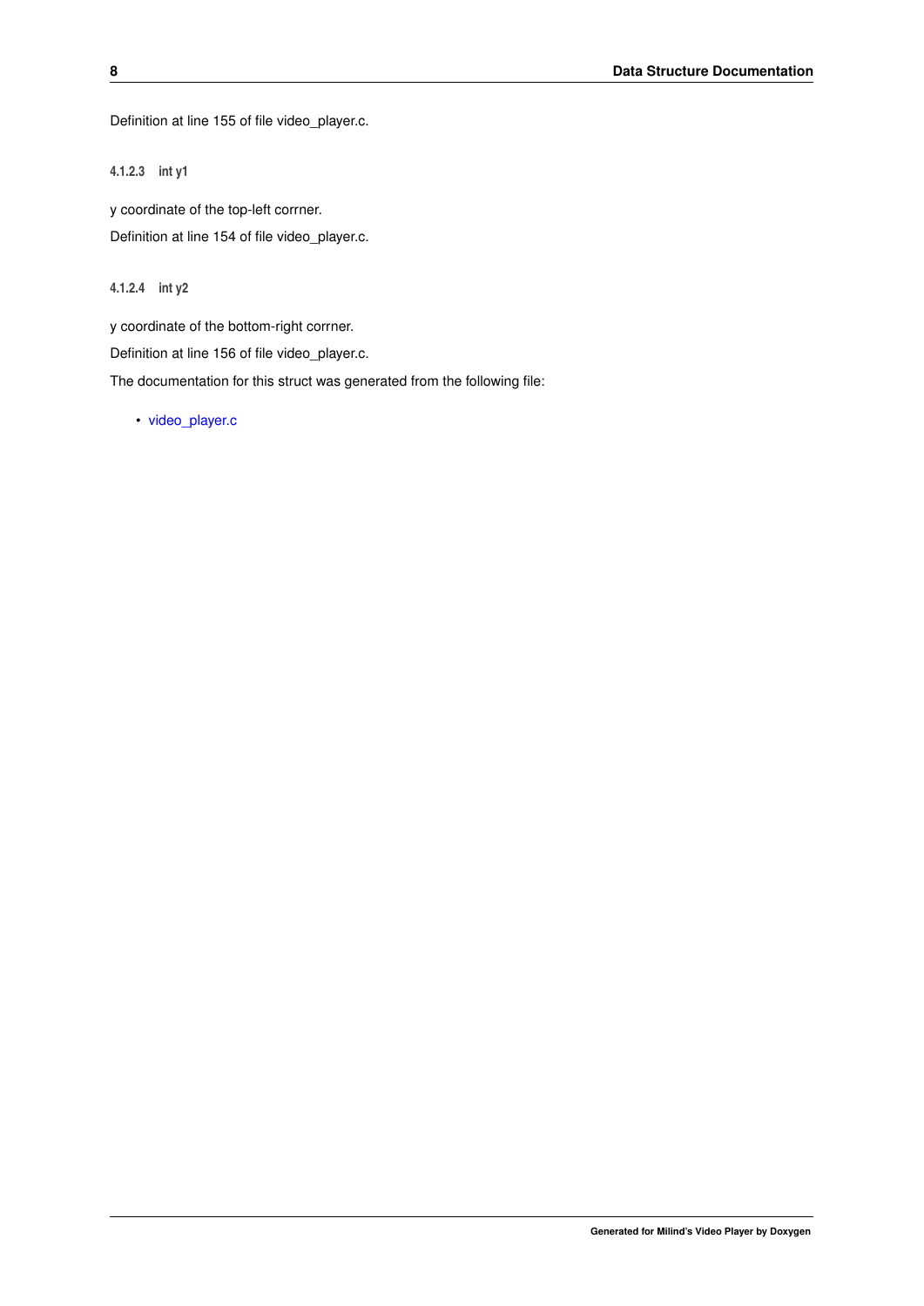Definition at line 155 of file video_player.c.

#### 4.1.2.3 int y1

y coordinate of the top-left corrner.

Definition at line 154 of file video_player.c.

#### 4.1.2.4 int y2

y coordinate of the bottom-right corrner.

Definition at line 156 of file video_player.c.

The documentation for this struct was generated from the following file:

- video_player.c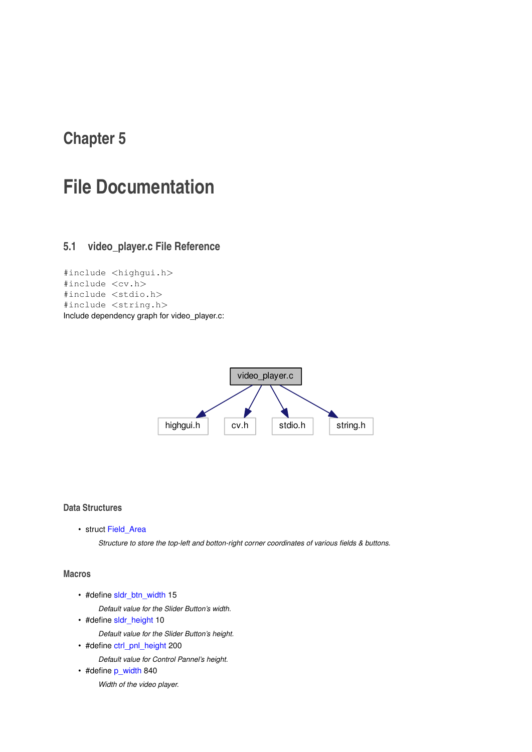# Chapter 5

# File Documentation

## 5.1 video_player.c File Reference

```
#include <highgui.h>
#include <cv.h>
#include <stdio.h>
#include <string.h>
```

Include dependency graph for video_player.c:

### Data Structures

- struct Field_Area

  *Structure to store the top-left and botton-right corner coordinates of various fields & buttons.*

### Macros

- #define sldr_btn_width 15

  *Default value for the Slider Button's width.*
- #define sldr_height 10

  *Default value for the Slider Button's height.*
- #define ctrl_pnl_height 200

  *Default value for Control Pannel's height.*
- #define p_width 840

  *Width of the video player.*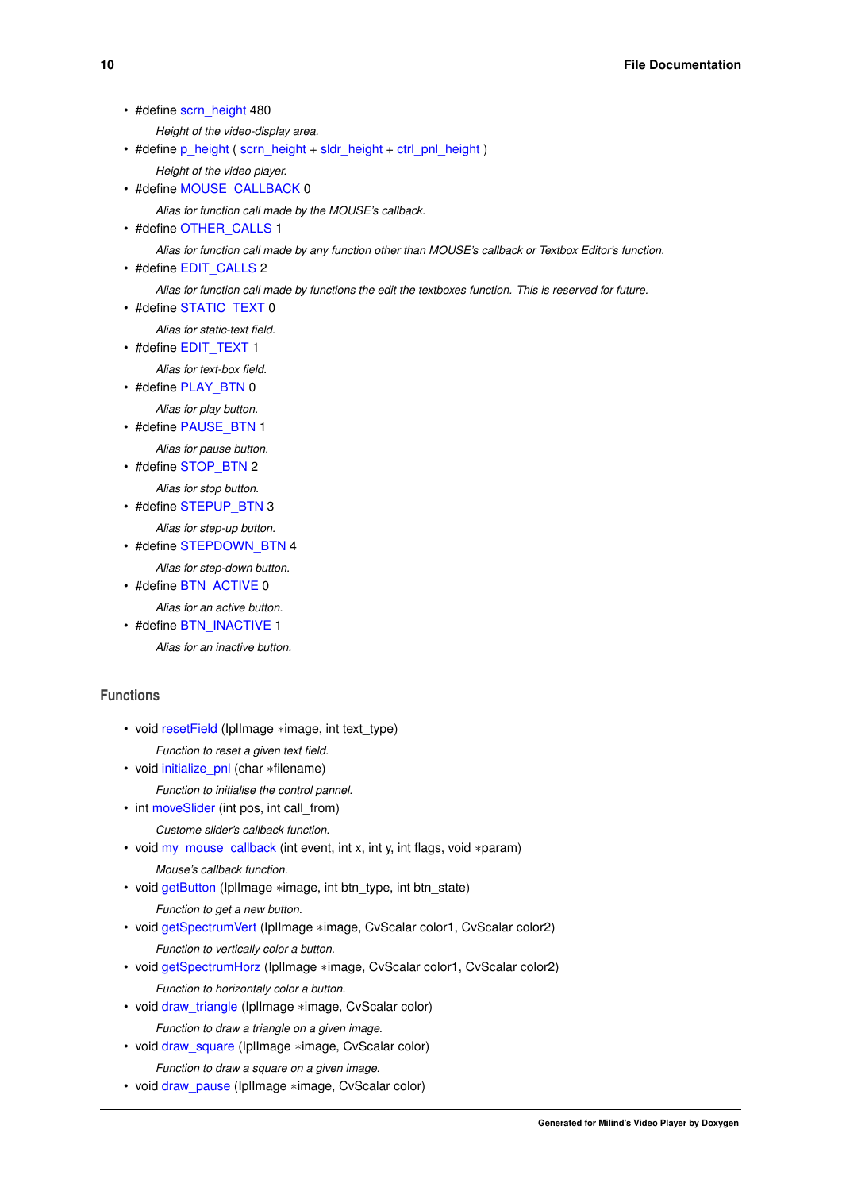- #define scrn_height 480

  *Height of the video-display area.*
- #define p_height ( scrn_height + sldr_height + ctrl_pnl_height )

  *Height of the video player.*
- #define MOUSE_CALLBACK 0

  *Alias for function call made by the MOUSE's callback.*
- #define OTHER_CALLS 1

  *Alias for function call made by any function other than MOUSE's callback or Textbox Editor's function.*
- #define EDIT_CALLS 2

  *Alias for function call made by functions the edit the textboxes function. This is reserved for future.*
- #define STATIC_TEXT 0

  *Alias for static-text field.*
- #define EDIT_TEXT 1

  *Alias for text-box field.*
- #define PLAY_BTN 0

  *Alias for play button.*
- #define PAUSE_BTN 1

  *Alias for pause button.*
- #define STOP_BTN 2

  *Alias for stop button.*
- #define STEPUP_BTN 3

  *Alias for step-up button.*
- #define STEPDOWN_BTN 4

  *Alias for step-down button.*
- #define BTN_ACTIVE 0

  *Alias for an active button.*
- #define BTN_INACTIVE 1

  *Alias for an inactive button.*

## Functions

- void resetField (IplImage *image, int text_type)

  *Function to reset a given text field.*
- void initialize_pnl (char *filename)

  *Function to initialise the control pannel.*
- int moveSlider (int pos, int call_from)

  *Custome slider's callback function.*
- void my_mouse_callback (int event, int x, int y, int flags, void *param)

  *Mouse's callback function.*
- void getButton (IplImage *image, int btn_type, int btn_state)

  *Function to get a new button.*
- void getSpectrumVert (IplImage *image, CvScalar color1, CvScalar color2)

  *Function to vertically color a button.*
- void getSpectrumHorz (IplImage *image, CvScalar color1, CvScalar color2)

  *Function to horizontaly color a button.*
- void draw_triangle (IplImage *image, CvScalar color)

  *Function to draw a triangle on a given image.*
- void draw_square (IplImage *image, CvScalar color)

  *Function to draw a square on a given image.*
- void draw_pause (IplImage *image, CvScalar color)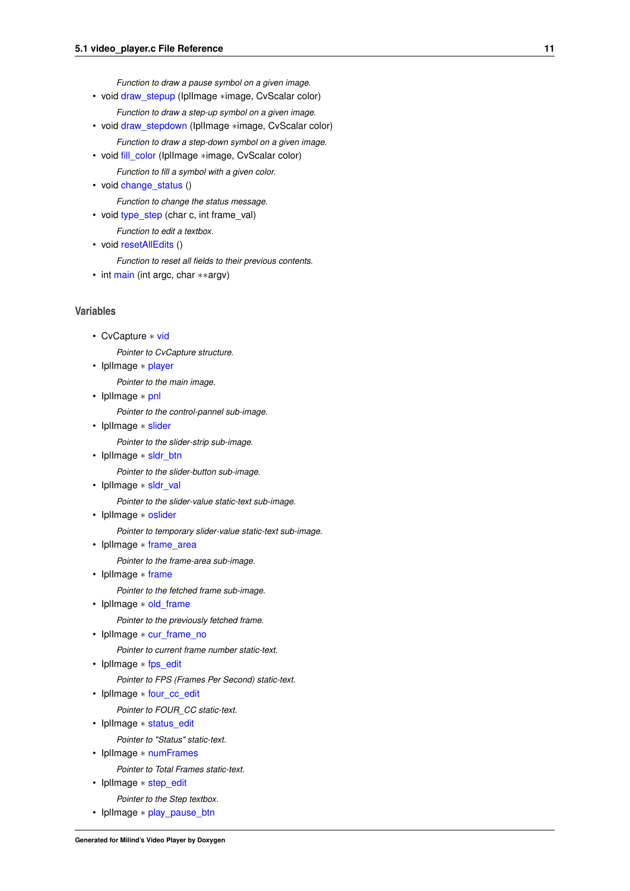*Function to draw a pause symbol on a given image.*

- void draw_stepup (IplImage *image, CvScalar color)

  *Function to draw a step-up symbol on a given image.*
- void draw_stepdown (IplImage *image, CvScalar color)

  *Function to draw a step-down symbol on a given image.*
- void fill_color (IplImage *image, CvScalar color)

  *Function to fill a symbol with a given color.*
- void change_status ()

  *Function to change the status message.*
- void type_step (char c, int frame_val)

  *Function to edit a textbox.*
- void resetAllEdits ()

  *Function to reset all fields to their previous contents.*
- int main (int argc, char **argv)

### Variables

- CvCapture * vid

  *Pointer to CvCapture structure.*
- IplImage * player

  *Pointer to the main image.*
- IplImage * pnl

  *Pointer to the control-pannel sub-image.*
- IplImage * slider

  *Pointer to the slider-strip sub-image.*
- IplImage * sldr_btn

  *Pointer to the slider-button sub-image.*
- IplImage * sldr_val

  *Pointer to the slider-value static-text sub-image.*
- IplImage * oslider

  *Pointer to temporary slider-value static-text sub-image.*
- IplImage * frame_area

  *Pointer to the frame-area sub-image.*
- IplImage * frame

  *Pointer to the fetched frame sub-image.*
- IplImage * old_frame

  *Pointer to the previously fetched frame.*
- IplImage * cur_frame_no

  *Pointer to current frame number static-text.*
- IplImage * fps_edit

  *Pointer to FPS (Frames Per Second) static-text.*
- IplImage * four_cc_edit

  *Pointer to FOUR_CC static-text.*
- IplImage * status_edit

  *Pointer to "Status" static-text.*
- IplImage * numFrames

  *Pointer to Total Frames static-text.*
- IplImage * step_edit

  *Pointer to the Step textbox.*
- IplImage * play_pause_btn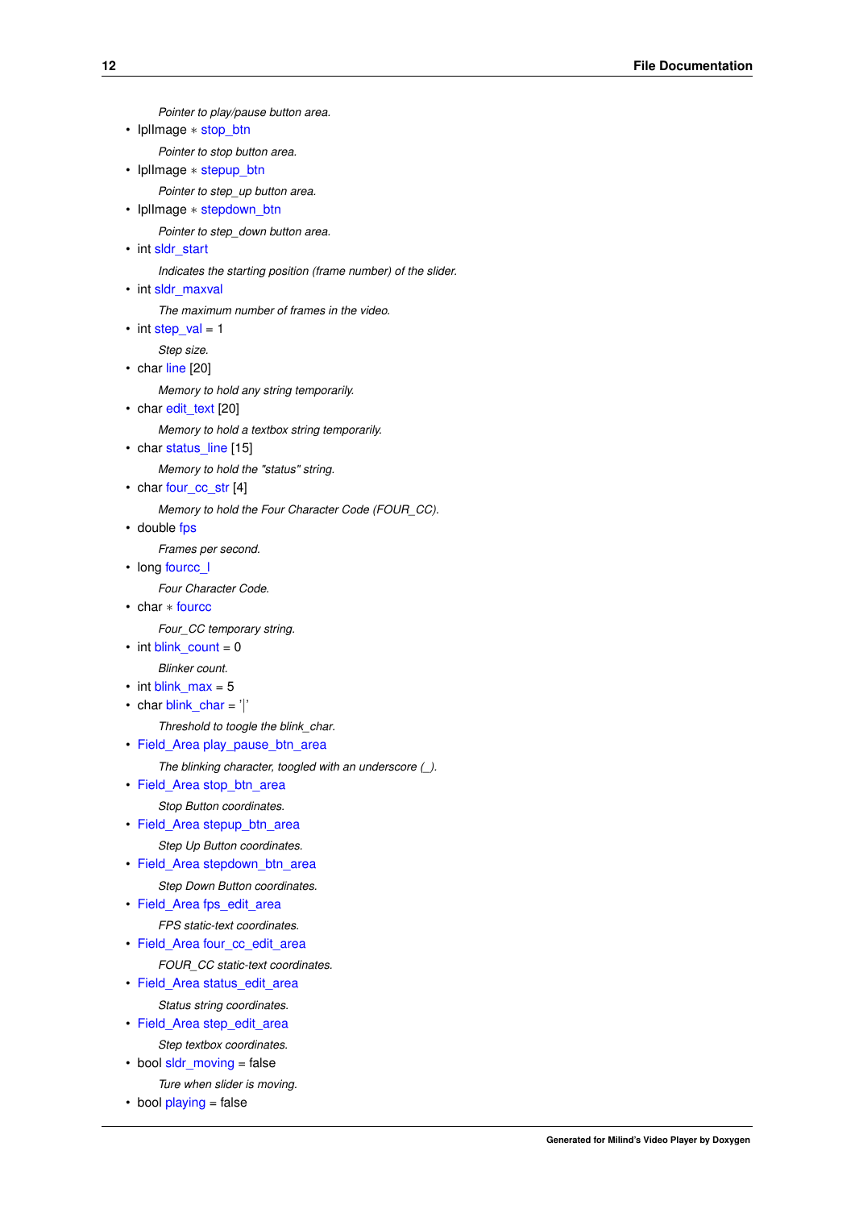*Pointer to play/pause button area.*
- IplImage * stop_btn

  *Pointer to stop button area.*
- IplImage * stepup_btn

  *Pointer to step_up button area.*
- IplImage * stepdown_btn

  *Pointer to step_down button area.*
- int sldr_start

  *Indicates the starting position (frame number) of the slider.*
- int sldr_maxval

  *The maximum number of frames in the video.*
- int step_val = 1

  *Step size.*
- char line [20]

  *Memory to hold any string temporarily.*
- char edit_text [20]

  *Memory to hold a textbox string temporarily.*
- char status_line [15]

  *Memory to hold the "status" string.*
- char four_cc_str [4]

  *Memory to hold the Four Character Code (FOUR_CC).*
- double fps

  *Frames per second.*
- long fourcc_l

  *Four Character Code.*
- char * fourcc

  *Four_CC temporary string.*
- int blink_count = 0

  *Blinker count.*
- int blink_max = 5
- char blink_char = '|'

  *Threshold to toogle the blink_char.*
- Field_Area play_pause_btn_area

  *The blinking character, toogled with an underscore (_).*
- Field_Area stop_btn_area

  *Stop Button coordinates.*
- Field_Area stepup_btn_area

  *Step Up Button coordinates.*
- Field_Area stepdown_btn_area

  *Step Down Button coordinates.*
- Field_Area fps_edit_area

  *FPS static-text coordinates.*
- Field_Area four_cc_edit_area

  *FOUR_CC static-text coordinates.*
- Field_Area status_edit_area

  *Status string coordinates.*
- Field_Area step_edit_area

  *Step textbox coordinates.*
- bool sldr_moving = false

  *Ture when slider is moving.*
- bool playing = false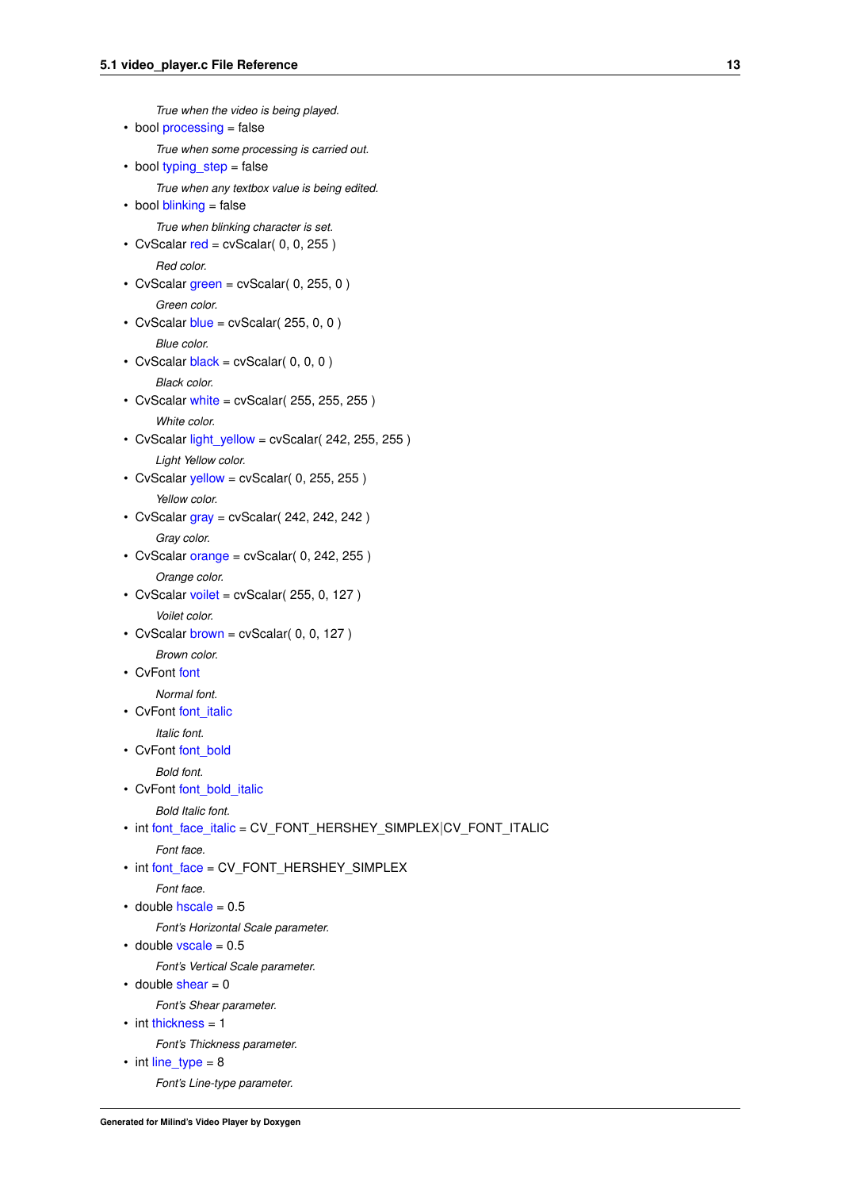*True when the video is being played.*

- bool processing = false

  *True when some processing is carried out.*
- bool typing_step = false

  *True when any textbox value is being edited.*
- bool blinking = false

  *True when blinking character is set.*
- CvScalar red = cvScalar( 0, 0, 255 )

  *Red color.*
- CvScalar green = cvScalar( 0, 255, 0 )

  *Green color.*
- CvScalar blue = cvScalar( 255, 0, 0 )

  *Blue color.*
- CvScalar black = cvScalar( 0, 0, 0 )

  *Black color.*
- CvScalar white = cvScalar( 255, 255, 255 )

  *White color.*
- CvScalar light_yellow = cvScalar( 242, 255, 255 )

  *Light Yellow color.*
- CvScalar yellow = cvScalar( 0, 255, 255 )

  *Yellow color.*
- CvScalar gray = cvScalar( 242, 242, 242 )

  *Gray color.*
- CvScalar orange = cvScalar( 0, 242, 255 )

  *Orange color.*
- CvScalar voilet = cvScalar( 255, 0, 127 )

  *Voilet color.*
- CvScalar brown = cvScalar( 0, 0, 127 )

  *Brown color.*
- CvFont font

  *Normal font.*
- CvFont font_italic

  *Italic font.*
- CvFont font_bold

  *Bold font.*
- CvFont font_bold_italic

  *Bold Italic font.*
- int font_face_italic = CV_FONT_HERSHEY_SIMPLEX|CV_FONT_ITALIC

  *Font face.*
- int font_face = CV_FONT_HERSHEY_SIMPLEX

  *Font face.*
- double hscale = 0.5

  *Font's Horizontal Scale parameter.*
- double vscale = 0.5

  *Font's Vertical Scale parameter.*
- double shear = 0

  *Font's Shear parameter.*
- int thickness = 1

  *Font's Thickness parameter.*
- int line_type = 8

  *Font's Line-type parameter.*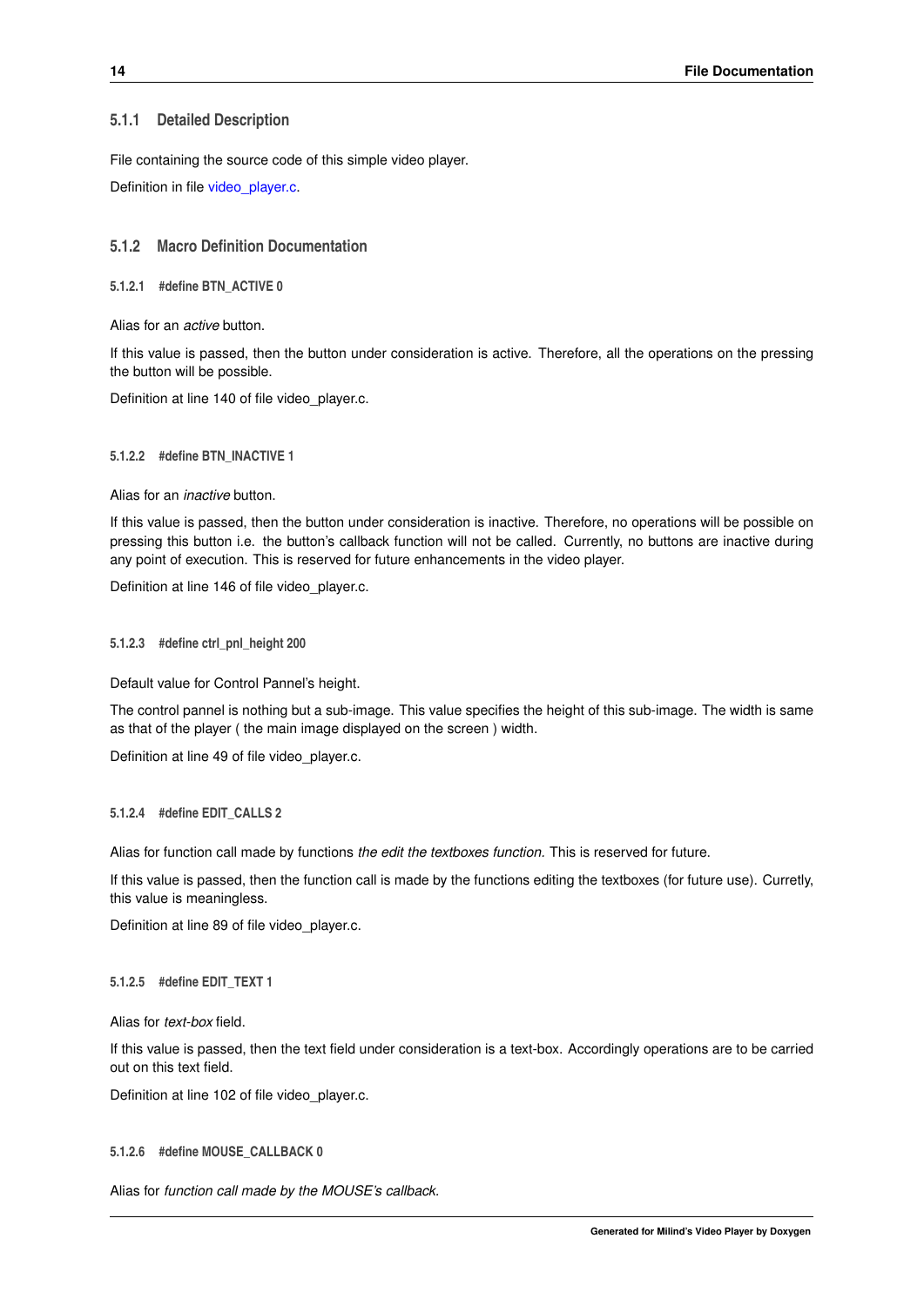### 5.1.1 Detailed Description

File containing the source code of this simple video player.

Definition in file video_player.c.

### 5.1.2 Macro Definition Documentation

#### 5.1.2.1 #define BTN_ACTIVE 0

Alias for an *active* button.

If this value is passed, then the button under consideration is active. Therefore, all the operations on the pressing the button will be possible.

Definition at line 140 of file video_player.c.

#### 5.1.2.2 #define BTN_INACTIVE 1

Alias for an *inactive* button.

If this value is passed, then the button under consideration is inactive. Therefore, no operations will be possible on pressing this button i.e. the button's callback function will not be called. Currently, no buttons are inactive during any point of execution. This is reserved for future enhancements in the video player.

Definition at line 146 of file video_player.c.

#### 5.1.2.3 #define ctrl_pnl_height 200

Default value for Control Pannel's height.

The control pannel is nothing but a sub-image. This value specifies the height of this sub-image. The width is same as that of the player ( the main image displayed on the screen ) width.

Definition at line 49 of file video_player.c.

#### 5.1.2.4 #define EDIT_CALLS 2

Alias for function call made by functions *the edit the textboxes function*. This is reserved for future.

If this value is passed, then the function call is made by the functions editing the textboxes (for future use). Curretly, this value is meaningless.

Definition at line 89 of file video_player.c.

#### 5.1.2.5 #define EDIT_TEXT 1

Alias for *text-box* field.

If this value is passed, then the text field under consideration is a text-box. Accordingly operations are to be carried out on this text field.

Definition at line 102 of file video_player.c.

#### 5.1.2.6 #define MOUSE_CALLBACK 0

Alias for *function call made by the MOUSE's callback*.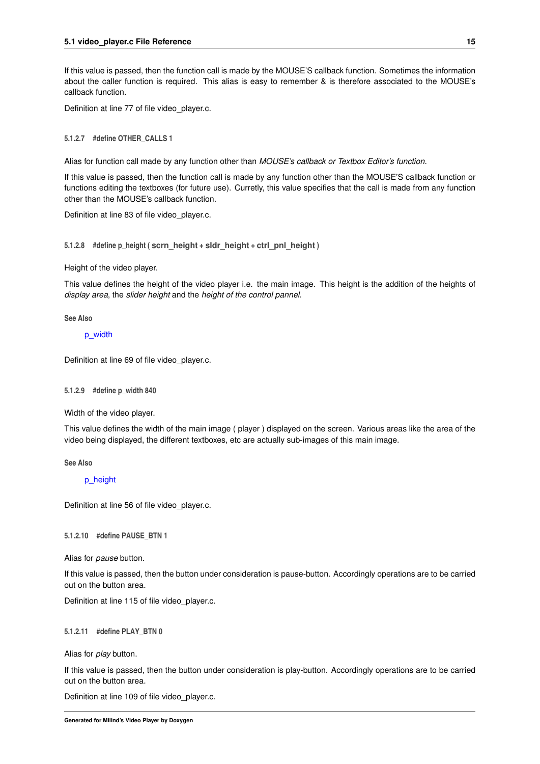If this value is passed, then the function call is made by the MOUSE'S callback function. Sometimes the information about the caller function is required. This alias is easy to remember & is therefore associated to the MOUSE's callback function.

Definition at line 77 of file video_player.c.

#### 5.1.2.7 #define OTHER_CALLS 1

Alias for function call made by any function other than *MOUSE's callback or Textbox Editor's function.*

If this value is passed, then the function call is made by any function other than the MOUSE'S callback function or functions editing the textboxes (for future use). Curretly, this value specifies that the call is made from any function other than the MOUSE's callback function.

Definition at line 83 of file video_player.c.

#### 5.1.2.8 #define p_height ( scrn_height + sldr_height + ctrl_pnl_height )

Height of the video player.

This value defines the height of the video player i.e. the main image. This height is the addition of the heights of *display area*, the *slider height* and the *height of the control pannel*.

**See Also**

p_width

Definition at line 69 of file video_player.c.

#### 5.1.2.9 #define p_width 840

Width of the video player.

This value defines the width of the main image ( player ) displayed on the screen. Various areas like the area of the video being displayed, the different textboxes, etc are actually sub-images of this main image.

**See Also**

p_height

Definition at line 56 of file video_player.c.

#### 5.1.2.10 #define PAUSE_BTN 1

Alias for *pause* button.

If this value is passed, then the button under consideration is pause-button. Accordingly operations are to be carried out on the button area.

Definition at line 115 of file video_player.c.

#### 5.1.2.11 #define PLAY_BTN 0

Alias for *play* button.

If this value is passed, then the button under consideration is play-button. Accordingly operations are to be carried out on the button area.

Definition at line 109 of file video_player.c.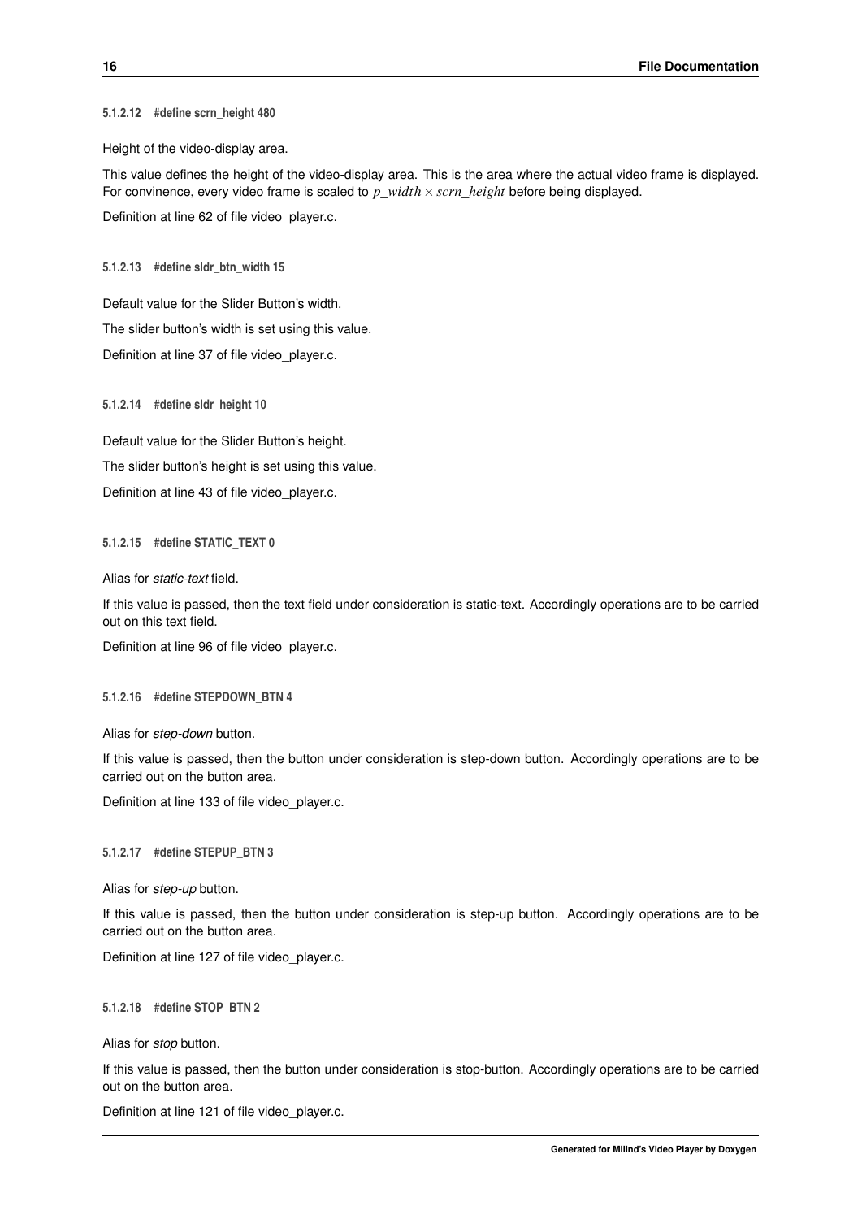#### 5.1.2.12 #define scrn_height 480

Height of the video-display area.

This value defines the height of the video-display area. This is the area where the actual video frame is displayed. For convinence, every video frame is scaled to $p\_width \times scrn\_height$ before being displayed.

Definition at line 62 of file video_player.c.

#### 5.1.2.13 #define sldr_btn_width 15

Default value for the Slider Button's width.

The slider button's width is set using this value.

Definition at line 37 of file video_player.c.

#### 5.1.2.14 #define sldr_height 10

Default value for the Slider Button's height.

The slider button's height is set using this value.

Definition at line 43 of file video_player.c.

#### 5.1.2.15 #define STATIC_TEXT 0

Alias for *static-text* field.

If this value is passed, then the text field under consideration is static-text. Accordingly operations are to be carried out on this text field.

Definition at line 96 of file video_player.c.

#### 5.1.2.16 #define STEPDOWN_BTN 4

Alias for *step-down* button.

If this value is passed, then the button under consideration is step-down button. Accordingly operations are to be carried out on the button area.

Definition at line 133 of file video_player.c.

#### 5.1.2.17 #define STEPUP_BTN 3

Alias for *step-up* button.

If this value is passed, then the button under consideration is step-up button. Accordingly operations are to be carried out on the button area.

Definition at line 127 of file video_player.c.

#### 5.1.2.18 #define STOP_BTN 2

Alias for *stop* button.

If this value is passed, then the button under consideration is stop-button. Accordingly operations are to be carried out on the button area.

Definition at line 121 of file video_player.c.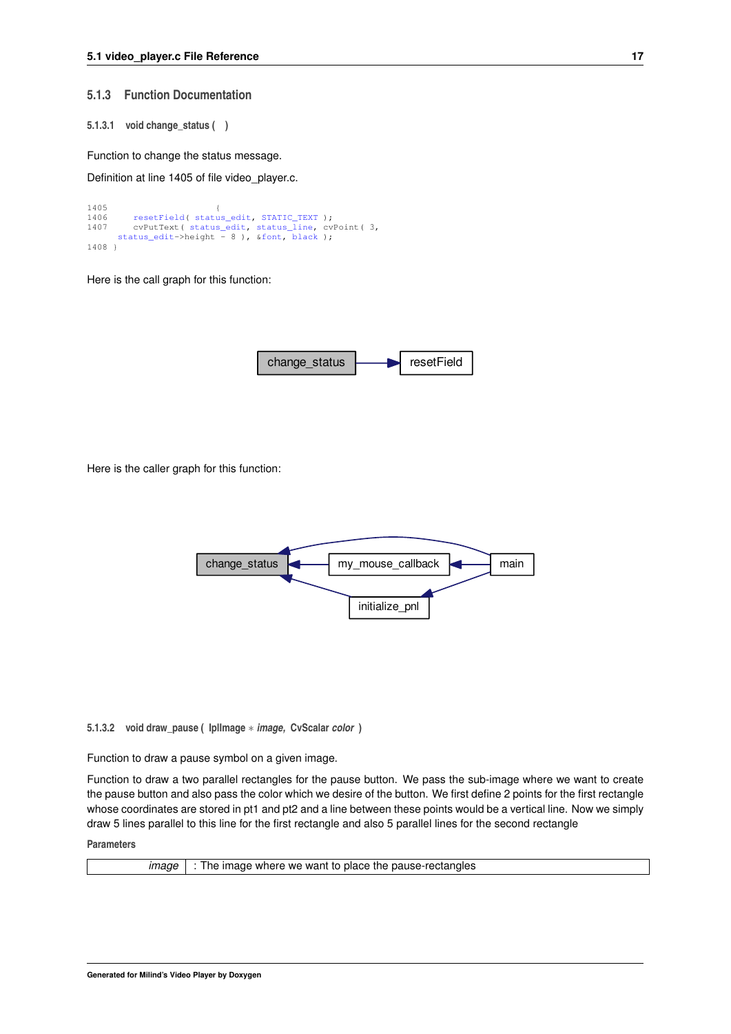### 5.1.3 Function Documentation

#### 5.1.3.1 void change_status ( )

Function to change the status message.

Definition at line 1405 of file video_player.c.

```
1405                    {
1406     resetField( status_edit, STATIC_TEXT );
1407     cvPutText( status_edit, status_line, cvPoint( 3,
   status_edit->height - 8 ), &font, black );
1408 }
```

Here is the call graph for this function:

change_status → resetField

Here is the caller graph for this function:

change_status ← my_mouse_callback ← main

change_status ← initialize_pnl ← main

change_status ← main

#### 5.1.3.2 void draw_pause ( IplImage * *image*, CvScalar *color* )

Function to draw a pause symbol on a given image.

Function to draw a two parallel rectangles for the pause button. We pass the sub-image where we want to create the pause button and also pass the color which we desire of the button. We first define 2 points for the first rectangle whose coordinates are stored in pt1 and pt2 and a line between these points would be a vertical line. Now we simply draw 5 lines parallel to this line for the first rectangle and also 5 parallel lines for the second rectangle

**Parameters**

| | |
|---|---|
| *image* | : The image where we want to place the pause-rectangles |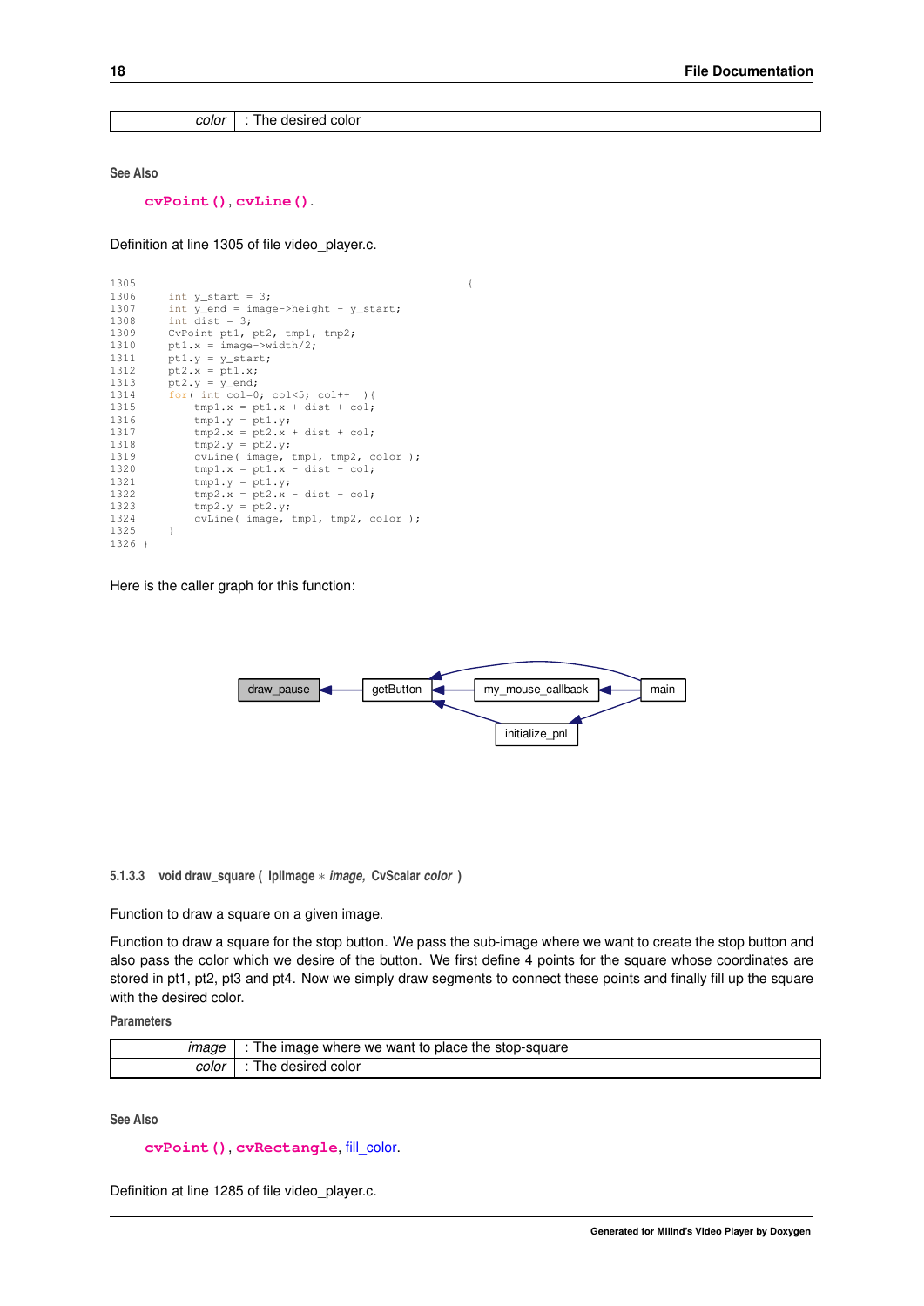| | |
|---|---|
| *color* | : The desired color |

**See Also**

**cvPoint()**, **cvLine()**.

Definition at line 1305 of file video_player.c.

```
1305                                                    {
1306     int y_start = 3;
1307     int y_end = image->height - y_start;
1308     int dist = 3;
1309     CvPoint pt1, pt2, tmp1, tmp2;
1310     pt1.x = image->width/2;
1311     pt1.y = y_start;
1312     pt2.x = pt1.x;
1313     pt2.y = y_end;
1314     for( int col=0; col<5; col++  ){
1315         tmp1.x = pt1.x + dist + col;
1316         tmp1.y = pt1.y;
1317         tmp2.x = pt2.x + dist + col;
1318         tmp2.y = pt2.y;
1319         cvLine( image, tmp1, tmp2, color );
1320         tmp1.x = pt1.x - dist - col;
1321         tmp1.y = pt1.y;
1322         tmp2.x = pt2.x - dist - col;
1323         tmp2.y = pt2.y;
1324         cvLine( image, tmp1, tmp2, color );
1325     }
1326 }
```

Here is the caller graph for this function:

draw_pause ← getButton ← my_mouse_callback ← main; getButton ← initialize_pnl ← main; getButton ← main

#### 5.1.3.3 void draw_square ( IplImage * *image*, CvScalar *color* )

Function to draw a square on a given image.

Function to draw a square for the stop button. We pass the sub-image where we want to create the stop button and also pass the color which we desire of the button. We first define 4 points for the square whose coordinates are stored in pt1, pt2, pt3 and pt4. Now we simply draw segments to connect these points and finally fill up the square with the desired color.

**Parameters**

| | |
|---|---|
| *image* | : The image where we want to place the stop-square |
| *color* | : The desired color |

**See Also**

**cvPoint()**, **cvRectangle**, fill_color.

Definition at line 1285 of file video_player.c.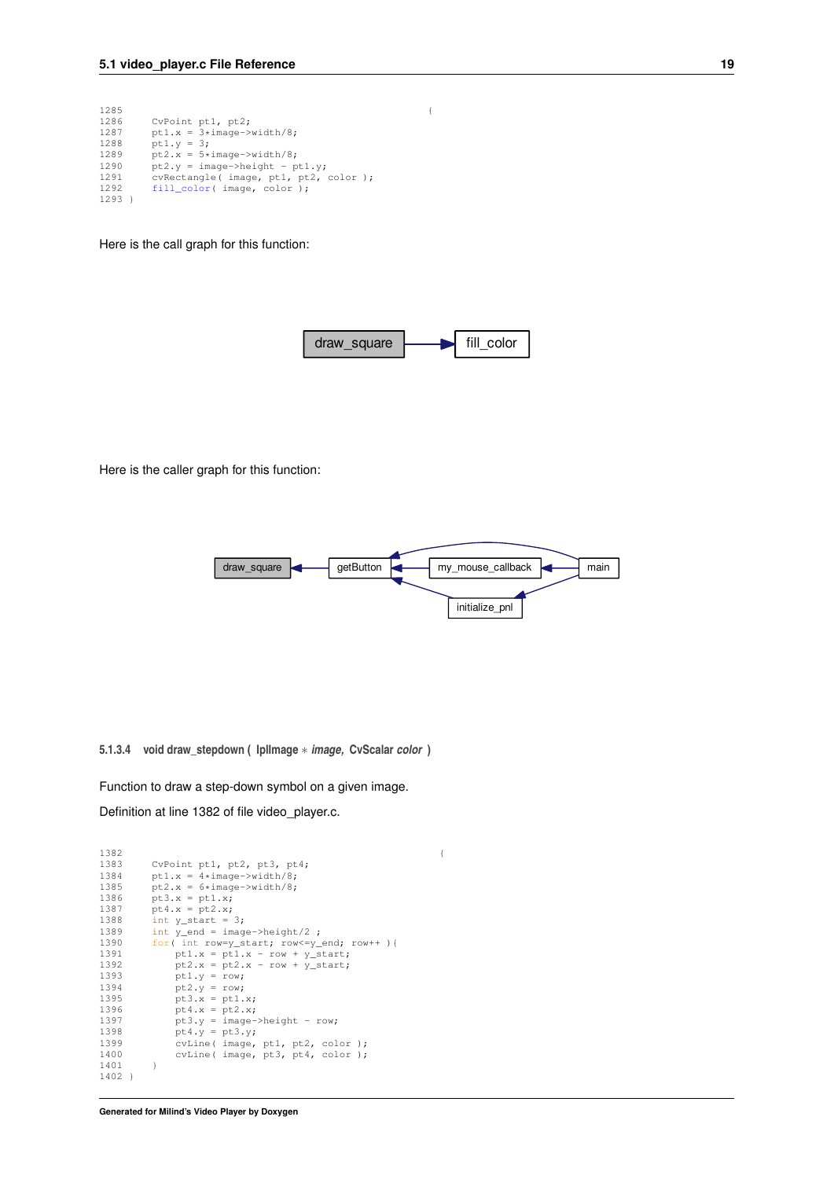```
1285                                                  {
1286     CvPoint pt1, pt2;
1287     pt1.x = 3*image->width/8;
1288     pt1.y = 3;
1289     pt2.x = 5*image->width/8;
1290     pt2.y = image->height - pt1.y;
1291     cvRectangle( image, pt1, pt2, color );
1292     fill_color( image, color );
1293 }
```

Here is the call graph for this function:

draw_square → fill_color

Here is the caller graph for this function:

draw_square ← getButton ← my_mouse_callback ← main; getButton ← initialize_pnl ← main; getButton ← main

#### 5.1.3.4 void draw_stepdown ( IplImage * *image*, CvScalar *color* )

Function to draw a step-down symbol on a given image.

Definition at line 1382 of file video_player.c.

```
1382                                                  {
1383     CvPoint pt1, pt2, pt3, pt4;
1384     pt1.x = 4*image->width/8;
1385     pt2.x = 6*image->width/8;
1386     pt3.x = pt1.x;
1387     pt4.x = pt2.x;
1388     int y_start = 3;
1389     int y_end = image->height/2 ;
1390     for( int row=y_start; row<=y_end; row++ ){
1391         pt1.x = pt1.x - row + y_start;
1392         pt2.x = pt2.x - row + y_start;
1393         pt1.y = row;
1394         pt2.y = row;
1395         pt3.x = pt1.x;
1396         pt4.x = pt2.x;
1397         pt3.y = image->height - row;
1398         pt4.y = pt3.y;
1399         cvLine( image, pt1, pt2, color );
1400         cvLine( image, pt3, pt4, color );
1401     }
1402 }
```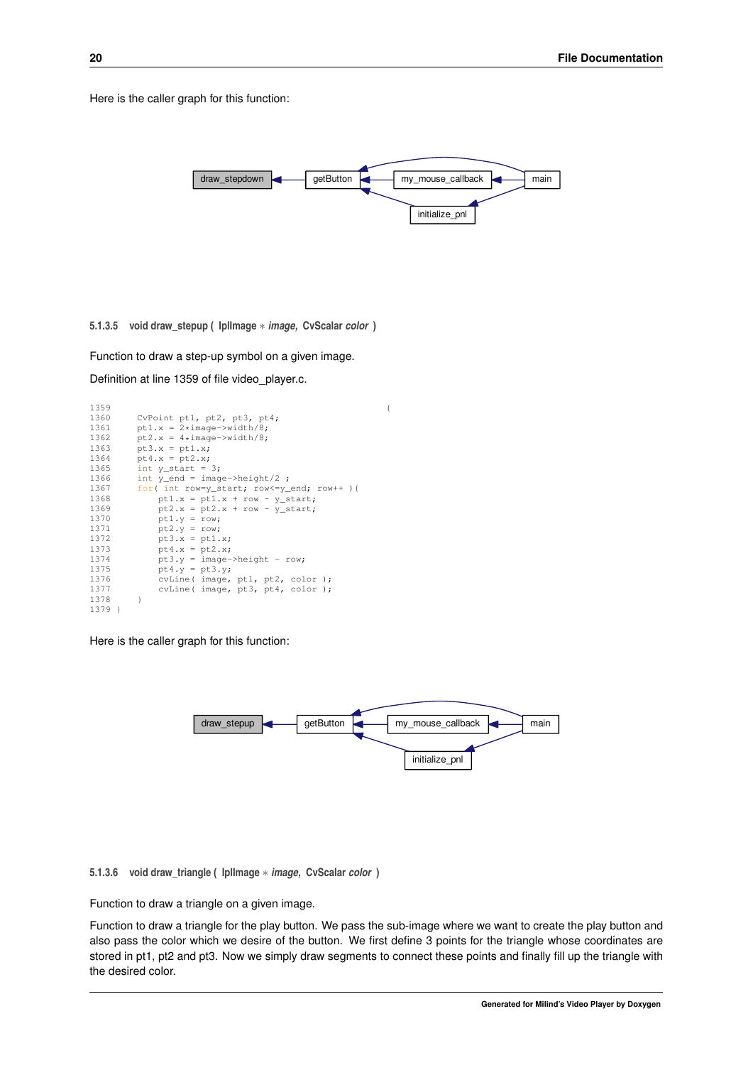Here is the caller graph for this function:

#### 5.1.3.5 void draw_stepup ( IplImage * *image*, CvScalar *color* )

Function to draw a step-up symbol on a given image.

Definition at line 1359 of file video_player.c.

```
1359                                                      {
1360     CvPoint pt1, pt2, pt3, pt4;
1361     pt1.x = 2*image->width/8;
1362     pt2.x = 4*image->width/8;
1363     pt3.x = pt1.x;
1364     pt4.x = pt2.x;
1365     int y_start = 3;
1366     int y_end = image->height/2 ;
1367     for( int row=y_start; row<=y_end; row++ ){
1368         pt1.x = pt1.x + row - y_start;
1369         pt2.x = pt2.x + row - y_start;
1370         pt1.y = row;
1371         pt2.y = row;
1372         pt3.x = pt1.x;
1373         pt4.x = pt2.x;
1374         pt3.y = image->height - row;
1375         pt4.y = pt3.y;
1376         cvLine( image, pt1, pt2, color );
1377         cvLine( image, pt3, pt4, color );
1378     }
1379 }
```

Here is the caller graph for this function:

#### 5.1.3.6 void draw_triangle ( IplImage * *image*, CvScalar *color* )

Function to draw a triangle on a given image.

Function to draw a triangle for the play button. We pass the sub-image where we want to create the play button and also pass the color which we desire of the button. We first define 3 points for the triangle whose coordinates are stored in pt1, pt2 and pt3. Now we simply draw segments to connect these points and finally fill up the triangle with the desired color.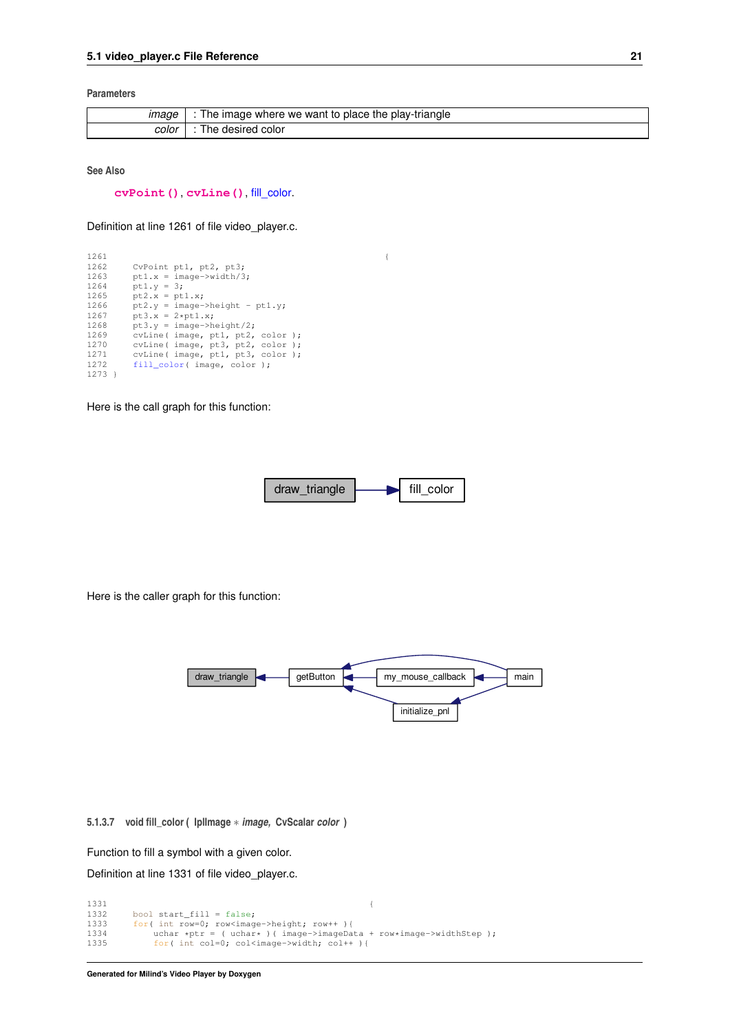**Parameters**

| | |
|---|---|
| *image* | : The image where we want to place the play-triangle |
| *color* | : The desired color |

**See Also**

**cvPoint()**, **cvLine()**, fill_color.

Definition at line 1261 of file video_player.c.

```
1261                                                            {
1262     CvPoint pt1, pt2, pt3;
1263     pt1.x = image->width/3;
1264     pt1.y = 3;
1265     pt2.x = pt1.x;
1266     pt2.y = image->height - pt1.y;
1267     pt3.x = 2*pt1.x;
1268     pt3.y = image->height/2;
1269     cvLine( image, pt1, pt2, color );
1270     cvLine( image, pt3, pt2, color );
1271     cvLine( image, pt1, pt3, color );
1272     fill_color( image, color );
1273 }
```

Here is the call graph for this function:

draw_triangle → fill_color

Here is the caller graph for this function:

main → getButton, main → my_mouse_callback, main → initialize_pnl, my_mouse_callback → getButton, initialize_pnl → getButton, getButton → draw_triangle

### 5.1.3.7 void fill_color ( IplImage * *image*, CvScalar *color* )

Function to fill a symbol with a given color.

Definition at line 1331 of file video_player.c.

```
1331                                                         {
1332     bool start_fill = false;
1333     for( int row=0; row<image->height; row++ ){
1334         uchar *ptr = ( uchar* )( image->imageData + row*image->widthStep );
1335         for( int col=0; col<image->width; col++ ){
```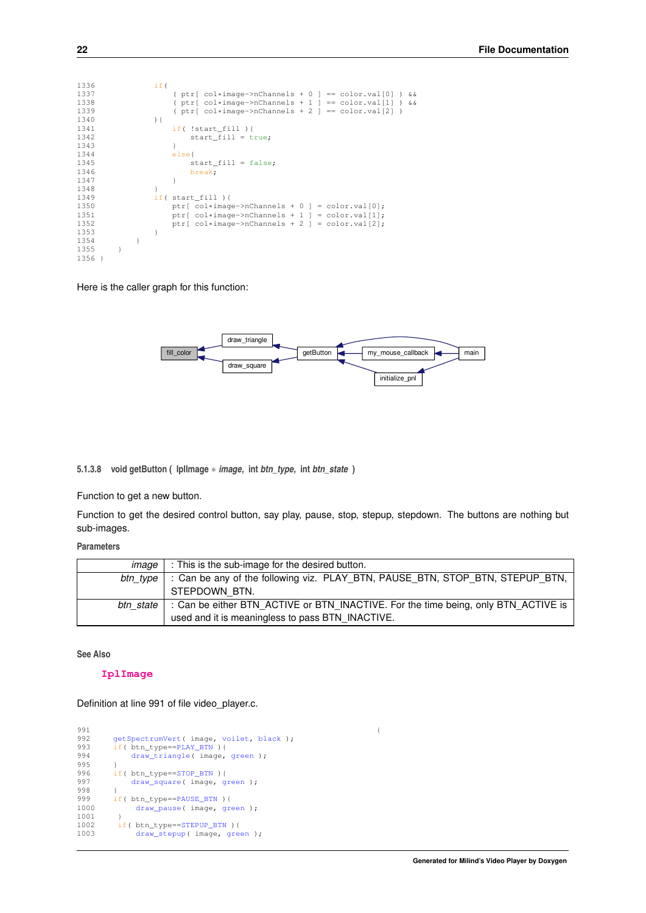```
1336            if(
1337                ( ptr[ col*image->nChannels + 0 ] == color.val[0] ) &&
1338                ( ptr[ col*image->nChannels + 1 ] == color.val[1] ) &&
1339                ( ptr[ col*image->nChannels + 2 ] == color.val[2] )
1340            ){
1341                if( !start_fill ){
1342                    start_fill = true;
1343                }
1344                else{
1345                    start_fill = false;
1346                    break;
1347                }
1348            }
1349            if( start_fill ){
1350                ptr[ col*image->nChannels + 0 ] = color.val[0];
1351                ptr[ col*image->nChannels + 1 ] = color.val[1];
1352                ptr[ col*image->nChannels + 2 ] = color.val[2];
1353            }
1354        }
1355    }
1356 }
```

Here is the caller graph for this function:

fill_color ← draw_triangle, draw_square ← getButton ← my_mouse_callback, initialize_pnl, main

#### 5.1.3.8 void getButton ( IplImage * *image*, int *btn_type*, int *btn_state* )

Function to get a new button.

Function to get the desired control button, say play, pause, stop, stepup, stepdown. The buttons are nothing but sub-images.

**Parameters**

| | |
|---|---|
| *image* | : This is the sub-image for the desired button. |
| *btn_type* | : Can be any of the following viz. PLAY_BTN, PAUSE_BTN, STOP_BTN, STEPUP_BTN, STEPDOWN_BTN. |
| *btn_state* | : Can be either BTN_ACTIVE or BTN_INACTIVE. For the time being, only BTN_ACTIVE is used and it is meaningless to pass BTN_INACTIVE. |

**See Also**

IplImage

Definition at line 991 of file video_player.c.

```
991                                                                       {
992     getSpectrumVert( image, voilet, black );
993     if( btn_type==PLAY_BTN ){
994         draw_triangle( image, green );
995     }
996     if( btn_type==STOP_BTN ){
997         draw_square( image, green );
998     }
999     if( btn_type==PAUSE_BTN ){
1000         draw_pause( image, green );
1001     }
1002     if( btn_type==STEPUP_BTN ){
1003         draw_stepup( image, green );
```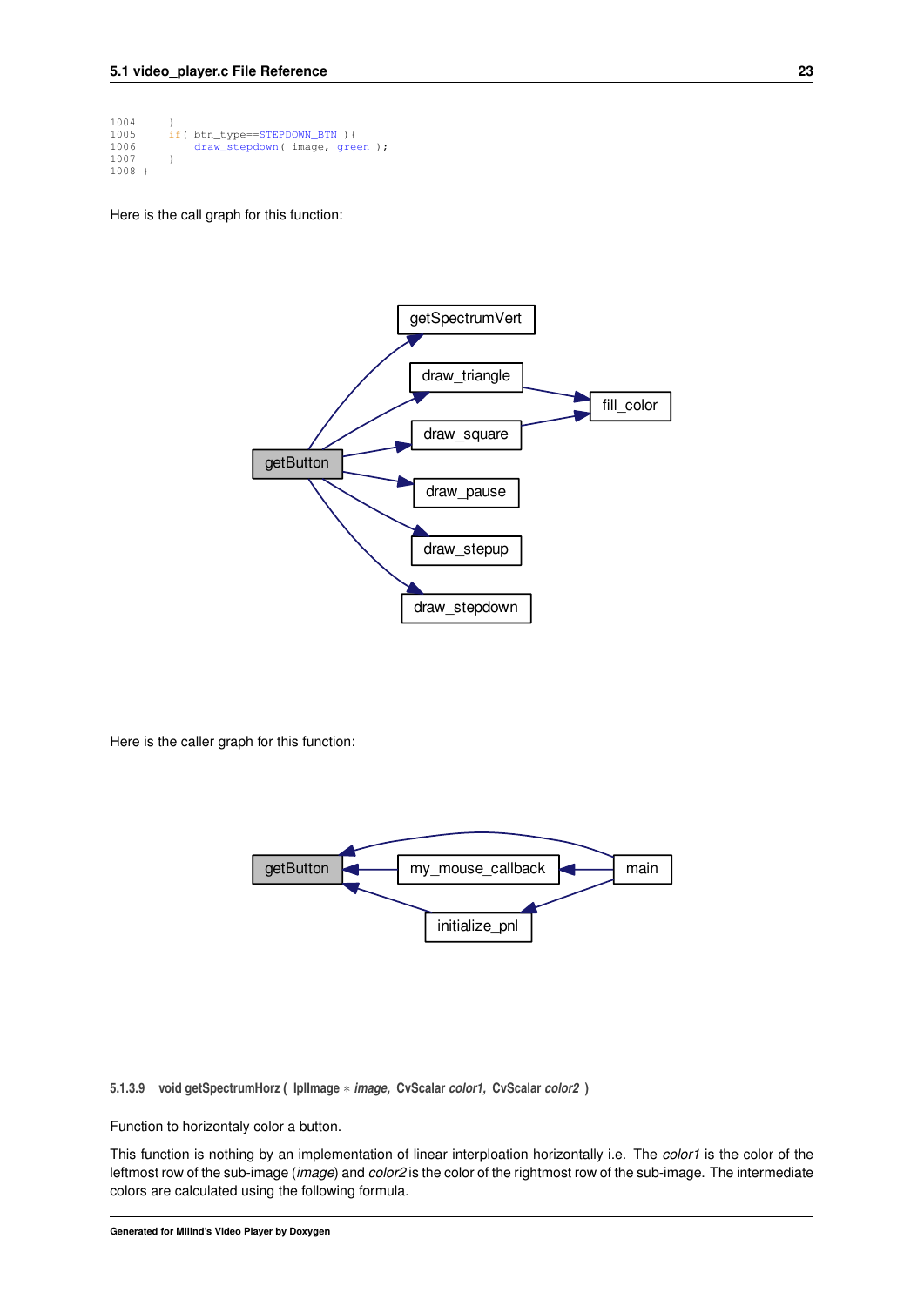```
1004     }
1005     if( btn_type==STEPDOWN_BTN ){
1006         draw_stepdown( image, green );
1007     }
1008 }
```

Here is the call graph for this function:

Here is the caller graph for this function:

#### 5.1.3.9 void getSpectrumHorz ( IplImage ∗ *image*, CvScalar *color1*, CvScalar *color2* )

Function to horizontaly color a button.

This function is nothing by an implementation of linear interploation horizontally i.e. The *color1* is the color of the leftmost row of the sub-image (*image*) and *color2* is the color of the rightmost row of the sub-image. The intermediate colors are calculated using the following formula.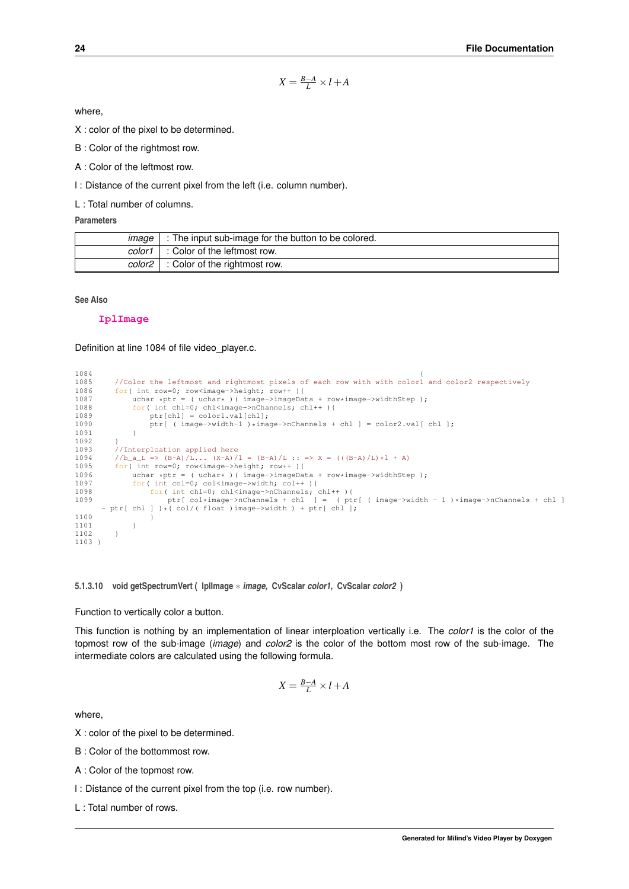$$X = \frac{B-A}{L} \times l + A$$

where,

X : color of the pixel to be determined.

B : Color of the rightmost row.

A : Color of the leftmost row.

l : Distance of the current pixel from the left (i.e. column number).

L : Total number of columns.

**Parameters**

| | |
|---|---|
| *image* | : The input sub-image for the button to be colored. |
| *color1* | : Color of the leftmost row. |
| *color2* | : Color of the rightmost row. |

**See Also**

**IplImage**

Definition at line 1084 of file video_player.c.

```
1084                                                                          {
1085     //Color the leftmost and rightmost pixels of each row with with color1 and color2 respectively
1086     for( int row=0; row<image->height; row++ ){
1087         uchar *ptr = ( uchar* )( image->imageData + row*image->widthStep );
1088         for( int chl=0; chl<image->nChannels; chl++ ){
1089             ptr[chl] = color1.val[chl];
1090             ptr[ ( image->width-1 )*image->nChannels + chl ] = color2.val[ chl ];
1091         }
1092     }
1093     //Interploation applied here
1094     //b_a_L => (B-A)/L... (X-A)/l = (B-A)/L :: => X = (((B-A)/L)*l + A)
1095     for( int row=0; row<image->height; row++ ){
1096         uchar *ptr = ( uchar* )( image->imageData + row*image->widthStep );
1097         for( int col=0; col<image->width; col++ ){
1098             for( int chl=0; chl<image->nChannels; chl++ ){
1099                 ptr[ col*image->nChannels + chl  ] =  ( ptr[ ( image->width - 1 )*image->nChannels + chl ]
  - ptr[ chl ] )*( col/( float )image->width ) + ptr[ chl ];
1100             }
1101         }
1102     }
1103 }
```

#### 5.1.3.10 void getSpectrumVert ( IplImage * *image*, CvScalar *color1*, CvScalar *color2* )

Function to vertically color a button.

This function is nothing by an implementation of linear interploation vertically i.e. The *color1* is the color of the topmost row of the sub-image (*image*) and *color2* is the color of the bottom most row of the sub-image. The intermediate colors are calculated using the following formula.

$$X = \frac{B-A}{L} \times l + A$$

where,

X : color of the pixel to be determined.

B : Color of the bottommost row.

A : Color of the topmost row.

l : Distance of the current pixel from the top (i.e. row number).

L : Total number of rows.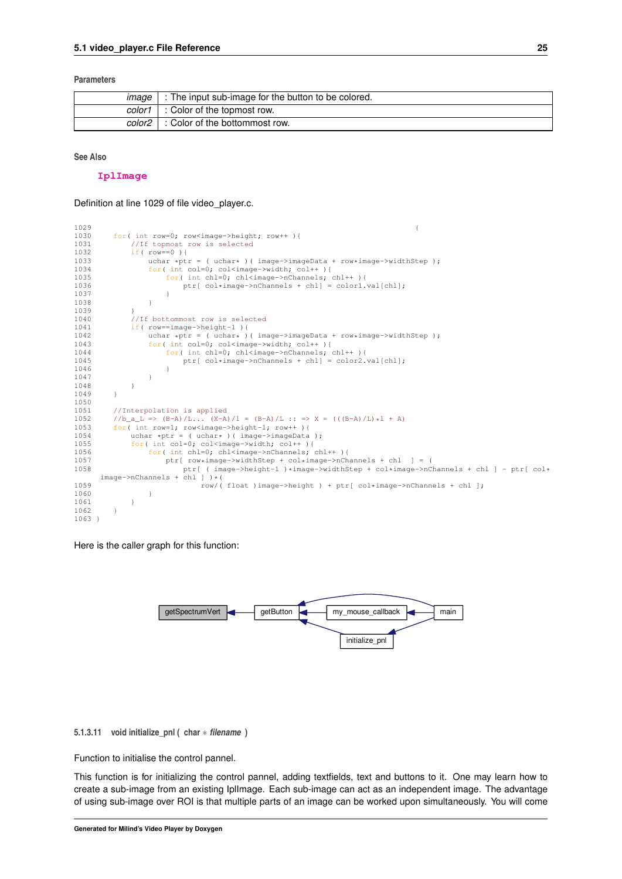**Parameters**

| | |
|---|---|
| *image* | : The input sub-image for the button to be colored. |
| *color1* | : Color of the topmost row. |
| *color2* | : Color of the bottommost row. |

**See Also**

IplImage

Definition at line 1029 of file video_player.c.

```
1029                                                                              {
1030     for( int row=0; row<image->height; row++ ){
1031         //If topmost row is selected
1032         if( row==0 ){
1033             uchar *ptr = ( uchar* )( image->imageData + row*image->widthStep );
1034             for( int col=0; col<image->width; col++ ){
1035                 for( int chl=0; chl<image->nChannels; chl++ ){
1036                     ptr[ col*image->nChannels + chl] = color1.val[chl];
1037                 }
1038             }
1039         }
1040         //If bottommost row is selected
1041         if( row==image->height-1 ){
1042             uchar *ptr = ( uchar* )( image->imageData + row*image->widthStep );
1043             for( int col=0; col<image->width; col++ ){
1044                 for( int chl=0; chl<image->nChannels; chl++ ){
1045                     ptr[ col*image->nChannels + chl] = color2.val[chl];
1046                 }
1047             }
1048         }
1049     }
1050 
1051     //Interpolation is applied
1052     //b_a_L => (B-A)/L... (X-A)/l = (B-A)/L :: => X = (((B-A)/L)*l + A)
1053     for( int row=1; row<image->height-1; row++ ){
1054         uchar *ptr = ( uchar* )( image->imageData );
1055         for( int col=0; col<image->width; col++ ){
1056             for( int chl=0; chl<image->nChannels; chl++ ){
1057                 ptr[ row*image->widthStep + col*image->nChannels + chl  ] = (
1058                     ptr[ ( image->height-1 )*image->widthStep + col*image->nChannels + chl ] - ptr[ col*
       image->nChannels + chl ] )*(
1059                         row/( float )image->height ) + ptr[ col*image->nChannels + chl ];
1060             }
1061         }
1062     }
1063 }
```

Here is the caller graph for this function:

getSpectrumVert ← getButton ← my_mouse_callback ← main; getButton ← initialize_pnl ← main; getButton ← main

#### 5.1.3.11 void initialize_pnl ( char * *filename* )

Function to initialise the control pannel.

This function is for initializing the control pannel, adding textfields, text and buttons to it. One may learn how to create a sub-image from an existing IplImage. Each sub-image can act as an independent image. The advantage of using sub-image over ROI is that multiple parts of an image can be worked upon simultaneously. You will come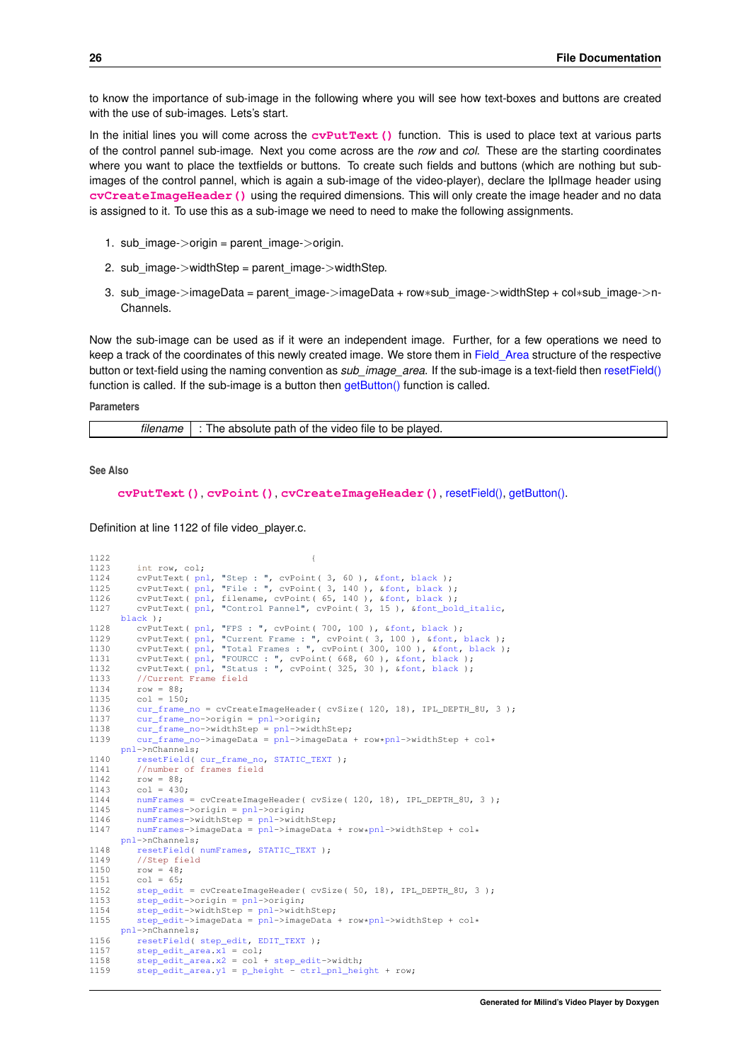to know the importance of sub-image in the following where you will see how text-boxes and buttons are created with the use of sub-images. Lets's start.

In the initial lines you will come across the **cvPutText()** function. This is used to place text at various parts of the control pannel sub-image. Next you come across are the *row* and *col*. These are the starting coordinates where you want to place the textfields or buttons. To create such fields and buttons (which are nothing but sub-images of the control pannel, which is again a sub-image of the video-player), declare the IplImage header using **cvCreateImageHeader()** using the required dimensions. This will only create the image header and no data is assigned to it. To use this as a sub-image we need to need to make the following assignments.

1. sub_image->origin = parent_image->origin.
2. sub_image->widthStep = parent_image->widthStep.
3. sub_image->imageData = parent_image->imageData + row*sub_image->widthStep + col*sub_image->nChannels.

Now the sub-image can be used as if it were an independent image. Further, for a few operations we need to keep a track of the coordinates of this newly created image. We store them in Field_Area structure of the respective button or text-field using the naming convention as *sub_image_area*. If the sub-image is a text-field then resetField() function is called. If the sub-image is a button then getButton() function is called.

**Parameters**

| | |
|---|---|
| *filename* | : The absolute path of the video file to be played. |

**See Also**

**cvPutText()**, **cvPoint()**, **cvCreateImageHeader()**, resetField(), getButton().

Definition at line 1122 of file video_player.c.

```
1122                                     {
1123     int row, col;
1124     cvPutText( pnl, "Step : ", cvPoint( 3, 60 ), &font, black );
1125     cvPutText( pnl, "File : ", cvPoint( 3, 140 ), &font, black );
1126     cvPutText( pnl, filename, cvPoint( 65, 140 ), &font, black );
1127     cvPutText( pnl, "Control Pannel", cvPoint( 3, 15 ), &font_bold_italic,
         black );
1128     cvPutText( pnl, "FPS : ", cvPoint( 700, 100 ), &font, black );
1129     cvPutText( pnl, "Current Frame : ", cvPoint( 3, 100 ), &font, black );
1130     cvPutText( pnl, "Total Frames : ", cvPoint( 300, 100 ), &font, black );
1131     cvPutText( pnl, "FOURCC : ", cvPoint( 668, 60 ), &font, black );
1132     cvPutText( pnl, "Status : ", cvPoint( 325, 30 ), &font, black );
1133     //Current Frame field
1134     row = 88;
1135     col = 150;
1136     cur_frame_no = cvCreateImageHeader( cvSize( 120, 18), IPL_DEPTH_8U, 3 );
1137     cur_frame_no->origin = pnl->origin;
1138     cur_frame_no->widthStep = pnl->widthStep;
1139     cur_frame_no->imageData = pnl->imageData + row*pnl->widthStep + col*
         pnl->nChannels;
1140     resetField( cur_frame_no, STATIC_TEXT );
1141     //number of frames field
1142     row = 88;
1143     col = 430;
1144     numFrames = cvCreateImageHeader( cvSize( 120, 18), IPL_DEPTH_8U, 3 );
1145     numFrames->origin = pnl->origin;
1146     numFrames->widthStep = pnl->widthStep;
1147     numFrames->imageData = pnl->imageData + row*pnl->widthStep + col*
         pnl->nChannels;
1148     resetField( numFrames, STATIC_TEXT );
1149     //Step field
1150     row = 48;
1151     col = 65;
1152     step_edit = cvCreateImageHeader( cvSize( 50, 18), IPL_DEPTH_8U, 3 );
1153     step_edit->origin = pnl->origin;
1154     step_edit->widthStep = pnl->widthStep;
1155     step_edit->imageData = pnl->imageData + row*pnl->widthStep + col*
         pnl->nChannels;
1156     resetField( step_edit, EDIT_TEXT );
1157     step_edit_area.x1 = col;
1158     step_edit_area.x2 = col + step_edit->width;
1159     step_edit_area.y1 = p_height - ctrl_pnl_height + row;
```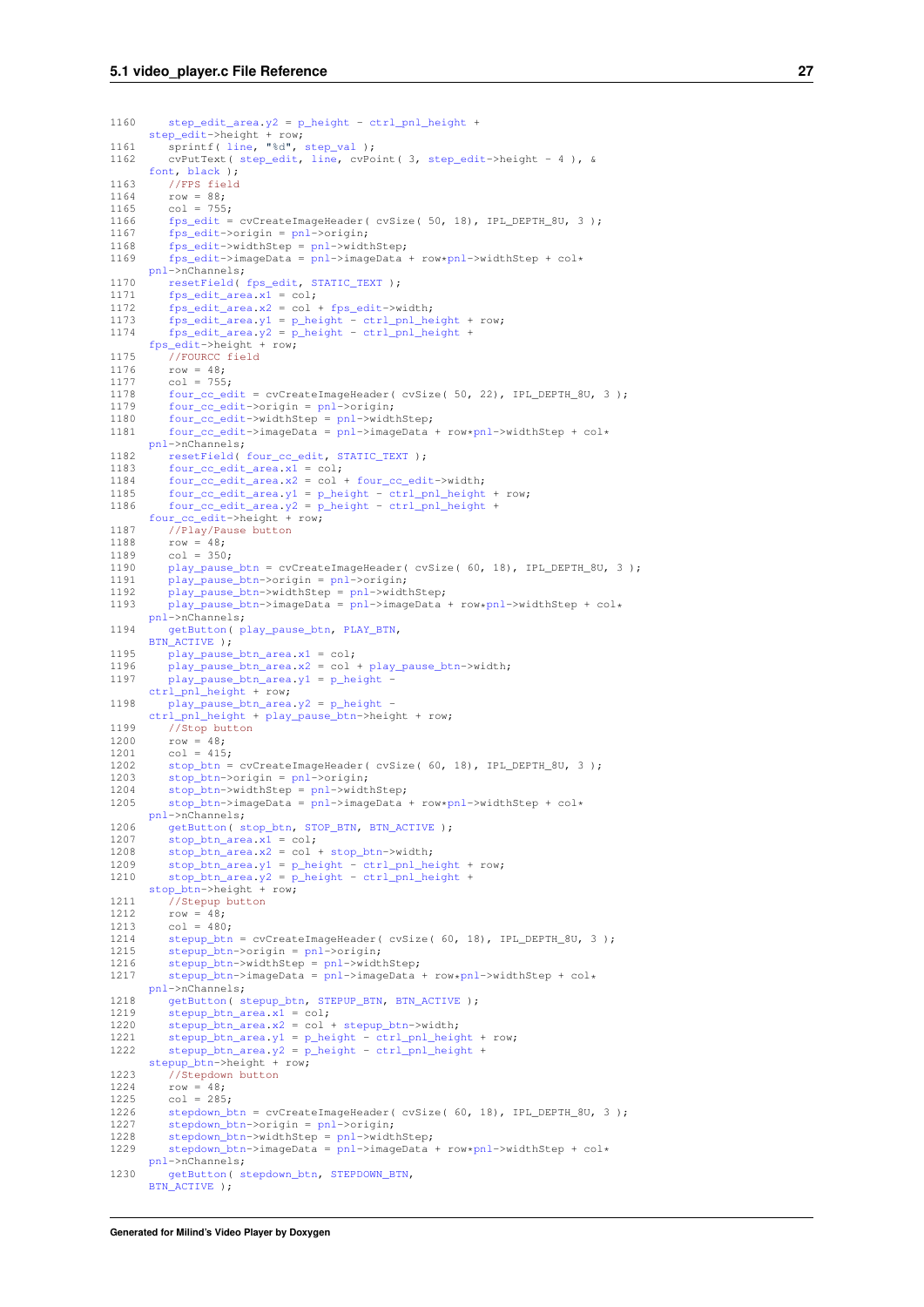```
1160    step_edit_area.y2 = p_height - ctrl_pnl_height +
    step_edit->height + row;
1161    sprintf( line, "%d", step_val );
1162    cvPutText( step_edit, line, cvPoint( 3, step_edit->height - 4 ), &
    font, black );
1163    //FPS field
1164    row = 88;
1165    col = 755;
1166    fps_edit = cvCreateImageHeader( cvSize( 50, 18), IPL_DEPTH_8U, 3 );
1167    fps_edit->origin = pnl->origin;
1168    fps_edit->widthStep = pnl->widthStep;
1169    fps_edit->imageData = pnl->imageData + row*pnl->widthStep + col*
    pnl->nChannels;
1170    resetField( fps_edit, STATIC_TEXT );
1171    fps_edit_area.x1 = col;
1172    fps_edit_area.x2 = col + fps_edit->width;
1173    fps_edit_area.y1 = p_height - ctrl_pnl_height + row;
1174    fps_edit_area.y2 = p_height - ctrl_pnl_height +
    fps_edit->height + row;
1175    //FOURCC field
1176    row = 48;
1177    col = 755;
1178    four_cc_edit = cvCreateImageHeader( cvSize( 50, 22), IPL_DEPTH_8U, 3 );
1179    four_cc_edit->origin = pnl->origin;
1180    four_cc_edit->widthStep = pnl->widthStep;
1181    four_cc_edit->imageData = pnl->imageData + row*pnl->widthStep + col*
    pnl->nChannels;
1182    resetField( four_cc_edit, STATIC_TEXT );
1183    four_cc_edit_area.x1 = col;
1184    four_cc_edit_area.x2 = col + four_cc_edit->width;
1185    four_cc_edit_area.y1 = p_height - ctrl_pnl_height + row;
1186    four_cc_edit_area.y2 = p_height - ctrl_pnl_height +
    four_cc_edit->height + row;
1187    //Play/Pause button
1188    row = 48;
1189    col = 350;
1190    play_pause_btn = cvCreateImageHeader( cvSize( 60, 18), IPL_DEPTH_8U, 3 );
1191    play_pause_btn->origin = pnl->origin;
1192    play_pause_btn->widthStep = pnl->widthStep;
1193    play_pause_btn->imageData = pnl->imageData + row*pnl->widthStep + col*
    pnl->nChannels;
1194    getButton( play_pause_btn, PLAY_BTN,
    BTN_ACTIVE );
1195    play_pause_btn_area.x1 = col;
1196    play_pause_btn_area.x2 = col + play_pause_btn->width;
1197    play_pause_btn_area.y1 = p_height -
    ctrl_pnl_height + row;
1198    play_pause_btn_area.y2 = p_height -
    ctrl_pnl_height + play_pause_btn->height + row;
1199    //Stop button
1200    row = 48;
1201    col = 415;
1202    stop_btn = cvCreateImageHeader( cvSize( 60, 18), IPL_DEPTH_8U, 3 );
1203    stop_btn->origin = pnl->origin;
1204    stop_btn->widthStep = pnl->widthStep;
1205    stop_btn->imageData = pnl->imageData + row*pnl->widthStep + col*
    pnl->nChannels;
1206    getButton( stop_btn, STOP_BTN, BTN_ACTIVE );
1207    stop_btn_area.x1 = col;
1208    stop_btn_area.x2 = col + stop_btn->width;
1209    stop_btn_area.y1 = p_height - ctrl_pnl_height + row;
1210    stop_btn_area.y2 = p_height - ctrl_pnl_height +
    stop_btn->height + row;
1211    //Stepup button
1212    row = 48;
1213    col = 480;
1214    stepup_btn = cvCreateImageHeader( cvSize( 60, 18), IPL_DEPTH_8U, 3 );
1215    stepup_btn->origin = pnl->origin;
1216    stepup_btn->widthStep = pnl->widthStep;
1217    stepup_btn->imageData = pnl->imageData + row*pnl->widthStep + col*
    pnl->nChannels;
1218    getButton( stepup_btn, STEPUP_BTN, BTN_ACTIVE );
1219    stepup_btn_area.x1 = col;
1220    stepup_btn_area.x2 = col + stepup_btn->width;
1221    stepup_btn_area.y1 = p_height - ctrl_pnl_height + row;
1222    stepup_btn_area.y2 = p_height - ctrl_pnl_height +
    stepup_btn->height + row;
1223    //Stepdown button
1224    row = 48;
1225    col = 285;
1226    stepdown_btn = cvCreateImageHeader( cvSize( 60, 18), IPL_DEPTH_8U, 3 );
1227    stepdown_btn->origin = pnl->origin;
1228    stepdown_btn->widthStep = pnl->widthStep;
1229    stepdown_btn->imageData = pnl->imageData + row*pnl->widthStep + col*
    pnl->nChannels;
1230    getButton( stepdown_btn, STEPDOWN_BTN,
    BTN_ACTIVE );
```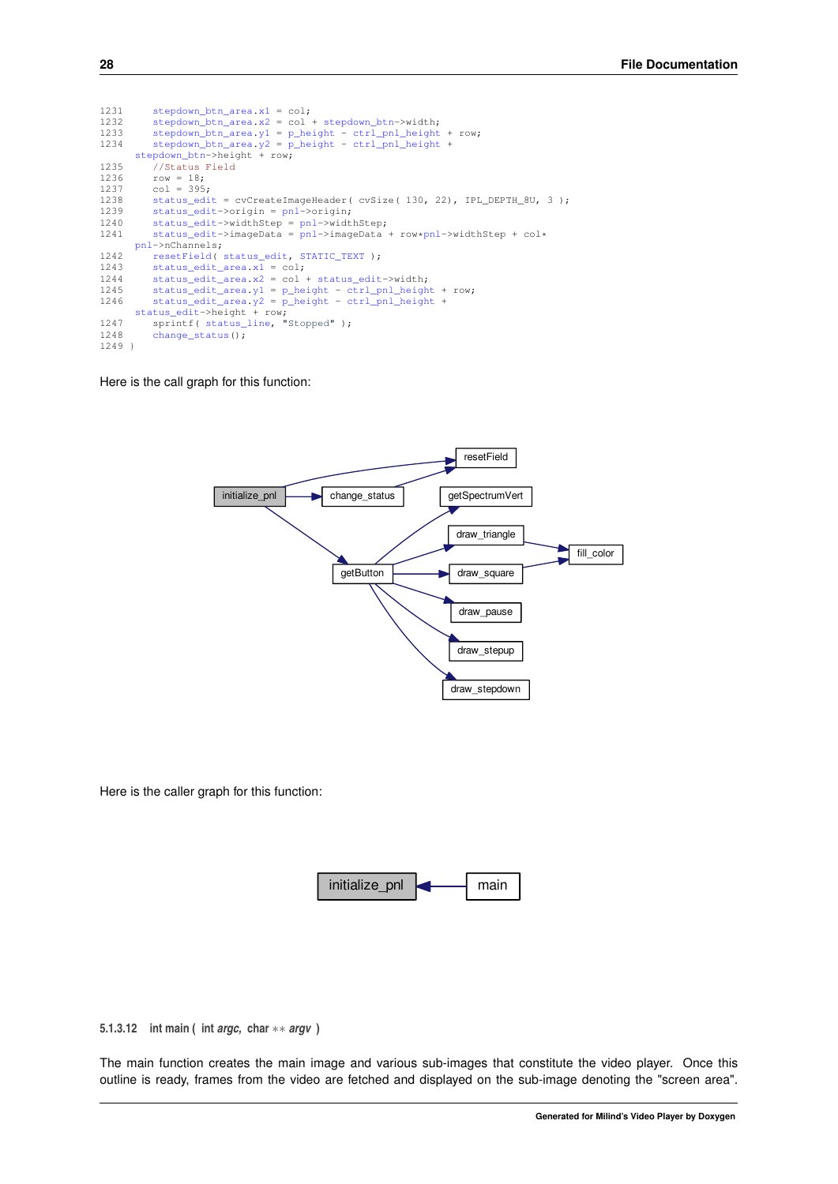```
1231     stepdown_btn_area.x1 = col;
1232     stepdown_btn_area.x2 = col + stepdown_btn->width;
1233     stepdown_btn_area.y1 = p_height - ctrl_pnl_height + row;
1234     stepdown_btn_area.y2 = p_height - ctrl_pnl_height +
      stepdown_btn->height + row;
1235     //Status Field
1236     row = 18;
1237     col = 395;
1238     status_edit = cvCreateImageHeader( cvSize( 130, 22), IPL_DEPTH_8U, 3 );
1239     status_edit->origin = pnl->origin;
1240     status_edit->widthStep = pnl->widthStep;
1241     status_edit->imageData = pnl->imageData + row*pnl->widthStep + col*
      pnl->nChannels;
1242     resetField( status_edit, STATIC_TEXT );
1243     status_edit_area.x1 = col;
1244     status_edit_area.x2 = col + status_edit->width;
1245     status_edit_area.y1 = p_height - ctrl_pnl_height + row;
1246     status_edit_area.y2 = p_height - ctrl_pnl_height +
      status_edit->height + row;
1247     sprintf( status_line, "Stopped" );
1248     change_status();
1249 }
```

Here is the call graph for this function:

Here is the caller graph for this function:

#### 5.1.3.12 int main ( int *argc*, char ** *argv* )

The main function creates the main image and various sub-images that constitute the video player. Once this outline is ready, frames from the video are fetched and displayed on the sub-image denoting the "screen area".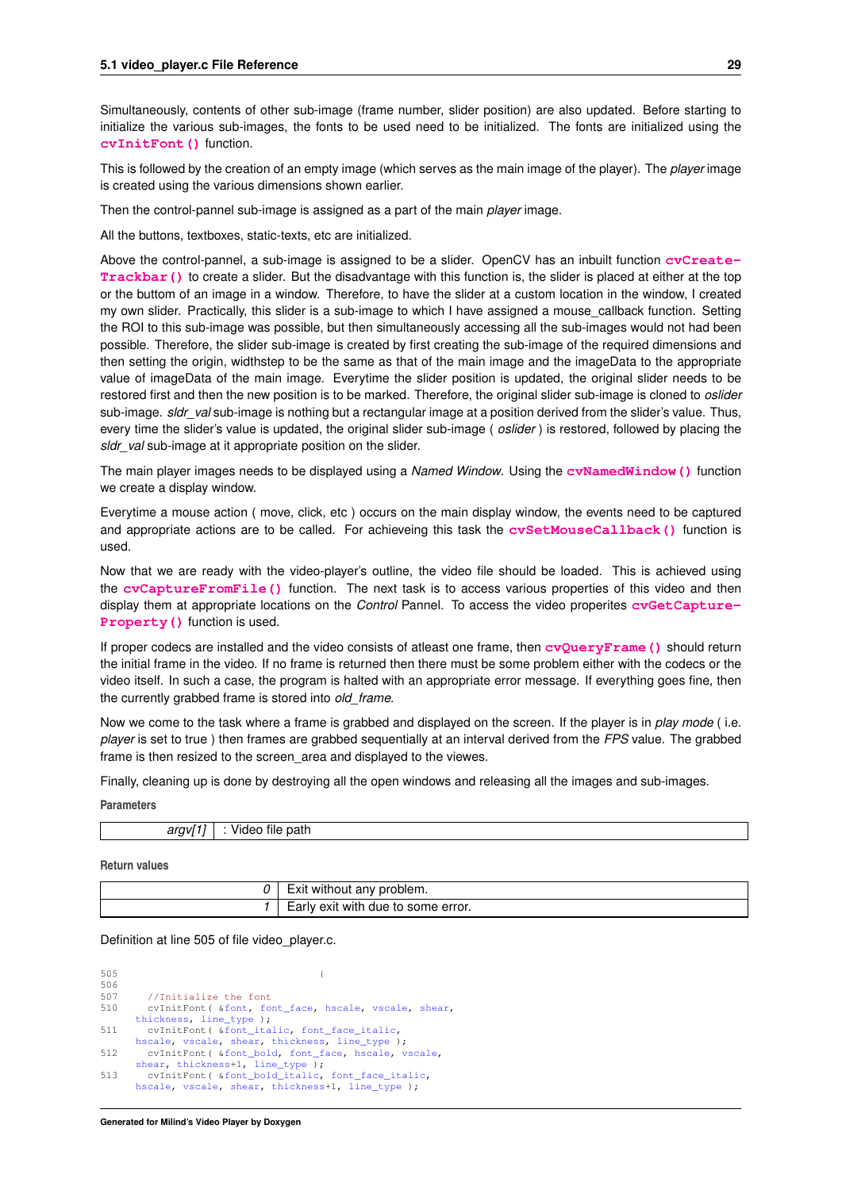Simultaneously, contents of other sub-image (frame number, slider position) are also updated. Before starting to initialize the various sub-images, the fonts to be used need to be initialized. The fonts are initialized using the **cvInitFont()** function.

This is followed by the creation of an empty image (which serves as the main image of the player). The *player* image is created using the various dimensions shown earlier.

Then the control-pannel sub-image is assigned as a part of the main *player* image.

All the buttons, textboxes, static-texts, etc are initialized.

Above the control-pannel, a sub-image is assigned to be a slider. OpenCV has an inbuilt function **cvCreateTrackbar()** to create a slider. But the disadvantage with this function is, the slider is placed at either at the top or the buttom of an image in a window. Therefore, to have the slider at a custom location in the window, I created my own slider. Practically, this slider is a sub-image to which I have assigned a mouse_callback function. Setting the ROI to this sub-image was possible, but then simultaneously accessing all the sub-images would not had been possible. Therefore, the slider sub-image is created by first creating the sub-image of the required dimensions and then setting the origin, widthstep to be the same as that of the main image and the imageData to the appropriate value of imageData of the main image. Everytime the slider position is updated, the original slider needs to be restored first and then the new position is to be marked. Therefore, the original slider sub-image is cloned to *oslider* sub-image. *sldr_val* sub-image is nothing but a rectangular image at a position derived from the slider's value. Thus, every time the slider's value is updated, the original slider sub-image ( *oslider* ) is restored, followed by placing the *sldr_val* sub-image at it appropriate position on the slider.

The main player images needs to be displayed using a *Named Window*. Using the **cvNamedWindow()** function we create a display window.

Everytime a mouse action ( move, click, etc ) occurs on the main display window, the events need to be captured and appropriate actions are to be called. For achieveing this task the **cvSetMouseCallback()** function is used.

Now that we are ready with the video-player's outline, the video file should be loaded. This is achieved using the **cvCaptureFromFile()** function. The next task is to access various properties of this video and then display them at appropriate locations on the *Control* Pannel. To access the video properites **cvGetCaptureProperty()** function is used.

If proper codecs are installed and the video consists of atleast one frame, then **cvQueryFrame()** should return the initial frame in the video. If no frame is returned then there must be some problem either with the codecs or the video itself. In such a case, the program is halted with an appropriate error message. If everything goes fine, then the currently grabbed frame is stored into *old_frame*.

Now we come to the task where a frame is grabbed and displayed on the screen. If the player is in *play mode* ( i.e. *player* is set to true ) then frames are grabbed sequentially at an interval derived from the *FPS* value. The grabbed frame is then resized to the screen_area and displayed to the viewes.

Finally, cleaning up is done by destroying all the open windows and releasing all the images and sub-images.

**Parameters**

| | |
|---|---|
| *argv[1]* | : Video file path |

**Return values**

| | |
|---|---|
| *0* | Exit without any problem. |
| *1* | Early exit with due to some error. |

Definition at line 505 of file video_player.c.

```
505                                 {
506
507     //Initialize the font
510     cvInitFont( &font, font_face, hscale, vscale, shear,
      thickness, line_type );
511     cvInitFont( &font_italic, font_face_italic,
      hscale, vscale, shear, thickness, line_type );
512     cvInitFont( &font_bold, font_face, hscale, vscale,
      shear, thickness+1, line_type );
513     cvInitFont( &font_bold_italic, font_face_italic,
      hscale, vscale, shear, thickness+1, line_type );
```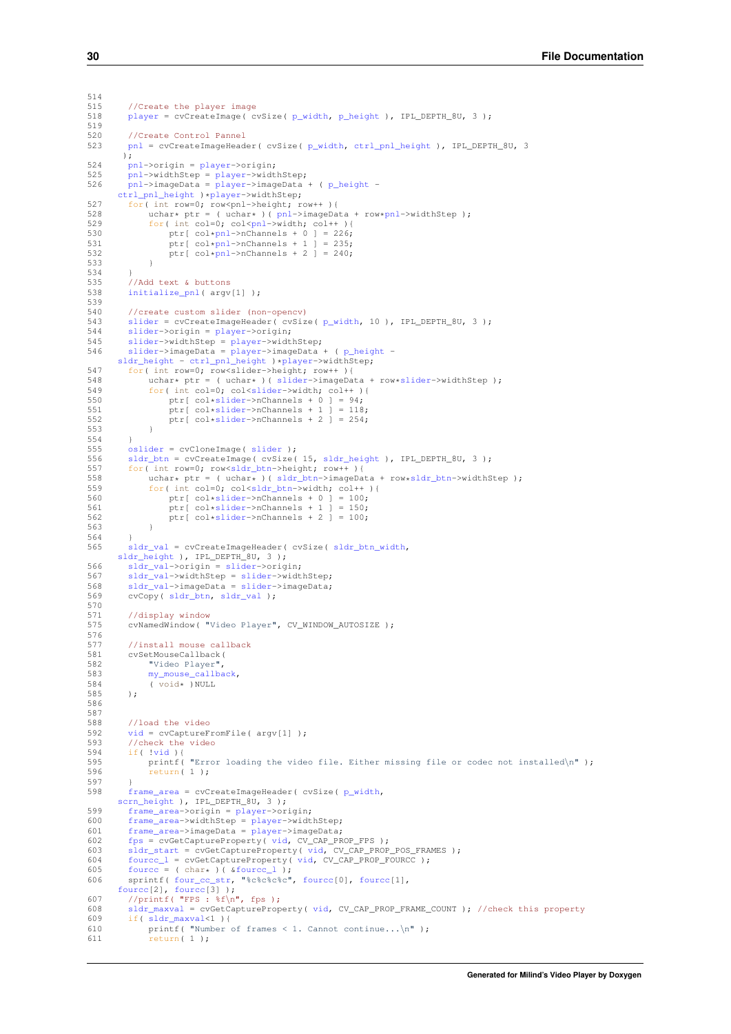```
514
515     //Create the player image
518     player = cvCreateImage( cvSize( p_width, p_height ), IPL_DEPTH_8U, 3 );
519
520     //Create Control Pannel
523     pnl = cvCreateImageHeader( cvSize( p_width, ctrl_pnl_height ), IPL_DEPTH_8U, 3
    );
524     pnl->origin = player->origin;
525     pnl->widthStep = player->widthStep;
526     pnl->imageData = player->imageData + ( p_height -
    ctrl_pnl_height )*player->widthStep;
527     for( int row=0; row<pnl->height; row++ ){
528         uchar* ptr = ( uchar* )( pnl->imageData + row*pnl->widthStep );
529         for( int col=0; col<pnl->width; col++ ){
530             ptr[ col*pnl->nChannels + 0 ] = 226;
531             ptr[ col*pnl->nChannels + 1 ] = 235;
532             ptr[ col*pnl->nChannels + 2 ] = 240;
533         }
534     }
535     //Add text & buttons
538     initialize_pnl( argv[1] );
539
540     //create custom slider (non-opencv)
543     slider = cvCreateImageHeader( cvSize( p_width, 10 ), IPL_DEPTH_8U, 3 );
544     slider->origin = player->origin;
545     slider->widthStep = player->widthStep;
546     slider->imageData = player->imageData + ( p_height -
    sldr_height - ctrl_pnl_height )*player->widthStep;
547     for( int row=0; row<slider->height; row++ ){
548         uchar* ptr = ( uchar* )( slider->imageData + row*slider->widthStep );
549         for( int col=0; col<slider->width; col++ ){
550             ptr[ col*slider->nChannels + 0 ] = 94;
551             ptr[ col*slider->nChannels + 1 ] = 118;
552             ptr[ col*slider->nChannels + 2 ] = 254;
553         }
554     }
555     oslider = cvCloneImage( slider );
556     sldr_btn = cvCreateImage( cvSize( 15, sldr_height ), IPL_DEPTH_8U, 3 );
557     for( int row=0; row<sldr_btn->height; row++ ){
558         uchar* ptr = ( uchar* )( sldr_btn->imageData + row*sldr_btn->widthStep );
559         for( int col=0; col<sldr_btn->width; col++ ){
560             ptr[ col*slider->nChannels + 0 ] = 100;
561             ptr[ col*slider->nChannels + 1 ] = 150;
562             ptr[ col*slider->nChannels + 2 ] = 100;
563         }
564     }
565     sldr_val = cvCreateImageHeader( cvSize( sldr_btn_width,
    sldr_height ), IPL_DEPTH_8U, 3 );
566     sldr_val->origin = slider->origin;
567     sldr_val->widthStep = slider->widthStep;
568     sldr_val->imageData = slider->imageData;
569     cvCopy( sldr_btn, sldr_val );
570
571     //display window
575     cvNamedWindow( "Video Player", CV_WINDOW_AUTOSIZE );
576
577     //install mouse callback
581     cvSetMouseCallback(
582         "Video Player",
583         my_mouse_callback,
584         ( void* )NULL
585     );
586
587
588     //load the video
592     vid = cvCaptureFromFile( argv[1] );
593     //check the video
594     if( !vid ){
595         printf( "Error loading the video file. Either missing file or codec not installed\n" );
596         return( 1 );
597     }
598     frame_area = cvCreateImageHeader( cvSize( p_width,
    scrn_height ), IPL_DEPTH_8U, 3 );
599     frame_area->origin = player->origin;
600     frame_area->widthStep = player->widthStep;
601     frame_area->imageData = player->imageData;
602     fps = cvGetCaptureProperty( vid, CV_CAP_PROP_FPS );
603     sldr_start = cvGetCaptureProperty( vid, CV_CAP_PROP_POS_FRAMES );
604     fourcc_l = cvGetCaptureProperty( vid, CV_CAP_PROP_FOURCC );
605     fourcc = ( char* )( &fourcc_l );
606     sprintf( four_cc_str, "%c%c%c%c", fourcc[0], fourcc[1],
    fourcc[2], fourcc[3] );
607     //printf( "FPS : %f\n", fps );
608     sldr_maxval = cvGetCaptureProperty( vid, CV_CAP_PROP_FRAME_COUNT ); //check this property
609     if( sldr_maxval<1 ){
610         printf( "Number of frames < 1. Cannot continue...\n" );
611         return( 1 );
```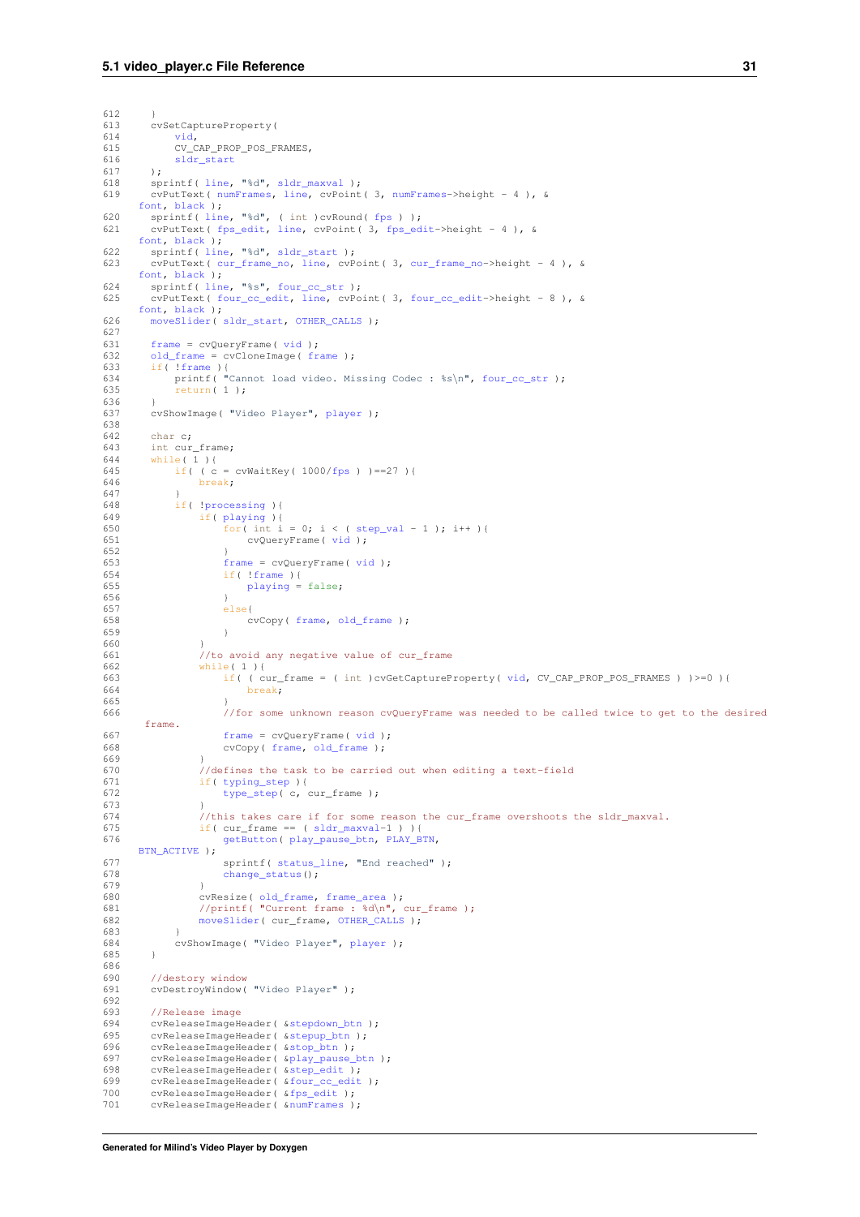```
612     }
613     cvSetCaptureProperty(
614         vid,
615         CV_CAP_PROP_POS_FRAMES,
616         sldr_start
617     );
618     sprintf( line, "%d", sldr_maxval );
619     cvPutText( numFrames, line, cvPoint( 3, numFrames->height - 4 ), &
      font, black );
620     sprintf( line, "%d", ( int )cvRound( fps ) );
621     cvPutText( fps_edit, line, cvPoint( 3, fps_edit->height - 4 ), &
      font, black );
622     sprintf( line, "%d", sldr_start );
623     cvPutText( cur_frame_no, line, cvPoint( 3, cur_frame_no->height - 4 ), &
      font, black );
624     sprintf( line, "%s", four_cc_str );
625     cvPutText( four_cc_edit, line, cvPoint( 3, four_cc_edit->height - 8 ), &
      font, black );
626     moveSlider( sldr_start, OTHER_CALLS );
627 
631     frame = cvQueryFrame( vid );
632     old_frame = cvCloneImage( frame );
633     if( !frame ){
634         printf( "Cannot load video. Missing Codec : %s\n", four_cc_str );
635         return( 1 );
636     }
637     cvShowImage( "Video Player", player );
638 
642     char c;
643     int cur_frame;
644     while( 1 ){
645         if( ( c = cvWaitKey( 1000/fps ) )==27 ){
646             break;
647         }
648         if( !processing ){
649             if( playing ){
650                 for( int i = 0; i < ( step_val - 1 ); i++ ){
651                     cvQueryFrame( vid );
652                 }
653                 frame = cvQueryFrame( vid );
654                 if( !frame ){
655                     playing = false;
656                 }
657                 else{
658                     cvCopy( frame, old_frame );
659                 }
660             }
661             //to avoid any negative value of cur_frame
662             while( 1 ){
663                 if( ( cur_frame = ( int )cvGetCaptureProperty( vid, CV_CAP_PROP_POS_FRAMES ) )>=0 ){
664                     break;
665                 }
666                 //for some unknown reason cvQueryFrame was needed to be called twice to get to the desired
       frame.
667                 frame = cvQueryFrame( vid );
668                 cvCopy( frame, old_frame );
669             }
670             //defines the task to be carried out when editing a text-field
671             if( typing_step ){
672                 type_step( c, cur_frame );
673             }
674             //this takes care if for some reason the cur_frame overshoots the sldr_maxval.
675             if( cur_frame == ( sldr_maxval-1 ) ){
676                 getButton( play_pause_btn, PLAY_BTN,
      BTN_ACTIVE );
677                 sprintf( status_line, "End reached" );
678                 change_status();
679             }
680             cvResize( old_frame, frame_area );
681             //printf( "Current frame : %d\n", cur_frame );
682             moveSlider( cur_frame, OTHER_CALLS );
683         }
684         cvShowImage( "Video Player", player );
685     }
686 
690     //destory window
691     cvDestroyWindow( "Video Player" );
692 
693     //Release image
694     cvReleaseImageHeader( &stepdown_btn );
695     cvReleaseImageHeader( &stepup_btn );
696     cvReleaseImageHeader( &stop_btn );
697     cvReleaseImageHeader( &play_pause_btn );
698     cvReleaseImageHeader( &step_edit );
699     cvReleaseImageHeader( &four_cc_edit );
700     cvReleaseImageHeader( &fps_edit );
701     cvReleaseImageHeader( &numFrames );
```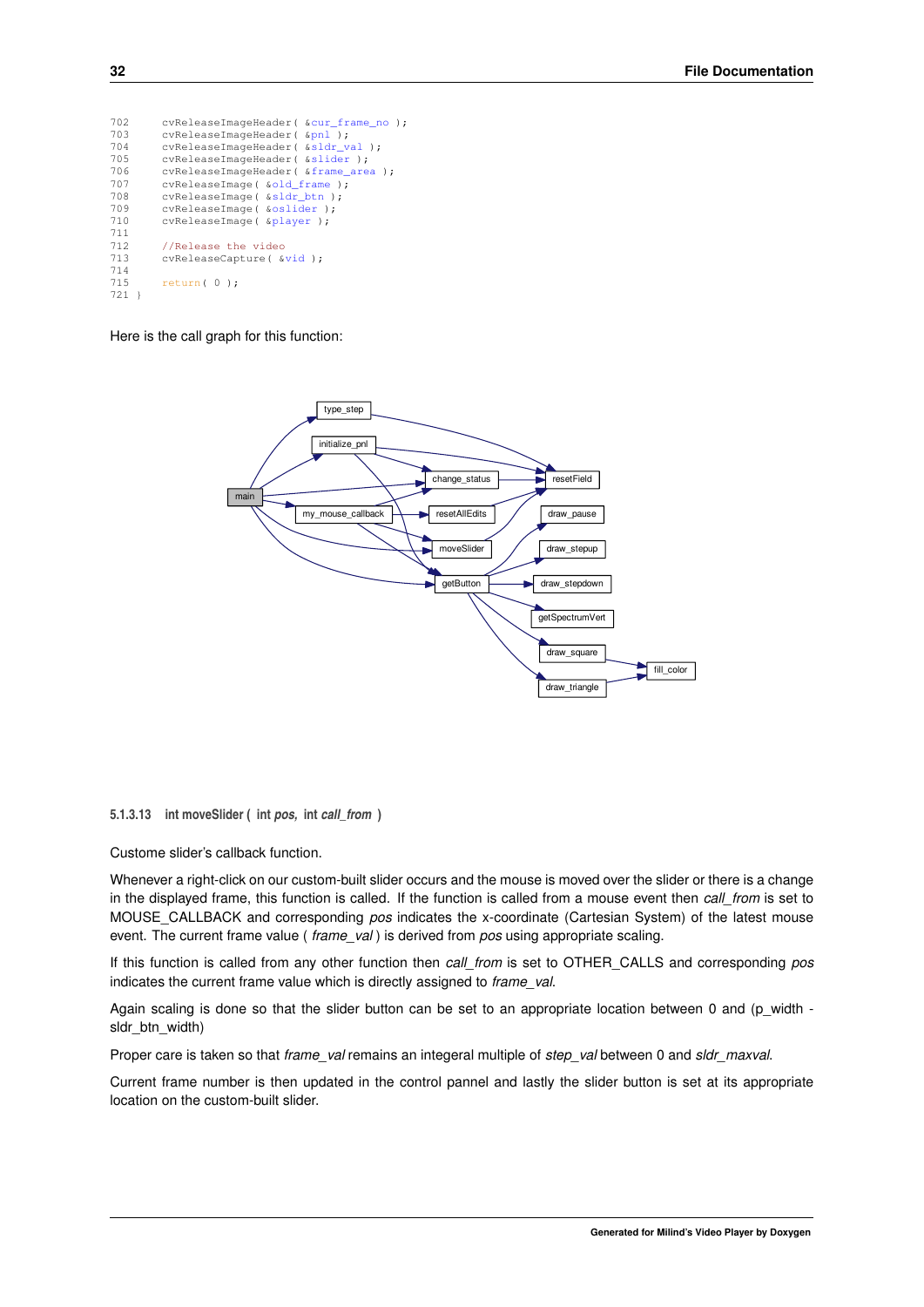```
702     cvReleaseImageHeader( &cur_frame_no );
703     cvReleaseImageHeader( &pnl );
704     cvReleaseImageHeader( &sldr_val );
705     cvReleaseImageHeader( &slider );
706     cvReleaseImageHeader( &frame_area );
707     cvReleaseImage( &old_frame );
708     cvReleaseImage( &sldr_btn );
709     cvReleaseImage( &oslider );
710     cvReleaseImage( &player );
711
712     //Release the video
713     cvReleaseCapture( &vid );
714
715     return( 0 );
721 }
```

Here is the call graph for this function:

#### 5.1.3.13 int moveSlider ( int *pos*, int *call_from* )

Custome slider's callback function.

Whenever a right-click on our custom-built slider occurs and the mouse is moved over the slider or there is a change in the displayed frame, this function is called. If the function is called from a mouse event then *call_from* is set to MOUSE_CALLBACK and corresponding *pos* indicates the x-coordinate (Cartesian System) of the latest mouse event. The current frame value ( *frame_val* ) is derived from *pos* using appropriate scaling.

If this function is called from any other function then *call_from* is set to OTHER_CALLS and corresponding *pos* indicates the current frame value which is directly assigned to *frame_val*.

Again scaling is done so that the slider button can be set to an appropriate location between 0 and (p_width - sldr_btn_width)

Proper care is taken so that *frame_val* remains an integeral multiple of *step_val* between 0 and *sldr_maxval*.

Current frame number is then updated in the control pannel and lastly the slider button is set at its appropriate location on the custom-built slider.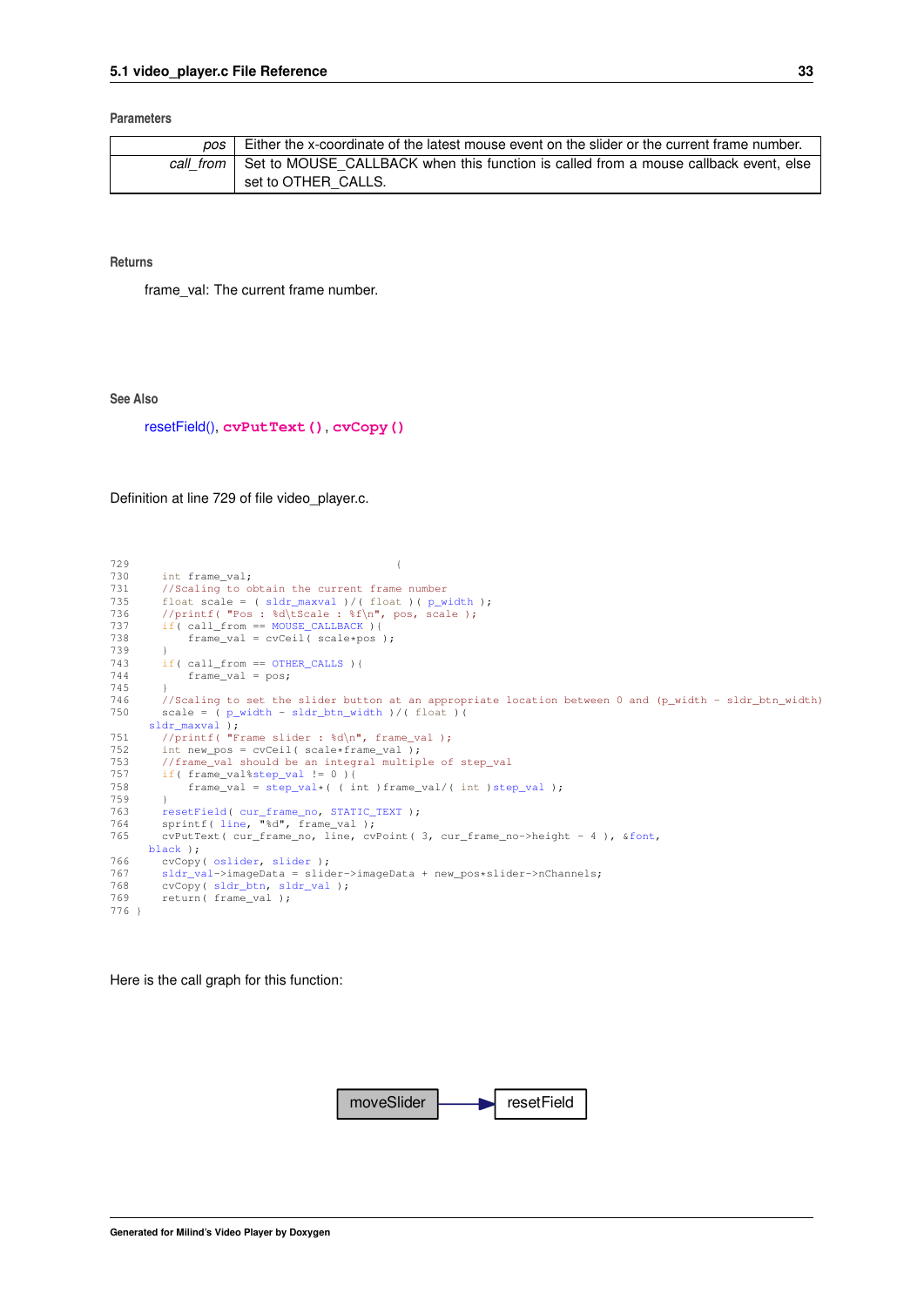**Parameters**

| | |
|---|---|
| *pos* | Either the x-coordinate of the latest mouse event on the slider or the current frame number. |
| *call_from* | Set to MOUSE_CALLBACK when this function is called from a mouse callback event, else set to OTHER_CALLS. |

**Returns**

frame_val: The current frame number.

**See Also**

resetField(), **cvPutText ()**, **cvCopy ()**

Definition at line 729 of file video_player.c.

```
729                                         {
730     int frame_val;
731     //Scaling to obtain the current frame number
735     float scale = ( sldr_maxval )/( float )( p_width );
736     //printf( "Pos : %d\tScale : %f\n", pos, scale );
737     if( call_from == MOUSE_CALLBACK ){
738         frame_val = cvCeil( scale*pos );
739     }
743     if( call_from == OTHER_CALLS ){
744         frame_val = pos;
745     }
746     //Scaling to set the slider button at an appropriate location between 0 and (p_width - sldr_btn_width)
750     scale = ( p_width - sldr_btn_width )/( float )(
    sldr_maxval );
751     //printf( "Frame slider : %d\n", frame_val );
752     int new_pos = cvCeil( scale*frame_val );
753     //frame_val should be an integral multiple of step_val
757     if( frame_val%step_val != 0 ){
758         frame_val = step_val*( ( int )frame_val/( int )step_val );
759     }
763     resetField( cur_frame_no, STATIC_TEXT );
764     sprintf( line, "%d", frame_val );
765     cvPutText( cur_frame_no, line, cvPoint( 3, cur_frame_no->height - 4 ), &font,
    black );
766     cvCopy( oslider, slider );
767     sldr_val->imageData = slider->imageData + new_pos*slider->nChannels;
768     cvCopy( sldr_btn, sldr_val );
769     return( frame_val );
776 }
```

Here is the call graph for this function:

moveSlider → resetField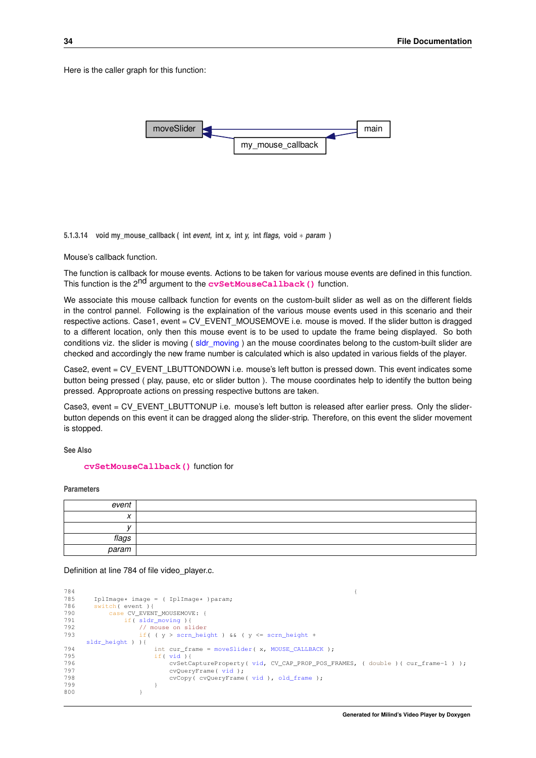Here is the caller graph for this function:

moveSlider ← main
moveSlider ← my_mouse_callback ← main

#### 5.1.3.14 void my_mouse_callback ( int *event*, int *x*, int *y*, int *flags*, void ∗ *param* )

Mouse's callback function.

The function is callback for mouse events. Actions to be taken for various mouse events are defined in this function. This function is the 2nd argument to the **cvSetMouseCallback()** function.

We associate this mouse callback function for events on the custom-built slider as well as on the different fields in the control pannel. Following is the explaination of the various mouse events used in this scenario and their respective actions. Case1, event = CV_EVENT_MOUSEMOVE i.e. mouse is moved. If the slider button is dragged to a different location, only then this mouse event is to be used to update the frame being displayed. So both conditions viz. the slider is moving ( sldr_moving ) an the mouse coordinates belong to the custom-built slider are checked and accordingly the new frame number is calculated which is also updated in various fields of the player.

Case2, event = CV_EVENT_LBUTTONDOWN i.e. mouse's left button is pressed down. This event indicates some button being pressed ( play, pause, etc or slider button ). The mouse coordinates help to identify the button being pressed. Approproate actions on pressing respective buttons are taken.

Case3, event = CV_EVENT_LBUTTONUP i.e. mouse's left button is released after earlier press. Only the slider-button depends on this event it can be dragged along the slider-strip. Therefore, on this event the slider movement is stopped.

**See Also**

**cvSetMouseCallback()** function for

**Parameters**

| | |
|---|---|
| *event* | |
| *x* | |
| *y* | |
| *flags* | |
| *param* | |

Definition at line 784 of file video_player.c.

```
784                                                                              {
785     IplImage* image = ( IplImage* )param;
786     switch( event ){
790         case CV_EVENT_MOUSEMOVE: {
791             if( sldr_moving ){
792                 // mouse on slider
793                 if( ( y > scrn_height ) && ( y <= scrn_height +
     sldr_height ) ){
794                     int cur_frame = moveSlider( x, MOUSE_CALLBACK );
795                     if( vid ){
796                         cvSetCaptureProperty( vid, CV_CAP_PROP_POS_FRAMES, ( double )( cur_frame-1 ) );
797                         cvQueryFrame( vid );
798                         cvCopy( cvQueryFrame( vid ), old_frame );
799                     }
800                 }
```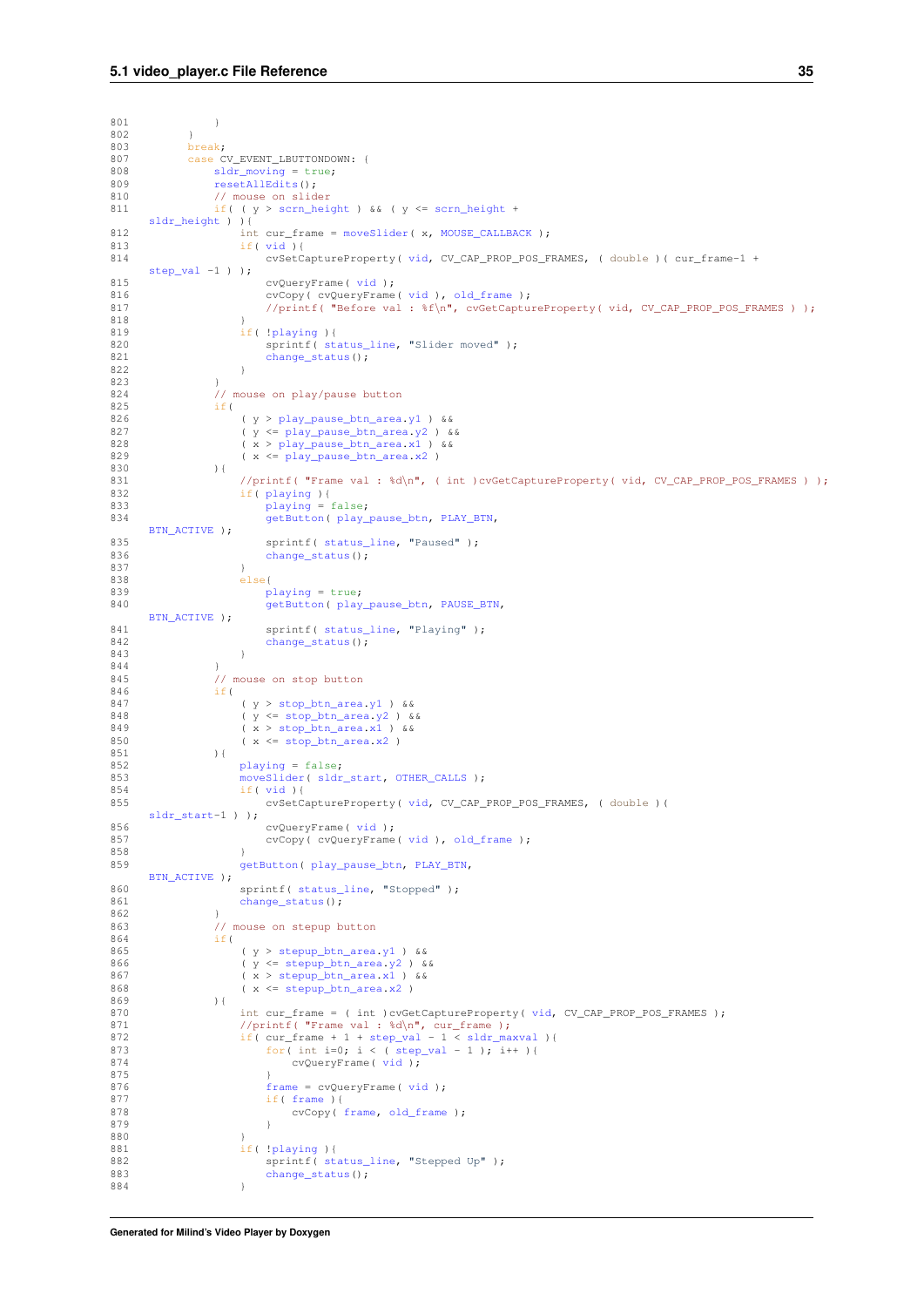```
801             }
802         }
803         break;
807         case CV_EVENT_LBUTTONDOWN: {
808             sldr_moving = true;
809             resetAllEdits();
810             // mouse on slider
811             if( ( y > scrn_height ) && ( y <= scrn_height +
    sldr_height ) ){
812                 int cur_frame = moveSlider( x, MOUSE_CALLBACK );
813                 if( vid ){
814                     cvSetCaptureProperty( vid, CV_CAP_PROP_POS_FRAMES, ( double )( cur_frame-1 +
    step_val -1 ) );
815                     cvQueryFrame( vid );
816                     cvCopy( cvQueryFrame( vid ), old_frame );
817                     //printf( "Before val : %f\n", cvGetCaptureProperty( vid, CV_CAP_PROP_POS_FRAMES ) );
818                 }
819                 if( !playing ){
820                     sprintf( status_line, "Slider moved" );
821                     change_status();
822                 }
823             }
824             // mouse on play/pause button
825             if(
826                 ( y > play_pause_btn_area.y1 ) &&
827                 ( y <= play_pause_btn_area.y2 ) &&
828                 ( x > play_pause_btn_area.x1 ) &&
829                 ( x <= play_pause_btn_area.x2 )
830             ){
831                 //printf( "Frame val : %d\n", ( int )cvGetCaptureProperty( vid, CV_CAP_PROP_POS_FRAMES ) );
832                 if( playing ){
833                     playing = false;
834                     getButton( play_pause_btn, PLAY_BTN,
    BTN_ACTIVE );
835                     sprintf( status_line, "Paused" );
836                     change_status();
837                 }
838                 else{
839                     playing = true;
840                     getButton( play_pause_btn, PAUSE_BTN,
    BTN_ACTIVE );
841                     sprintf( status_line, "Playing" );
842                     change_status();
843                 }
844             }
845             // mouse on stop button
846             if(
847                 ( y > stop_btn_area.y1 ) &&
848                 ( y <= stop_btn_area.y2 ) &&
849                 ( x > stop_btn_area.x1 ) &&
850                 ( x <= stop_btn_area.x2 )
851             ){
852                 playing = false;
853                 moveSlider( sldr_start, OTHER_CALLS );
854                 if( vid ){
855                     cvSetCaptureProperty( vid, CV_CAP_PROP_POS_FRAMES, ( double )(
    sldr_start-1 ) );
856                     cvQueryFrame( vid );
857                     cvCopy( cvQueryFrame( vid ), old_frame );
858                 }
859                 getButton( play_pause_btn, PLAY_BTN,
    BTN_ACTIVE );
860                 sprintf( status_line, "Stopped" );
861                 change_status();
862             }
863             // mouse on stepup button
864             if(
865                 ( y > stepup_btn_area.y1 ) &&
866                 ( y <= stepup_btn_area.y2 ) &&
867                 ( x > stepup_btn_area.x1 ) &&
868                 ( x <= stepup_btn_area.x2 )
869             ){
870                 int cur_frame = ( int )cvGetCaptureProperty( vid, CV_CAP_PROP_POS_FRAMES );
871                 //printf( "Frame val : %d\n", cur_frame );
872                 if( cur_frame + 1 + step_val - 1 < sldr_maxval ){
873                     for( int i=0; i < ( step_val - 1 ); i++ ){
874                         cvQueryFrame( vid );
875                     }
876                     frame = cvQueryFrame( vid );
877                     if( frame ){
878                         cvCopy( frame, old_frame );
879                     }
880                 }
881                 if( !playing ){
882                     sprintf( status_line, "Stepped Up" );
883                     change_status();
884                 }
```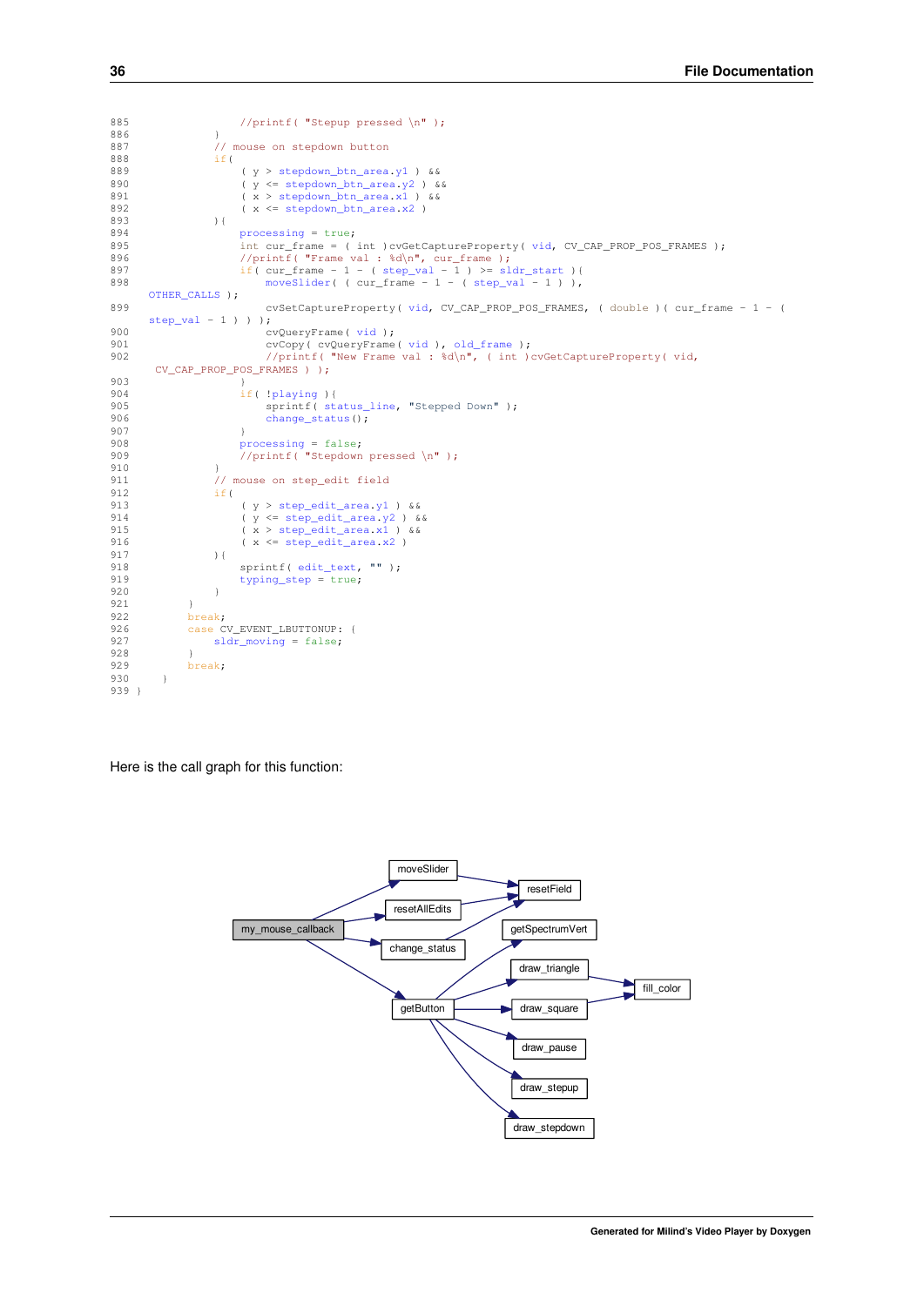```
885                 //printf( "Stepup pressed \n" );
886             }
887             // mouse on stepdown button
888             if(
889                 ( y > stepdown_btn_area.y1 ) &&
890                 ( y <= stepdown_btn_area.y2 ) &&
891                 ( x > stepdown_btn_area.x1 ) &&
892                 ( x <= stepdown_btn_area.x2 )
893             ){
894                 processing = true;
895                 int cur_frame = ( int )cvGetCaptureProperty( vid, CV_CAP_PROP_POS_FRAMES );
896                 //printf( "Frame val : %d\n", cur_frame );
897                 if( cur_frame - 1 - ( step_val - 1 ) >= sldr_start ){
898                     moveSlider( ( cur_frame - 1 - ( step_val - 1 ) ),
      OTHER_CALLS );
899                     cvSetCaptureProperty( vid, CV_CAP_PROP_POS_FRAMES, ( double )( cur_frame - 1 - (
      step_val - 1 ) ) );
900                     cvQueryFrame( vid );
901                     cvCopy( cvQueryFrame( vid ), old_frame );
902                     //printf( "New Frame val : %d\n", ( int )cvGetCaptureProperty( vid,
       CV_CAP_PROP_POS_FRAMES ) );
903                 }
904                 if( !playing ){
905                     sprintf( status_line, "Stepped Down" );
906                     change_status();
907                 }
908                 processing = false;
909                 //printf( "Stepdown pressed \n" );
910             }
911             // mouse on step_edit field
912             if(
913                 ( y > step_edit_area.y1 ) &&
914                 ( y <= step_edit_area.y2 ) &&
915                 ( x > step_edit_area.x1 ) &&
916                 ( x <= step_edit_area.x2 )
917             ){
918                 sprintf( edit_text, "" );
919                 typing_step = true;
920             }
921         }
922         break;
926         case CV_EVENT_LBUTTONUP: {
927             sldr_moving = false;
928         }
929         break;
930     }
939 }
```

Here is the call graph for this function:

```
my_mouse_callback -> moveSlider, resetAllEdits, change_status, getButton
moveSlider -> resetField
resetAllEdits -> resetField
change_status -> resetField
getButton -> getSpectrumVert, draw_triangle, draw_square, draw_pause, draw_stepup, draw_stepdown
draw_triangle -> fill_color
draw_square -> fill_color
```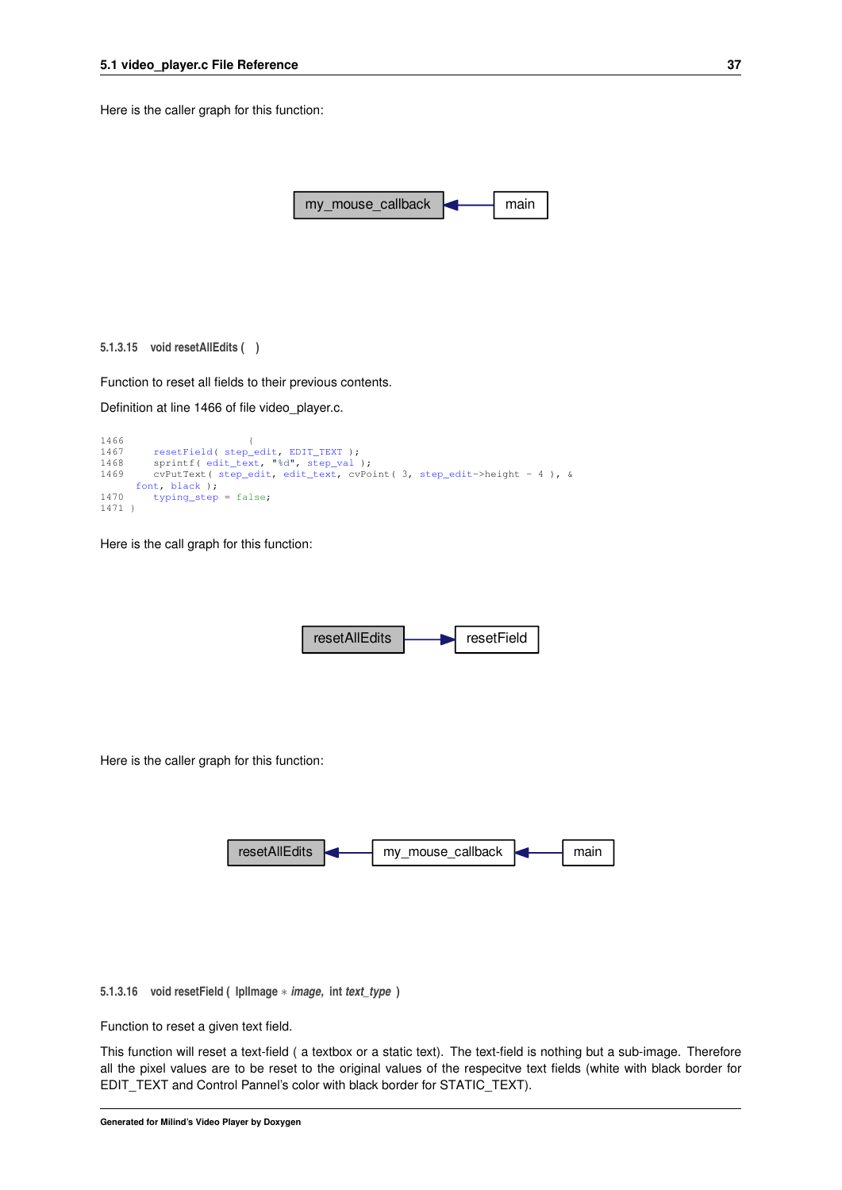Here is the caller graph for this function:

my_mouse_callback ← main

#### 5.1.3.15 void resetAllEdits ( )

Function to reset all fields to their previous contents.

Definition at line 1466 of file video_player.c.

```
1466                    {
1467     resetField( step_edit, EDIT_TEXT );
1468     sprintf( edit_text, "%d", step_val );
1469     cvPutText ( step_edit, edit_text, cvPoint( 3, step_edit->height - 4 ), &
      font, black );
1470     typing_step = false;
1471 }
```

Here is the call graph for this function:

resetAllEdits → resetField

Here is the caller graph for this function:

resetAllEdits ← my_mouse_callback ← main

#### 5.1.3.16 void resetField ( IplImage * *image*, int *text_type* )

Function to reset a given text field.

This function will reset a text-field ( a textbox or a static text). The text-field is nothing but a sub-image. Therefore all the pixel values are to be reset to the original values of the respecitve text fields (white with black border for EDIT_TEXT and Control Pannel's color with black border for STATIC_TEXT).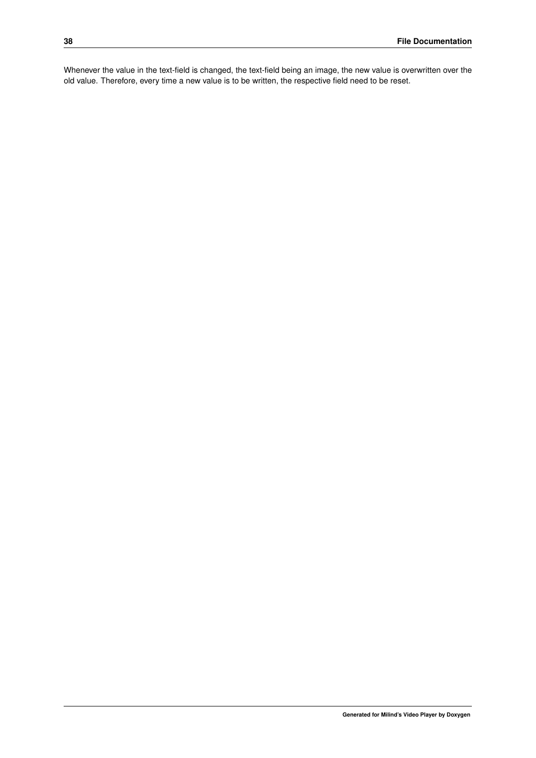Whenever the value in the text-field is changed, the text-field being an image, the new value is overwritten over the old value. Therefore, every time a new value is to be written, the respective field need to be reset.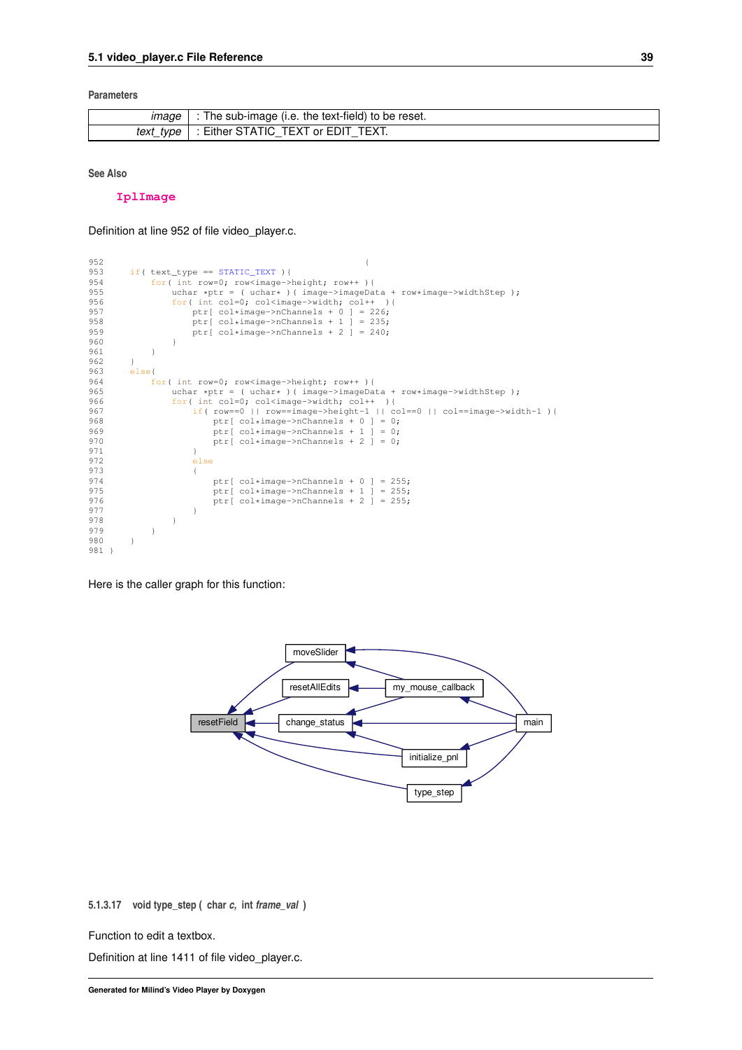**Parameters**

| | |
|---|---|
| *image* | : The sub-image (i.e. the text-field) to be reset. |
| *text_type* | : Either STATIC_TEXT or EDIT_TEXT. |

**See Also**

IplImage

Definition at line 952 of file video_player.c.

```
952                                                    {
953     if( text_type == STATIC_TEXT ){
954         for( int row=0; row<image->height; row++ ){
955             uchar *ptr = ( uchar* )( image->imageData + row*image->widthStep );
956             for( int col=0; col<image->width; col++  ){
957                 ptr[ col*image->nChannels + 0 ] = 226;
958                 ptr[ col*image->nChannels + 1 ] = 235;
959                 ptr[ col*image->nChannels + 2 ] = 240;
960             }
961         }
962     }
963     else{
964         for( int row=0; row<image->height; row++ ){
965             uchar *ptr = ( uchar* )( image->imageData + row*image->widthStep );
966             for( int col=0; col<image->width; col++  ){
967                 if( row==0  || row==image->height-1  || col==0  || col==image->width-1 ){
968                     ptr[ col*image->nChannels + 0 ] = 0;
969                     ptr[ col*image->nChannels + 1 ] = 0;
970                     ptr[ col*image->nChannels + 2 ] = 0;
971                 }
972                 else
973                 {
974                     ptr[ col*image->nChannels + 0 ] = 255;
975                     ptr[ col*image->nChannels + 1 ] = 255;
976                     ptr[ col*image->nChannels + 2 ] = 255;
977                 }
978             }
979         }
980     }
981 }
```

Here is the caller graph for this function:

moveSlider, resetAllEdits, my_mouse_callback, resetField, change_status, main, initialize_pnl, type_step

#### 5.1.3.17 void type_step ( char *c*, int *frame_val* )

Function to edit a textbox.

Definition at line 1411 of file video_player.c.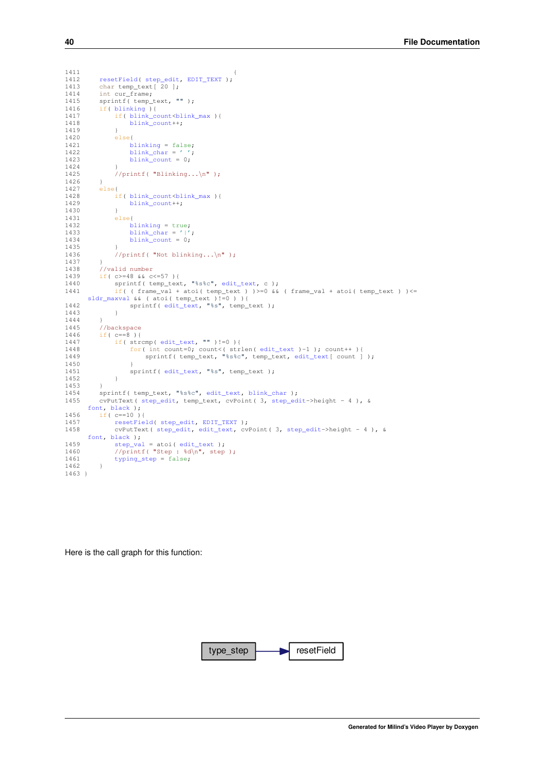```
1411                                                  {
1412     resetField( step_edit, EDIT_TEXT );
1413     char temp_text[ 20 ];
1414     int cur_frame;
1415     sprintf( temp_text, "" );
1416     if( blinking ){
1417         if( blink_count<blink_max ){
1418             blink_count++;
1419         }
1420         else{
1421             blinking = false;
1422             blink_char = ' ';
1423             blink_count = 0;
1424         }
1425         //printf( "Blinking...\n" );
1426     }
1427     else{
1428         if( blink_count<blink_max ){
1429             blink_count++;
1430         }
1431         else{
1432             blinking = true;
1433             blink_char = '|';
1434             blink_count = 0;
1435         }
1436         //printf( "Not blinking...\n" );
1437     }
1438     //valid number
1439     if( c>=48 && c<=57 ){
1440         sprintf( temp_text, "%s%c", edit_text, c );
1441         if( ( frame_val + atoi( temp_text ) )>=0 && ( frame_val + atoi( temp_text ) )<=
      sldr_maxval && ( atoi( temp_text )!=0 ) ){
1442             sprintf( edit_text, "%s", temp_text );
1443         }
1444     }
1445     //backspace
1446     if( c==8 ){
1447         if( strcmp( edit_text, "" )!=0 ){
1448             for( int count=0; count<( strlen( edit_text )-1 ); count++ ){
1449                 sprintf( temp_text, "%s%c", temp_text, edit_text[ count ] );
1450             }
1451             sprintf( edit_text, "%s", temp_text );
1452         }
1453     }
1454     sprintf( temp_text, "%s%c", edit_text, blink_char );
1455     cvPutText( step_edit, temp_text, cvPoint( 3, step_edit->height - 4 ), &
      font, black );
1456     if( c==10 ){
1457         resetField( step_edit, EDIT_TEXT );
1458         cvPutText( step_edit, edit_text, cvPoint( 3, step_edit->height - 4 ), &
      font, black );
1459         step_val = atoi( edit_text );
1460         //printf( "Step : %d\n", step );
1461         typing_step = false;
1462     }
1463 }
```

Here is the call graph for this function:

type_step → resetField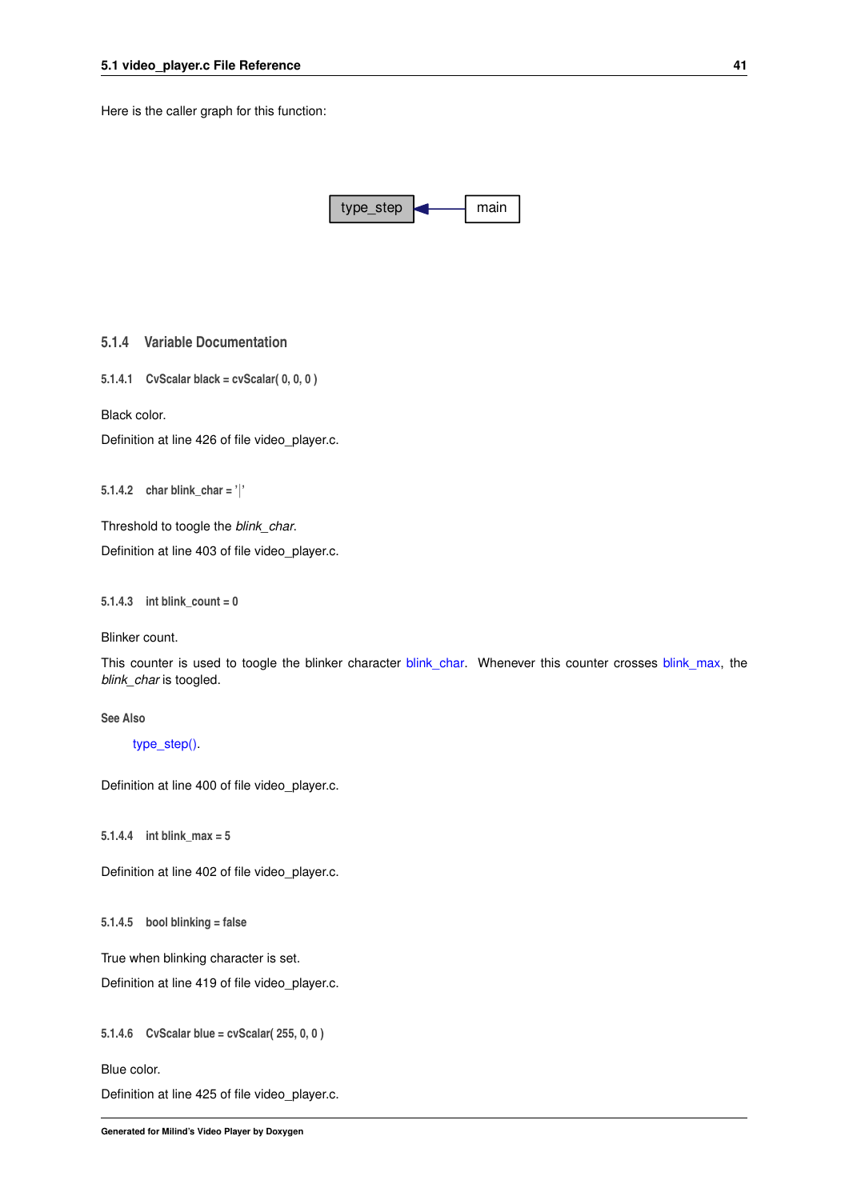Here is the caller graph for this function:

type_step ← main

### 5.1.4 Variable Documentation

#### 5.1.4.1 CvScalar black = cvScalar( 0, 0, 0 )

Black color.

Definition at line 426 of file video_player.c.

#### 5.1.4.2 char blink_char = '|'

Threshold to toogle the *blink_char*.

Definition at line 403 of file video_player.c.

#### 5.1.4.3 int blink_count = 0

Blinker count.

This counter is used to toogle the blinker character blink_char. Whenever this counter crosses blink_max, the *blink_char* is toogled.

**See Also**

type_step().

Definition at line 400 of file video_player.c.

#### 5.1.4.4 int blink_max = 5

Definition at line 402 of file video_player.c.

#### 5.1.4.5 bool blinking = false

True when blinking character is set.

Definition at line 419 of file video_player.c.

#### 5.1.4.6 CvScalar blue = cvScalar( 255, 0, 0 )

Blue color.

Definition at line 425 of file video_player.c.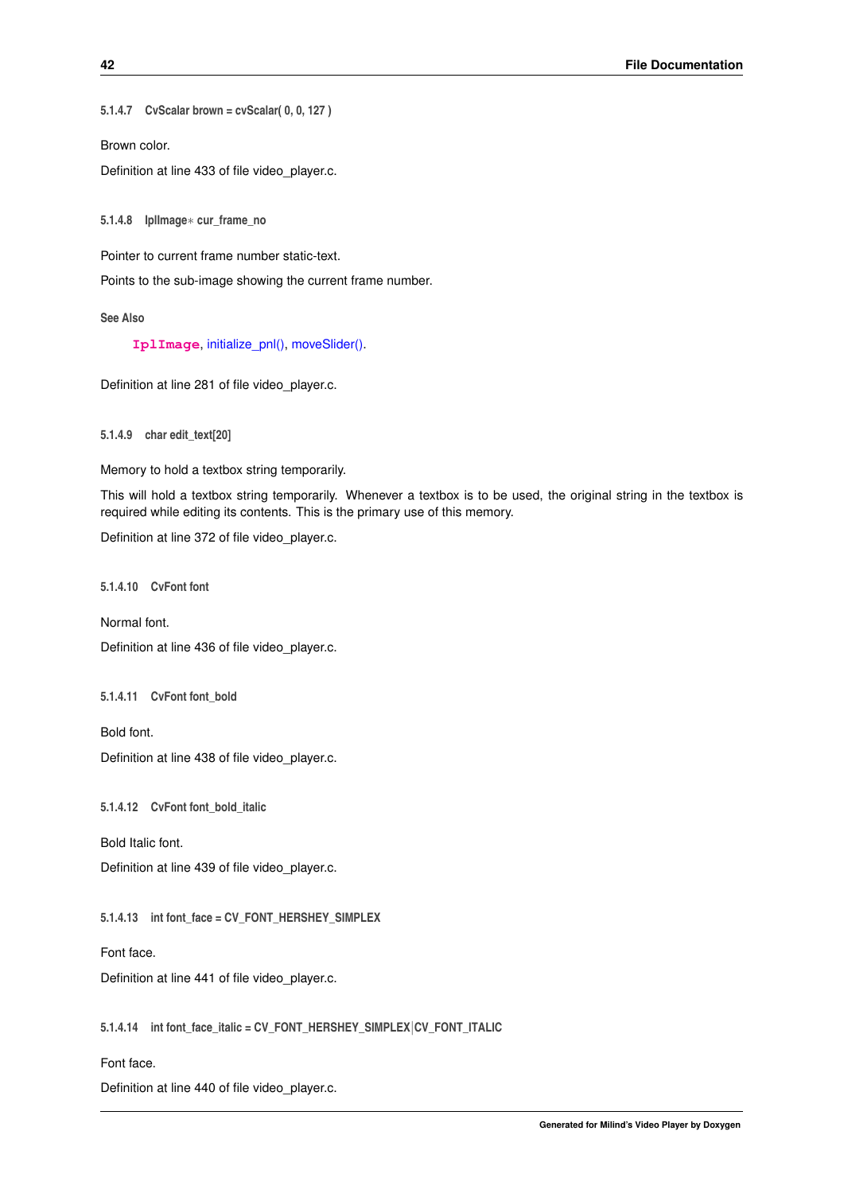#### 5.1.4.7 CvScalar brown = cvScalar( 0, 0, 127 )

Brown color.

Definition at line 433 of file video_player.c.

#### 5.1.4.8 IplImage* cur_frame_no

Pointer to current frame number static-text.

Points to the sub-image showing the current frame number.

**See Also**

`IplImage`, initialize_pnl(), moveSlider().

Definition at line 281 of file video_player.c.

#### 5.1.4.9 char edit_text[20]

Memory to hold a textbox string temporarily.

This will hold a textbox string temporarily. Whenever a textbox is to be used, the original string in the textbox is required while editing its contents. This is the primary use of this memory.

Definition at line 372 of file video_player.c.

#### 5.1.4.10 CvFont font

Normal font.

Definition at line 436 of file video_player.c.

#### 5.1.4.11 CvFont font_bold

Bold font.

Definition at line 438 of file video_player.c.

#### 5.1.4.12 CvFont font_bold_italic

Bold Italic font.

Definition at line 439 of file video_player.c.

#### 5.1.4.13 int font_face = CV_FONT_HERSHEY_SIMPLEX

Font face.

Definition at line 441 of file video_player.c.

#### 5.1.4.14 int font_face_italic = CV_FONT_HERSHEY_SIMPLEX|CV_FONT_ITALIC

Font face.

Definition at line 440 of file video_player.c.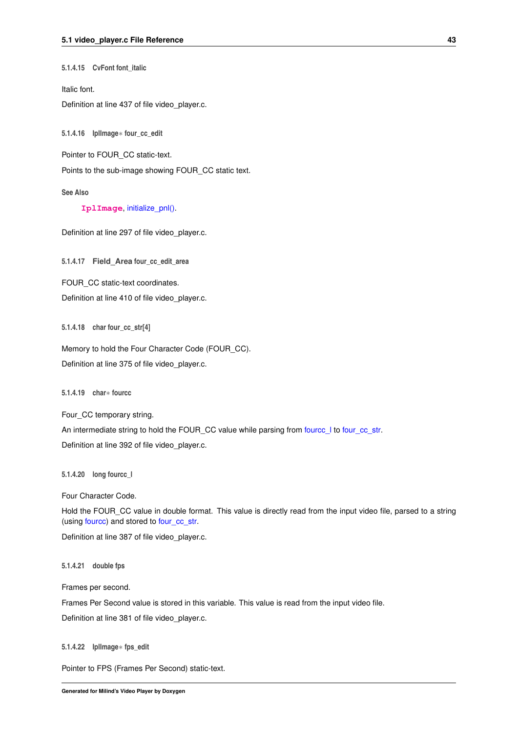#### 5.1.4.15 CvFont font_italic

Italic font.

Definition at line 437 of file video_player.c.

#### 5.1.4.16 IplImage* four_cc_edit

Pointer to FOUR_CC static-text.

Points to the sub-image showing FOUR_CC static text.

**See Also**

`IplImage`, initialize_pnl().

Definition at line 297 of file video_player.c.

#### 5.1.4.17 Field_Area four_cc_edit_area

FOUR_CC static-text coordinates.

Definition at line 410 of file video_player.c.

#### 5.1.4.18 char four_cc_str[4]

Memory to hold the Four Character Code (FOUR_CC).

Definition at line 375 of file video_player.c.

#### 5.1.4.19 char* fourcc

Four_CC temporary string.

An intermediate string to hold the FOUR_CC value while parsing from fourcc_l to four_cc_str.

Definition at line 392 of file video_player.c.

#### 5.1.4.20 long fourcc_l

Four Character Code.

Hold the FOUR_CC value in double format. This value is directly read from the input video file, parsed to a string (using fourcc) and stored to four_cc_str.

Definition at line 387 of file video_player.c.

#### 5.1.4.21 double fps

Frames per second.

Frames Per Second value is stored in this variable. This value is read from the input video file.

Definition at line 381 of file video_player.c.

#### 5.1.4.22 IplImage* fps_edit

Pointer to FPS (Frames Per Second) static-text.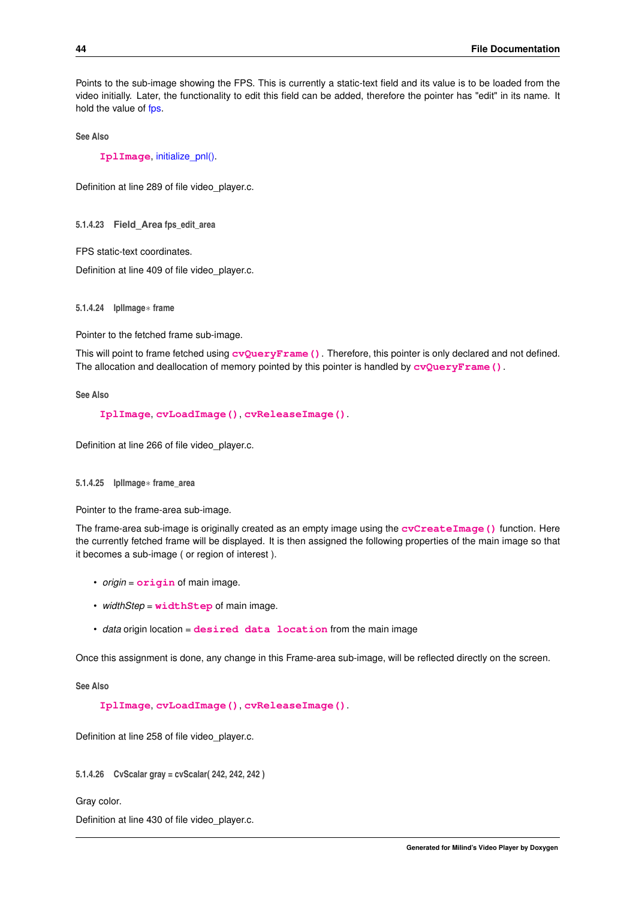Points to the sub-image showing the FPS. This is currently a static-text field and its value is to be loaded from the video initially. Later, the functionality to edit this field can be added, therefore the pointer has "edit" in its name. It hold the value of fps.

**See Also**

`IplImage`, initialize_pnl().

Definition at line 289 of file video_player.c.

#### 5.1.4.23 Field_Area fps_edit_area

FPS static-text coordinates.

Definition at line 409 of file video_player.c.

#### 5.1.4.24 IplImage* frame

Pointer to the fetched frame sub-image.

This will point to frame fetched using `cvQueryFrame()`. Therefore, this pointer is only declared and not defined. The allocation and deallocation of memory pointed by this pointer is handled by `cvQueryFrame()`.

**See Also**

`IplImage`, `cvLoadImage()`, `cvReleaseImage()`.

Definition at line 266 of file video_player.c.

#### 5.1.4.25 IplImage* frame_area

Pointer to the frame-area sub-image.

The frame-area sub-image is originally created as an empty image using the `cvCreateImage()` function. Here the currently fetched frame will be displayed. It is then assigned the following properties of the main image so that it becomes a sub-image ( or region of interest ).

- *origin* = `origin` of main image.
- *widthStep* = `widthStep` of main image.
- *data* origin location = `desired data location` from the main image

Once this assignment is done, any change in this Frame-area sub-image, will be reflected directly on the screen.

**See Also**

`IplImage`, `cvLoadImage()`, `cvReleaseImage()`.

Definition at line 258 of file video_player.c.

#### 5.1.4.26 CvScalar gray = cvScalar( 242, 242, 242 )

Gray color.

Definition at line 430 of file video_player.c.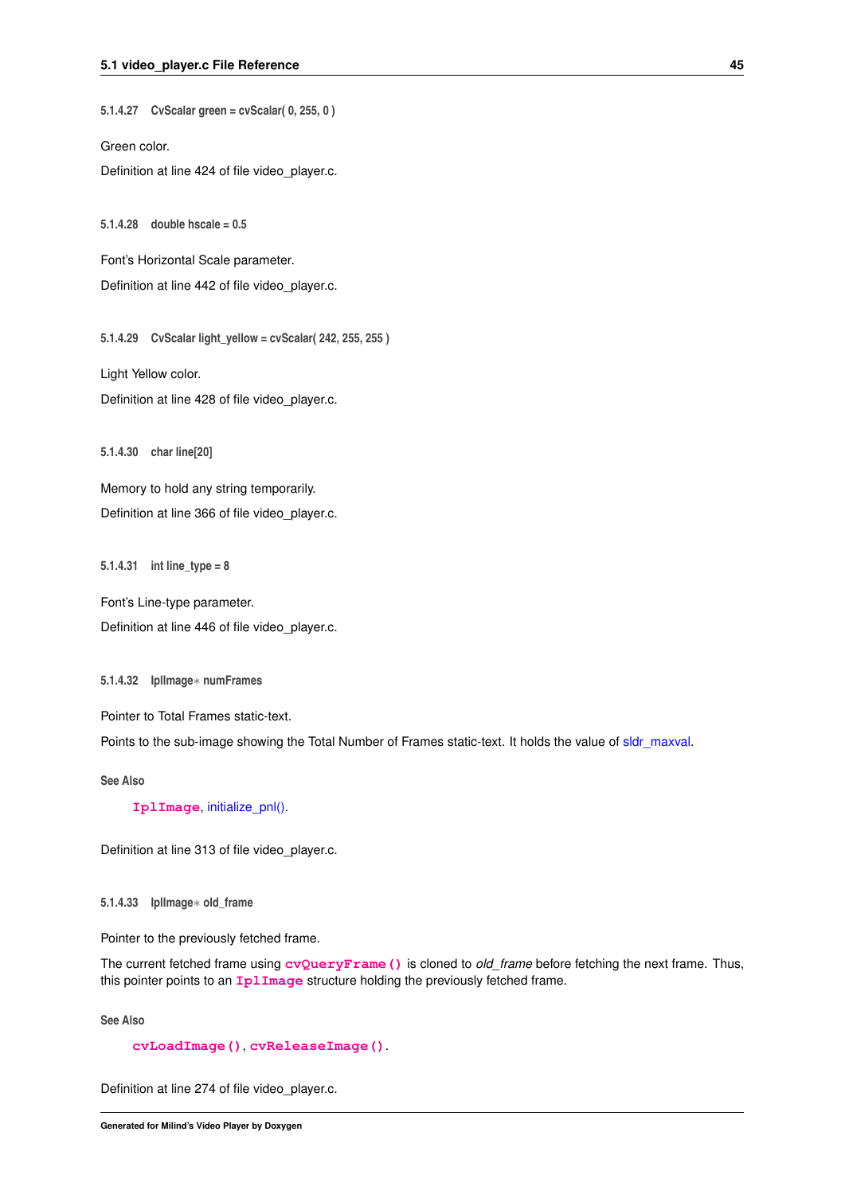#### 5.1.4.27 CvScalar green = cvScalar( 0, 255, 0 )

Green color.

Definition at line 424 of file video_player.c.

#### 5.1.4.28 double hscale = 0.5

Font's Horizontal Scale parameter.

Definition at line 442 of file video_player.c.

#### 5.1.4.29 CvScalar light_yellow = cvScalar( 242, 255, 255 )

Light Yellow color.

Definition at line 428 of file video_player.c.

#### 5.1.4.30 char line[20]

Memory to hold any string temporarily.

Definition at line 366 of file video_player.c.

#### 5.1.4.31 int line_type = 8

Font's Line-type parameter.

Definition at line 446 of file video_player.c.

#### 5.1.4.32 IplImage∗ numFrames

Pointer to Total Frames static-text.

Points to the sub-image showing the Total Number of Frames static-text. It holds the value of sldr_maxval.

**See Also**

`IplImage`, initialize_pnl().

Definition at line 313 of file video_player.c.

#### 5.1.4.33 IplImage∗ old_frame

Pointer to the previously fetched frame.

The current fetched frame using `cvQueryFrame()` is cloned to *old_frame* before fetching the next frame. Thus, this pointer points to an `IplImage` structure holding the previously fetched frame.

**See Also**

`cvLoadImage()`, `cvReleaseImage()`.

Definition at line 274 of file video_player.c.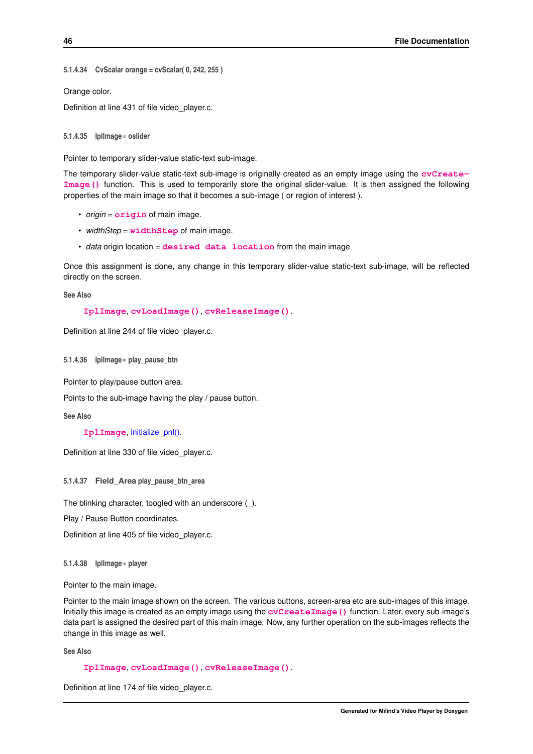#### 5.1.4.34 CvScalar orange = cvScalar( 0, 242, 255 )

Orange color.

Definition at line 431 of file video_player.c.

#### 5.1.4.35 IplImage* oslider

Pointer to temporary slider-value static-text sub-image.

The temporary slider-value static-text sub-image is originally created as an empty image using the `cvCreateImage()` function. This is used to temporarily store the original slider-value. It is then assigned the following properties of the main image so that it becomes a sub-image ( or region of interest ).

- *origin* = `origin` of main image.
- *widthStep* = `widthStep` of main image.
- *data* origin location = `desired data location` from the main image

Once this assignment is done, any change in this temporary slider-value static-text sub-image, will be reflected directly on the screen.

**See Also**

`IplImage`, `cvLoadImage()`, `cvReleaseImage()`.

Definition at line 244 of file video_player.c.

#### 5.1.4.36 IplImage* play_pause_btn

Pointer to play/pause button area.

Points to the sub-image having the play / pause button.

**See Also**

`IplImage`, initialize_pnl().

Definition at line 330 of file video_player.c.

#### 5.1.4.37 Field_Area play_pause_btn_area

The blinking character, toogled with an underscore (_).

Play / Pause Button coordinates.

Definition at line 405 of file video_player.c.

#### 5.1.4.38 IplImage* player

Pointer to the main image.

Pointer to the main image shown on the screen. The various buttons, screen-area etc are sub-images of this image. Initially this image is created as an empty image using the `cvCreateImage()` function. Later, every sub-image's data part is assigned the desired part of this main image. Now, any further operation on the sub-images reflects the change in this image as well.

**See Also**

`IplImage`, `cvLoadImage()`, `cvReleaseImage()`.

Definition at line 174 of file video_player.c.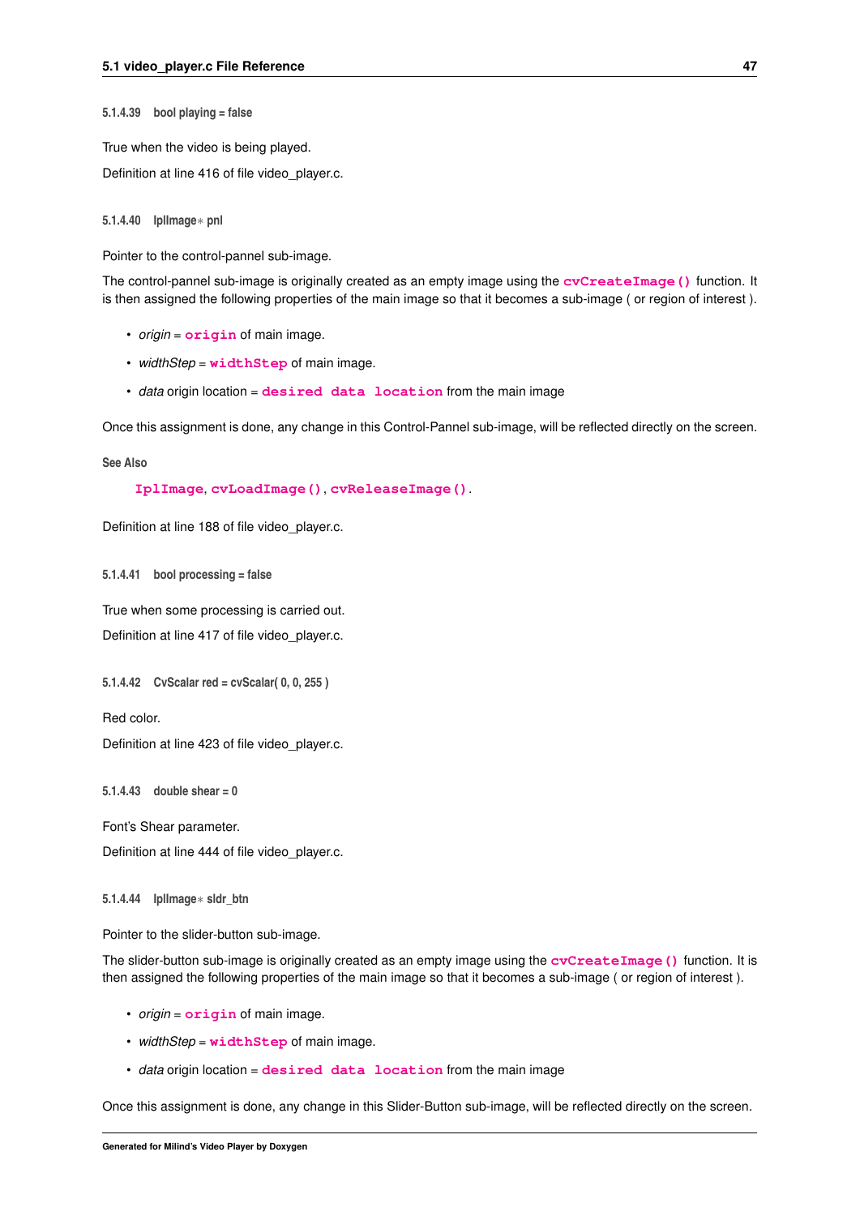#### 5.1.4.39 bool playing = false

True when the video is being played.

Definition at line 416 of file video_player.c.

#### 5.1.4.40 IplImage* pnl

Pointer to the control-pannel sub-image.

The control-pannel sub-image is originally created as an empty image using the `cvCreateImage()` function. It is then assigned the following properties of the main image so that it becomes a sub-image ( or region of interest ).

- *origin* = `origin` of main image.
- *widthStep* = `widthStep` of main image.
- *data* origin location = `desired data location` from the main image

Once this assignment is done, any change in this Control-Pannel sub-image, will be reflected directly on the screen.

**See Also**

`IplImage`, `cvLoadImage()`, `cvReleaseImage()`.

Definition at line 188 of file video_player.c.

#### 5.1.4.41 bool processing = false

True when some processing is carried out.

Definition at line 417 of file video_player.c.

#### 5.1.4.42 CvScalar red = cvScalar( 0, 0, 255 )

Red color.

Definition at line 423 of file video_player.c.

#### 5.1.4.43 double shear = 0

Font's Shear parameter.

Definition at line 444 of file video_player.c.

#### 5.1.4.44 IplImage* sldr_btn

Pointer to the slider-button sub-image.

The slider-button sub-image is originally created as an empty image using the `cvCreateImage()` function. It is then assigned the following properties of the main image so that it becomes a sub-image ( or region of interest ).

- *origin* = `origin` of main image.
- *widthStep* = `widthStep` of main image.
- *data* origin location = `desired data location` from the main image

Once this assignment is done, any change in this Slider-Button sub-image, will be reflected directly on the screen.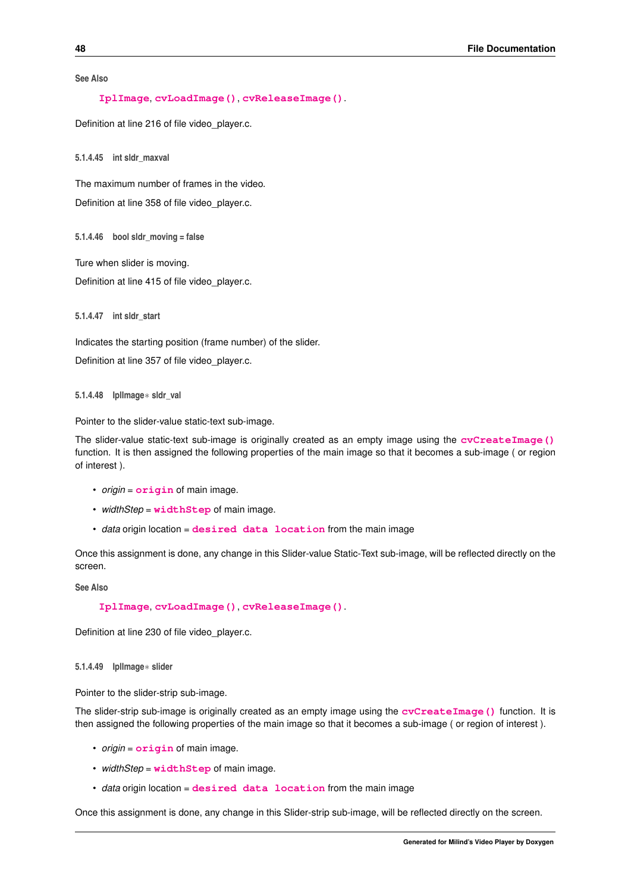**See Also**

**IplImage**, **cvLoadImage()**, **cvReleaseImage()**.

Definition at line 216 of file video_player.c.

#### 5.1.4.45 int sldr_maxval

The maximum number of frames in the video.

Definition at line 358 of file video_player.c.

#### 5.1.4.46 bool sldr_moving = false

Ture when slider is moving.

Definition at line 415 of file video_player.c.

#### 5.1.4.47 int sldr_start

Indicates the starting position (frame number) of the slider.

Definition at line 357 of file video_player.c.

#### 5.1.4.48 IplImage* sldr_val

Pointer to the slider-value static-text sub-image.

The slider-value static-text sub-image is originally created as an empty image using the **cvCreateImage()** function. It is then assigned the following properties of the main image so that it becomes a sub-image ( or region of interest ).

- *origin* = **origin** of main image.
- *widthStep* = **widthStep** of main image.
- *data* origin location = **desired data location** from the main image

Once this assignment is done, any change in this Slider-value Static-Text sub-image, will be reflected directly on the screen.

**See Also**

**IplImage**, **cvLoadImage()**, **cvReleaseImage()**.

Definition at line 230 of file video_player.c.

#### 5.1.4.49 IplImage* slider

Pointer to the slider-strip sub-image.

The slider-strip sub-image is originally created as an empty image using the **cvCreateImage()** function. It is then assigned the following properties of the main image so that it becomes a sub-image ( or region of interest ).

- *origin* = **origin** of main image.
- *widthStep* = **widthStep** of main image.
- *data* origin location = **desired data location** from the main image

Once this assignment is done, any change in this Slider-strip sub-image, will be reflected directly on the screen.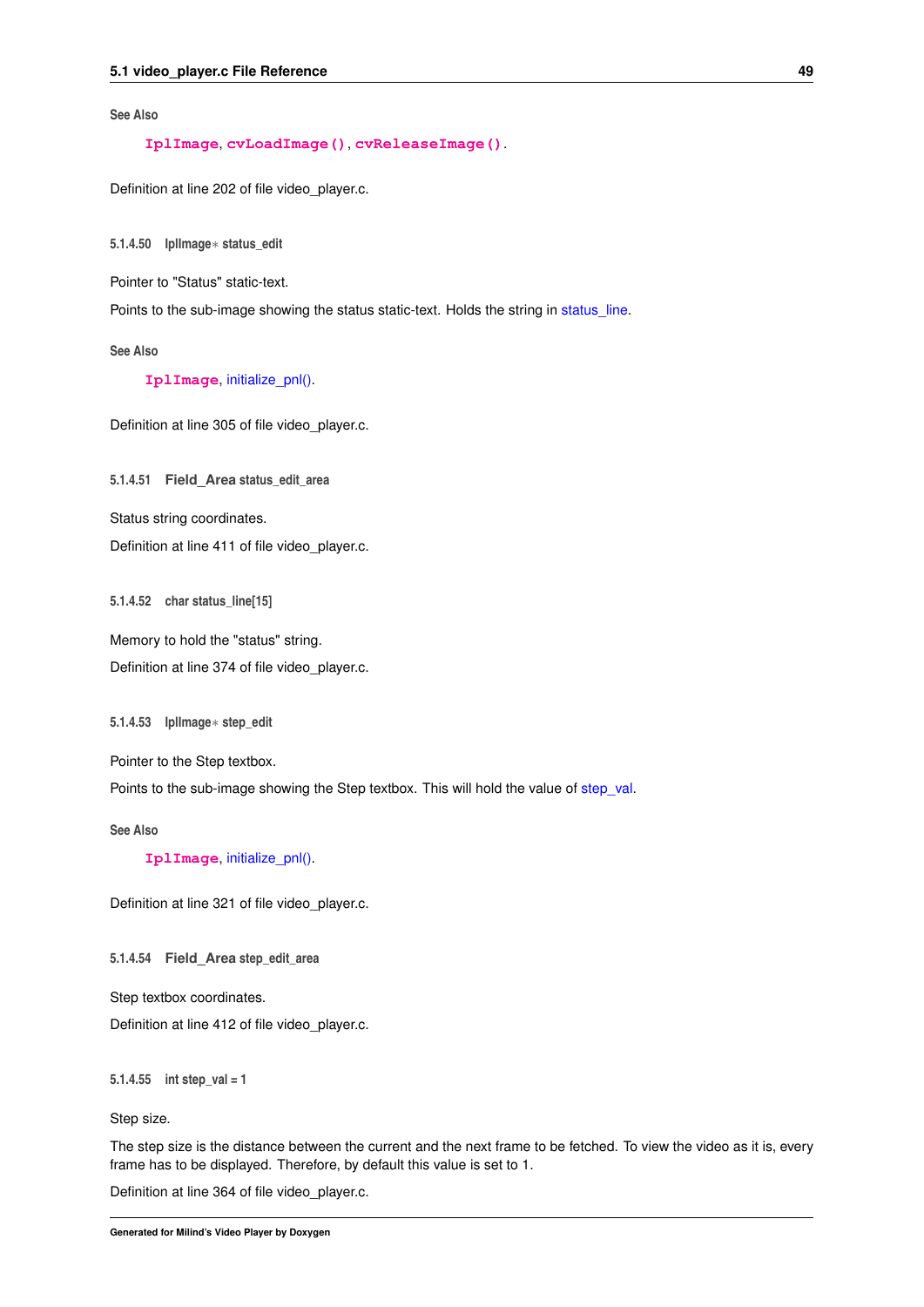**See Also**

IplImage, cvLoadImage(), cvReleaseImage().

Definition at line 202 of file video_player.c.

#### 5.1.4.50 IplImage* status_edit

Pointer to "Status" static-text.

Points to the sub-image showing the status static-text. Holds the string in status_line.

**See Also**

IplImage, initialize_pnl().

Definition at line 305 of file video_player.c.

#### 5.1.4.51 Field_Area status_edit_area

Status string coordinates.

Definition at line 411 of file video_player.c.

#### 5.1.4.52 char status_line[15]

Memory to hold the "status" string.

Definition at line 374 of file video_player.c.

#### 5.1.4.53 IplImage* step_edit

Pointer to the Step textbox.

Points to the sub-image showing the Step textbox. This will hold the value of step_val.

**See Also**

IplImage, initialize_pnl().

Definition at line 321 of file video_player.c.

#### 5.1.4.54 Field_Area step_edit_area

Step textbox coordinates.

Definition at line 412 of file video_player.c.

#### 5.1.4.55 int step_val = 1

Step size.

The step size is the distance between the current and the next frame to be fetched. To view the video as it is, every frame has to be displayed. Therefore, by default this value is set to 1.

Definition at line 364 of file video_player.c.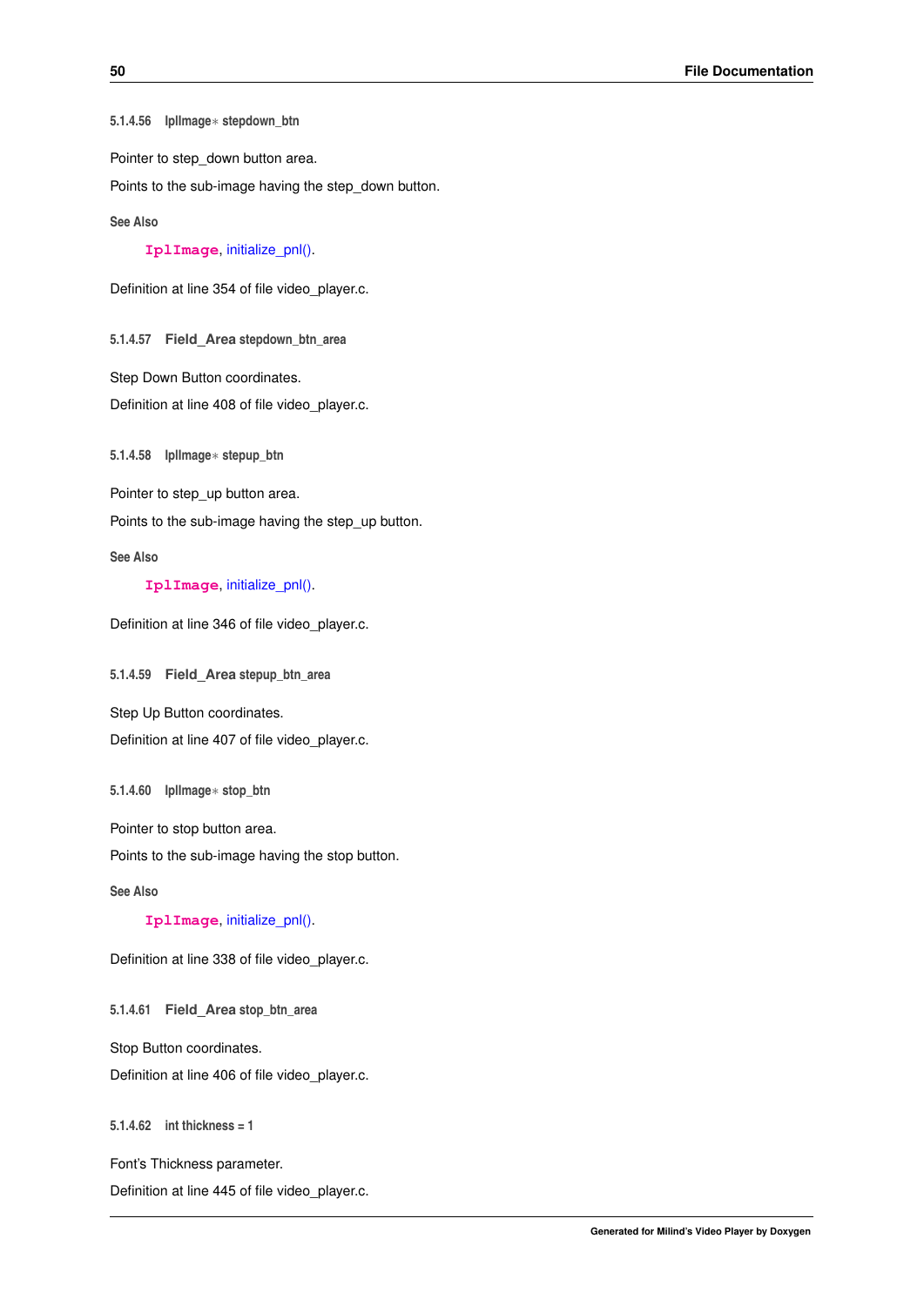#### 5.1.4.56 IplImage* stepdown_btn

Pointer to step_down button area.

Points to the sub-image having the step_down button.

**See Also**

IplImage, initialize_pnl().

Definition at line 354 of file video_player.c.

#### 5.1.4.57 Field_Area stepdown_btn_area

Step Down Button coordinates.

Definition at line 408 of file video_player.c.

#### 5.1.4.58 IplImage* stepup_btn

Pointer to step_up button area.

Points to the sub-image having the step_up button.

**See Also**

IplImage, initialize_pnl().

Definition at line 346 of file video_player.c.

#### 5.1.4.59 Field_Area stepup_btn_area

Step Up Button coordinates.

Definition at line 407 of file video_player.c.

#### 5.1.4.60 IplImage* stop_btn

Pointer to stop button area.

Points to the sub-image having the stop button.

**See Also**

IplImage, initialize_pnl().

Definition at line 338 of file video_player.c.

#### 5.1.4.61 Field_Area stop_btn_area

Stop Button coordinates.

Definition at line 406 of file video_player.c.

#### 5.1.4.62 int thickness = 1

Font's Thickness parameter.

Definition at line 445 of file video_player.c.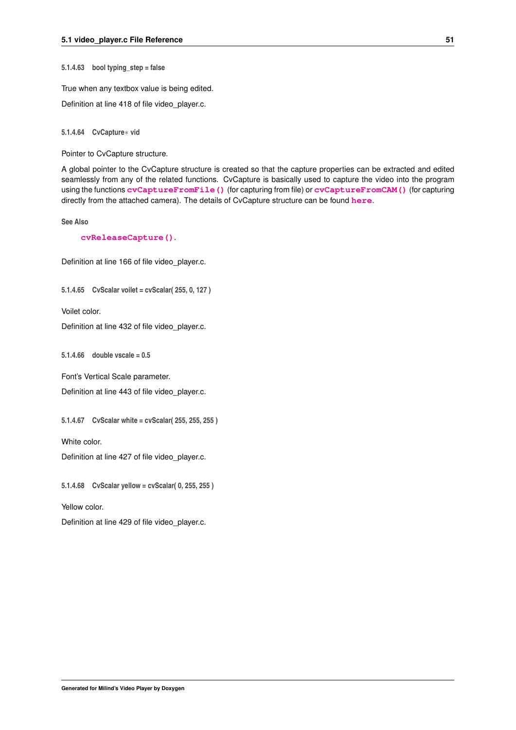#### 5.1.4.63 bool typing_step = false

True when any textbox value is being edited.

Definition at line 418 of file video_player.c.

#### 5.1.4.64 CvCapture* vid

Pointer to CvCapture structure.

A global pointer to the CvCapture structure is created so that the capture properties can be extracted and edited seamlessly from any of the related functions. CvCapture is basically used to capture the video into the program using the functions **cvCaptureFromFile()** (for capturing from file) or **cvCaptureFromCAM()** (for capturing directly from the attached camera). The details of CvCapture structure can be found **here**.

**See Also**

**cvReleaseCapture()**.

Definition at line 166 of file video_player.c.

#### 5.1.4.65 CvScalar voilet = cvScalar( 255, 0, 127 )

Voilet color.

Definition at line 432 of file video_player.c.

#### 5.1.4.66 double vscale = 0.5

Font's Vertical Scale parameter.

Definition at line 443 of file video_player.c.

#### 5.1.4.67 CvScalar white = cvScalar( 255, 255, 255 )

White color.

Definition at line 427 of file video_player.c.

#### 5.1.4.68 CvScalar yellow = cvScalar( 0, 255, 255 )

Yellow color.

Definition at line 429 of file video_player.c.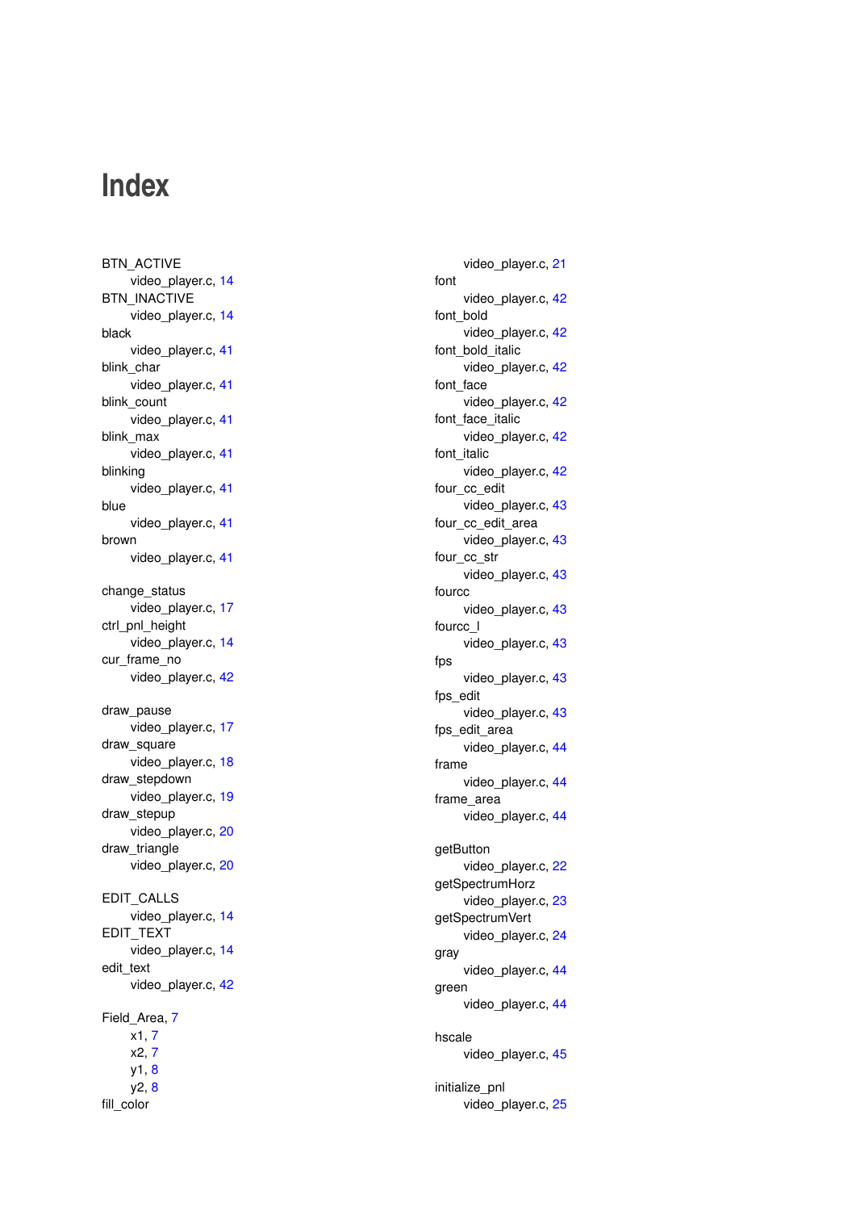# Index

BTN_ACTIVE
  video_player.c, 14
BTN_INACTIVE
  video_player.c, 14
black
  video_player.c, 41
blink_char
  video_player.c, 41
blink_count
  video_player.c, 41
blink_max
  video_player.c, 41
blinking
  video_player.c, 41
blue
  video_player.c, 41
brown
  video_player.c, 41

change_status
  video_player.c, 17
ctrl_pnl_height
  video_player.c, 14
cur_frame_no
  video_player.c, 42

draw_pause
  video_player.c, 17
draw_square
  video_player.c, 18
draw_stepdown
  video_player.c, 19
draw_stepup
  video_player.c, 20
draw_triangle
  video_player.c, 20

EDIT_CALLS
  video_player.c, 14
EDIT_TEXT
  video_player.c, 14
edit_text
  video_player.c, 42

Field_Area, 7
  x1, 7
  x2, 7
  y1, 8
  y2, 8
fill_color
  video_player.c, 21
font
  video_player.c, 42
font_bold
  video_player.c, 42
font_bold_italic
  video_player.c, 42
font_face
  video_player.c, 42
font_face_italic
  video_player.c, 42
font_italic
  video_player.c, 42
four_cc_edit
  video_player.c, 43
four_cc_edit_area
  video_player.c, 43
four_cc_str
  video_player.c, 43
fourcc
  video_player.c, 43
fourcc_l
  video_player.c, 43
fps
  video_player.c, 43
fps_edit
  video_player.c, 43
fps_edit_area
  video_player.c, 44
frame
  video_player.c, 44
frame_area
  video_player.c, 44

getButton
  video_player.c, 22
getSpectrumHorz
  video_player.c, 23
getSpectrumVert
  video_player.c, 24
gray
  video_player.c, 44
green
  video_player.c, 44

hscale
  video_player.c, 45

initialize_pnl
  video_player.c, 25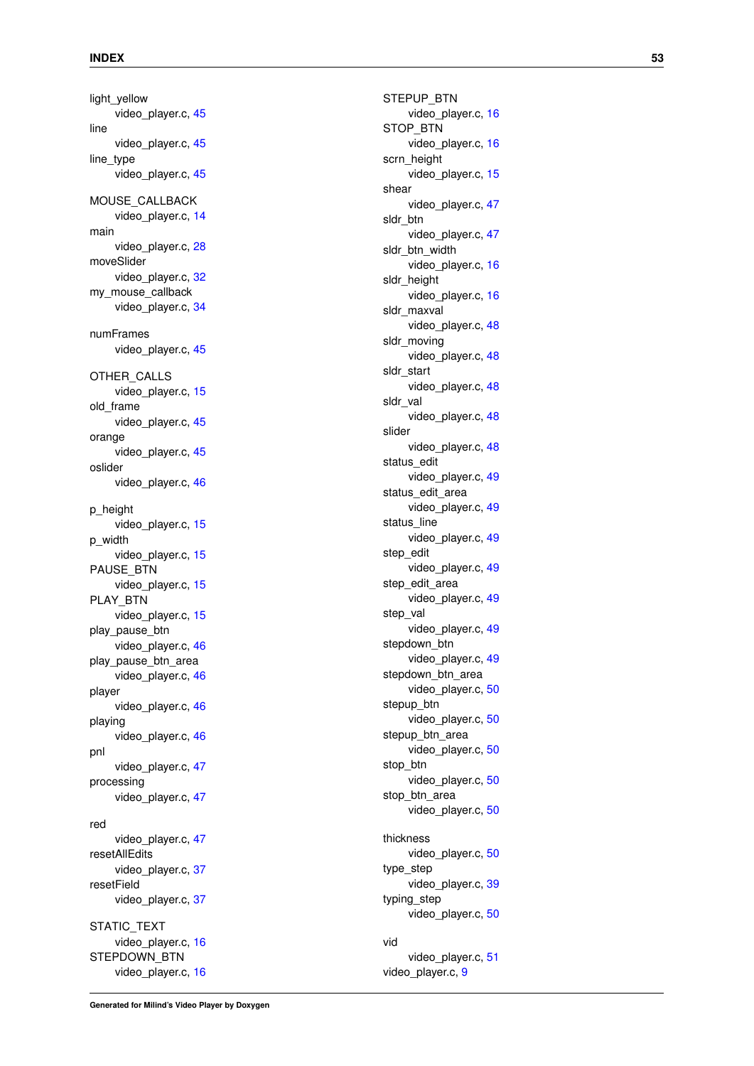light_yellow
  video_player.c, 45
line
  video_player.c, 45
line_type
  video_player.c, 45

MOUSE_CALLBACK
  video_player.c, 14
main
  video_player.c, 28
moveSlider
  video_player.c, 32
my_mouse_callback
  video_player.c, 34

numFrames
  video_player.c, 45

OTHER_CALLS
  video_player.c, 15
old_frame
  video_player.c, 45
orange
  video_player.c, 45
oslider
  video_player.c, 46

p_height
  video_player.c, 15
p_width
  video_player.c, 15
PAUSE_BTN
  video_player.c, 15
PLAY_BTN
  video_player.c, 15
play_pause_btn
  video_player.c, 46
play_pause_btn_area
  video_player.c, 46
player
  video_player.c, 46
playing
  video_player.c, 46
pnl
  video_player.c, 47
processing
  video_player.c, 47

red
  video_player.c, 47
resetAllEdits
  video_player.c, 37
resetField
  video_player.c, 37

STATIC_TEXT
  video_player.c, 16
STEPDOWN_BTN
  video_player.c, 16
STEPUP_BTN
  video_player.c, 16
STOP_BTN
  video_player.c, 16
scrn_height
  video_player.c, 15
shear
  video_player.c, 47
sldr_btn
  video_player.c, 47
sldr_btn_width
  video_player.c, 16
sldr_height
  video_player.c, 16
sldr_maxval
  video_player.c, 48
sldr_moving
  video_player.c, 48
sldr_start
  video_player.c, 48
sldr_val
  video_player.c, 48
slider
  video_player.c, 48
status_edit
  video_player.c, 49
status_edit_area
  video_player.c, 49
status_line
  video_player.c, 49
step_edit
  video_player.c, 49
step_edit_area
  video_player.c, 49
step_val
  video_player.c, 49
stepdown_btn
  video_player.c, 49
stepdown_btn_area
  video_player.c, 50
stepup_btn
  video_player.c, 50
stepup_btn_area
  video_player.c, 50
stop_btn
  video_player.c, 50
stop_btn_area
  video_player.c, 50

thickness
  video_player.c, 50
type_step
  video_player.c, 39
typing_step
  video_player.c, 50

vid
  video_player.c, 51
video_player.c, 9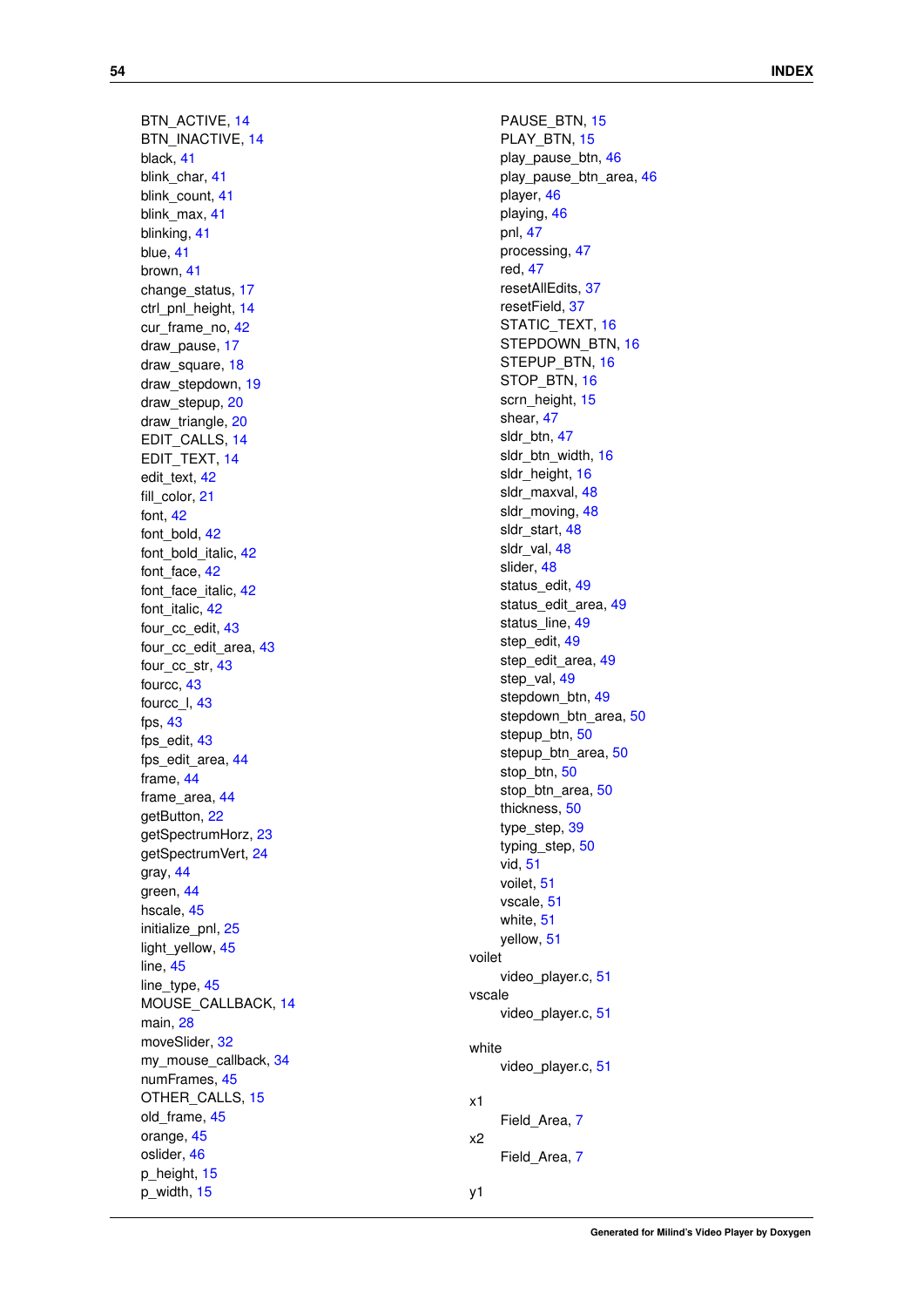BTN_ACTIVE, 14
BTN_INACTIVE, 14
black, 41
blink_char, 41
blink_count, 41
blink_max, 41
blinking, 41
blue, 41
brown, 41
change_status, 17
ctrl_pnl_height, 14
cur_frame_no, 42
draw_pause, 17
draw_square, 18
draw_stepdown, 19
draw_stepup, 20
draw_triangle, 20
EDIT_CALLS, 14
EDIT_TEXT, 14
edit_text, 42
fill_color, 21
font, 42
font_bold, 42
font_bold_italic, 42
font_face, 42
font_face_italic, 42
font_italic, 42
four_cc_edit, 43
four_cc_edit_area, 43
four_cc_str, 43
fourcc, 43
fourcc_l, 43
fps, 43
fps_edit, 43
fps_edit_area, 44
frame, 44
frame_area, 44
getButton, 22
getSpectrumHorz, 23
getSpectrumVert, 24
gray, 44
green, 44
hscale, 45
initialize_pnl, 25
light_yellow, 45
line, 45
line_type, 45
MOUSE_CALLBACK, 14
main, 28
moveSlider, 32
my_mouse_callback, 34
numFrames, 45
OTHER_CALLS, 15
old_frame, 45
orange, 45
oslider, 46
p_height, 15
p_width, 15
PAUSE_BTN, 15
PLAY_BTN, 15
play_pause_btn, 46
play_pause_btn_area, 46
player, 46
playing, 46
pnl, 47
processing, 47
red, 47
resetAllEdits, 37
resetField, 37
STATIC_TEXT, 16
STEPDOWN_BTN, 16
STEPUP_BTN, 16
STOP_BTN, 16
scrn_height, 15
shear, 47
sldr_btn, 47
sldr_btn_width, 16
sldr_height, 16
sldr_maxval, 48
sldr_moving, 48
sldr_start, 48
sldr_val, 48
slider, 48
status_edit, 49
status_edit_area, 49
status_line, 49
step_edit, 49
step_edit_area, 49
step_val, 49
stepdown_btn, 49
stepdown_btn_area, 50
stepup_btn, 50
stepup_btn_area, 50
stop_btn, 50
stop_btn_area, 50
thickness, 50
type_step, 39
typing_step, 50
vid, 51
voilet, 51
vscale, 51
white, 51
yellow, 51

voilet
    video_player.c, 51

vscale
    video_player.c, 51

white
    video_player.c, 51

x1
    Field_Area, 7

x2
    Field_Area, 7

y1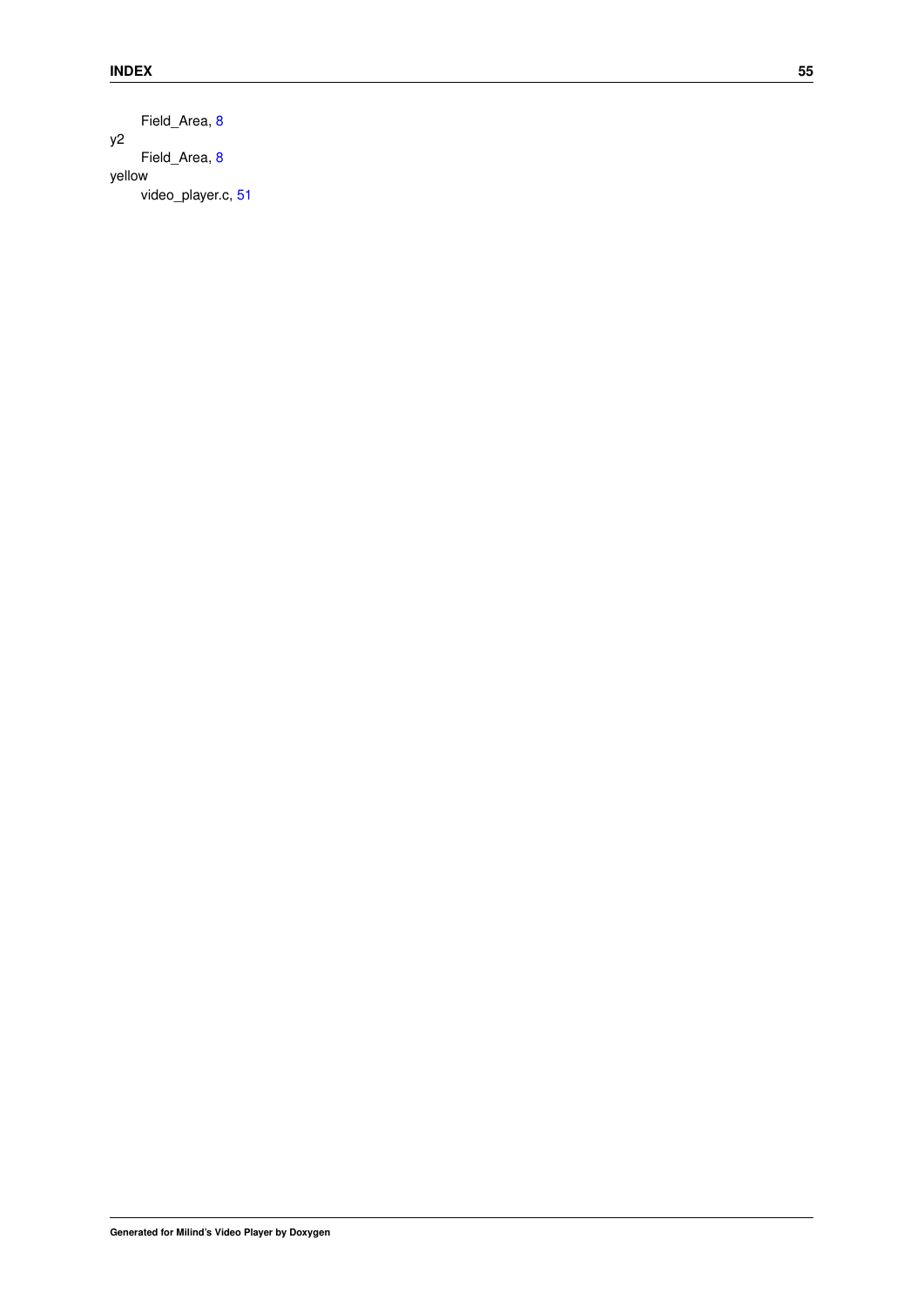Field_Area, 8

y2

Field_Area, 8

yellow

video_player.c, 51